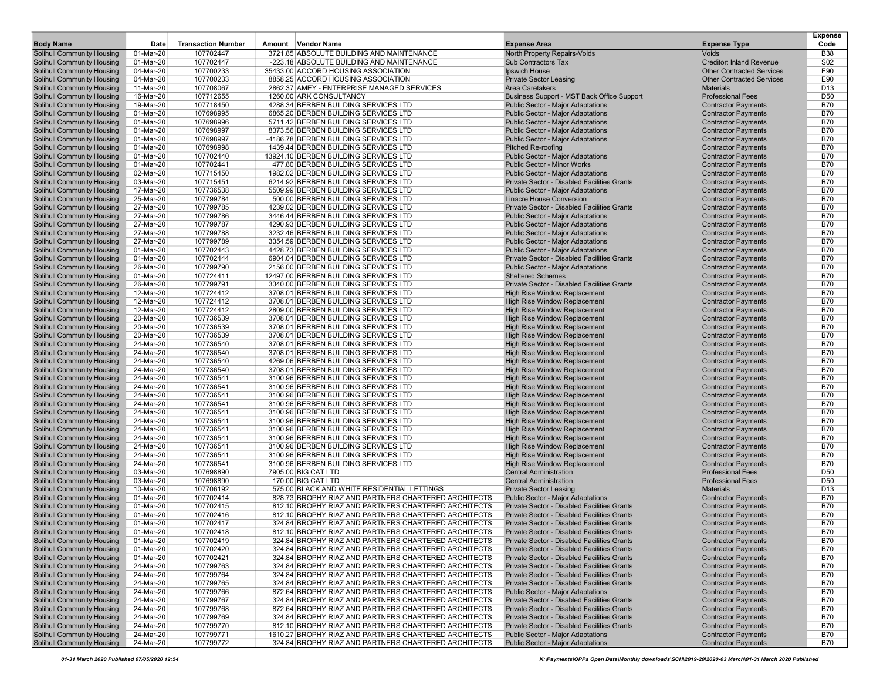| Body Name | Date | Transaction Number | Amount | Vendor Name | Expense Area | Expense Type | Expense Code |
|---|---|---|---|---|---|---|---|
| Solihull Community Housing | 01-Mar-20 | 107702447 | 3721.85 | ABSOLUTE BUILDING AND MAINTENANCE | North Property Repairs-Voids | Voids | B38 |
| Solihull Community Housing | 01-Mar-20 | 107702447 | -223.18 | ABSOLUTE BUILDING AND MAINTENANCE | Sub Contractors Tax | Creditor: Inland Revenue | S02 |
| Solihull Community Housing | 04-Mar-20 | 107700233 | 35433.00 | ACCORD HOUSING ASSOCIATION | Ipswich House | Other Contracted Services | E90 |
| Solihull Community Housing | 04-Mar-20 | 107700233 | 8858.25 | ACCORD HOUSING ASSOCIATION | Private Sector Leasing | Other Contracted Services | E90 |
| Solihull Community Housing | 11-Mar-20 | 107708067 | 2862.37 | AMEY - ENTERPRISE MANAGED SERVICES | Area Caretakers | Materials | D13 |
| Solihull Community Housing | 16-Mar-20 | 107712655 | 1260.00 | ARK CONSULTANCY | Business Support - MST Back Office Support | Professional Fees | D50 |
| Solihull Community Housing | 19-Mar-20 | 107718450 | 4288.34 | BERBEN BUILDING SERVICES LTD | Public Sector - Major Adaptations | Contractor Payments | B70 |
| Solihull Community Housing | 01-Mar-20 | 107698995 | 6865.20 | BERBEN BUILDING SERVICES LTD | Public Sector - Major Adaptations | Contractor Payments | B70 |
| Solihull Community Housing | 01-Mar-20 | 107698996 | 5711.42 | BERBEN BUILDING SERVICES LTD | Public Sector - Major Adaptations | Contractor Payments | B70 |
| Solihull Community Housing | 01-Mar-20 | 107698997 | 8373.56 | BERBEN BUILDING SERVICES LTD | Public Sector - Major Adaptations | Contractor Payments | B70 |
| Solihull Community Housing | 01-Mar-20 | 107698997 | -4186.78 | BERBEN BUILDING SERVICES LTD | Public Sector - Major Adaptations | Contractor Payments | B70 |
| Solihull Community Housing | 01-Mar-20 | 107698998 | 1439.44 | BERBEN BUILDING SERVICES LTD | Pitched Re-roofing | Contractor Payments | B70 |
| Solihull Community Housing | 01-Mar-20 | 107702440 | 13924.10 | BERBEN BUILDING SERVICES LTD | Public Sector - Major Adaptations | Contractor Payments | B70 |
| Solihull Community Housing | 01-Mar-20 | 107702441 | 477.80 | BERBEN BUILDING SERVICES LTD | Public Sector - Minor Works | Contractor Payments | B70 |
| Solihull Community Housing | 02-Mar-20 | 107715450 | 1982.02 | BERBEN BUILDING SERVICES LTD | Public Sector - Major Adaptations | Contractor Payments | B70 |
| Solihull Community Housing | 03-Mar-20 | 107715451 | 6214.92 | BERBEN BUILDING SERVICES LTD | Private Sector - Disabled Facilities Grants | Contractor Payments | B70 |
| Solihull Community Housing | 17-Mar-20 | 107736538 | 5509.99 | BERBEN BUILDING SERVICES LTD | Public Sector - Major Adaptations | Contractor Payments | B70 |
| Solihull Community Housing | 25-Mar-20 | 107799784 | 500.00 | BERBEN BUILDING SERVICES LTD | Linacre House Conversion | Contractor Payments | B70 |
| Solihull Community Housing | 27-Mar-20 | 107799785 | 4239.02 | BERBEN BUILDING SERVICES LTD | Private Sector - Disabled Facilities Grants | Contractor Payments | B70 |
| Solihull Community Housing | 27-Mar-20 | 107799786 | 3446.44 | BERBEN BUILDING SERVICES LTD | Public Sector - Major Adaptations | Contractor Payments | B70 |
| Solihull Community Housing | 27-Mar-20 | 107799787 | 4290.93 | BERBEN BUILDING SERVICES LTD | Public Sector - Major Adaptations | Contractor Payments | B70 |
| Solihull Community Housing | 27-Mar-20 | 107799788 | 3232.46 | BERBEN BUILDING SERVICES LTD | Public Sector - Major Adaptations | Contractor Payments | B70 |
| Solihull Community Housing | 27-Mar-20 | 107799789 | 3354.59 | BERBEN BUILDING SERVICES LTD | Public Sector - Major Adaptations | Contractor Payments | B70 |
| Solihull Community Housing | 01-Mar-20 | 107702443 | 4428.73 | BERBEN BUILDING SERVICES LTD | Public Sector - Major Adaptations | Contractor Payments | B70 |
| Solihull Community Housing | 01-Mar-20 | 107702444 | 6904.04 | BERBEN BUILDING SERVICES LTD | Private Sector - Disabled Facilities Grants | Contractor Payments | B70 |
| Solihull Community Housing | 26-Mar-20 | 107799790 | 2156.00 | BERBEN BUILDING SERVICES LTD | Public Sector - Major Adaptations | Contractor Payments | B70 |
| Solihull Community Housing | 01-Mar-20 | 107724411 | 12497.00 | BERBEN BUILDING SERVICES LTD | Sheltered Schemes | Contractor Payments | B70 |
| Solihull Community Housing | 26-Mar-20 | 107799791 | 3340.00 | BERBEN BUILDING SERVICES LTD | Private Sector - Disabled Facilities Grants | Contractor Payments | B70 |
| Solihull Community Housing | 12-Mar-20 | 107724412 | 3708.01 | BERBEN BUILDING SERVICES LTD | High Rise Window Replacement | Contractor Payments | B70 |
| Solihull Community Housing | 12-Mar-20 | 107724412 | 3708.01 | BERBEN BUILDING SERVICES LTD | High Rise Window Replacement | Contractor Payments | B70 |
| Solihull Community Housing | 12-Mar-20 | 107724412 | 2809.00 | BERBEN BUILDING SERVICES LTD | High Rise Window Replacement | Contractor Payments | B70 |
| Solihull Community Housing | 20-Mar-20 | 107736539 | 3708.01 | BERBEN BUILDING SERVICES LTD | High Rise Window Replacement | Contractor Payments | B70 |
| Solihull Community Housing | 20-Mar-20 | 107736539 | 3708.01 | BERBEN BUILDING SERVICES LTD | High Rise Window Replacement | Contractor Payments | B70 |
| Solihull Community Housing | 20-Mar-20 | 107736539 | 3708.01 | BERBEN BUILDING SERVICES LTD | High Rise Window Replacement | Contractor Payments | B70 |
| Solihull Community Housing | 24-Mar-20 | 107736540 | 3708.01 | BERBEN BUILDING SERVICES LTD | High Rise Window Replacement | Contractor Payments | B70 |
| Solihull Community Housing | 24-Mar-20 | 107736540 | 3708.01 | BERBEN BUILDING SERVICES LTD | High Rise Window Replacement | Contractor Payments | B70 |
| Solihull Community Housing | 24-Mar-20 | 107736540 | 4269.06 | BERBEN BUILDING SERVICES LTD | High Rise Window Replacement | Contractor Payments | B70 |
| Solihull Community Housing | 24-Mar-20 | 107736540 | 3708.01 | BERBEN BUILDING SERVICES LTD | High Rise Window Replacement | Contractor Payments | B70 |
| Solihull Community Housing | 24-Mar-20 | 107736541 | 3100.96 | BERBEN BUILDING SERVICES LTD | High Rise Window Replacement | Contractor Payments | B70 |
| Solihull Community Housing | 24-Mar-20 | 107736541 | 3100.96 | BERBEN BUILDING SERVICES LTD | High Rise Window Replacement | Contractor Payments | B70 |
| Solihull Community Housing | 24-Mar-20 | 107736541 | 3100.96 | BERBEN BUILDING SERVICES LTD | High Rise Window Replacement | Contractor Payments | B70 |
| Solihull Community Housing | 24-Mar-20 | 107736541 | 3100.96 | BERBEN BUILDING SERVICES LTD | High Rise Window Replacement | Contractor Payments | B70 |
| Solihull Community Housing | 24-Mar-20 | 107736541 | 3100.96 | BERBEN BUILDING SERVICES LTD | High Rise Window Replacement | Contractor Payments | B70 |
| Solihull Community Housing | 24-Mar-20 | 107736541 | 3100.96 | BERBEN BUILDING SERVICES LTD | High Rise Window Replacement | Contractor Payments | B70 |
| Solihull Community Housing | 24-Mar-20 | 107736541 | 3100.96 | BERBEN BUILDING SERVICES LTD | High Rise Window Replacement | Contractor Payments | B70 |
| Solihull Community Housing | 24-Mar-20 | 107736541 | 3100.96 | BERBEN BUILDING SERVICES LTD | High Rise Window Replacement | Contractor Payments | B70 |
| Solihull Community Housing | 24-Mar-20 | 107736541 | 3100.96 | BERBEN BUILDING SERVICES LTD | High Rise Window Replacement | Contractor Payments | B70 |
| Solihull Community Housing | 24-Mar-20 | 107736541 | 3100.96 | BERBEN BUILDING SERVICES LTD | High Rise Window Replacement | Contractor Payments | B70 |
| Solihull Community Housing | 24-Mar-20 | 107736541 | 3100.96 | BERBEN BUILDING SERVICES LTD | High Rise Window Replacement | Contractor Payments | B70 |
| Solihull Community Housing | 03-Mar-20 | 107698890 | 7905.00 | BIG CAT LTD | Central Administration | Professional Fees | D50 |
| Solihull Community Housing | 03-Mar-20 | 107698890 | 170.00 | BIG CAT LTD | Central Administration | Professional Fees | D50 |
| Solihull Community Housing | 10-Mar-20 | 107706192 | 575.00 | BLACK AND WHITE RESIDENTIAL LETTINGS | Private Sector Leasing | Materials | D13 |
| Solihull Community Housing | 01-Mar-20 | 107702414 | 828.73 | BROPHY RIAZ AND PARTNERS CHARTERED ARCHITECTS | Public Sector - Major Adaptations | Contractor Payments | B70 |
| Solihull Community Housing | 01-Mar-20 | 107702415 | 812.10 | BROPHY RIAZ AND PARTNERS CHARTERED ARCHITECTS | Private Sector - Disabled Facilities Grants | Contractor Payments | B70 |
| Solihull Community Housing | 01-Mar-20 | 107702416 | 812.10 | BROPHY RIAZ AND PARTNERS CHARTERED ARCHITECTS | Private Sector - Disabled Facilities Grants | Contractor Payments | B70 |
| Solihull Community Housing | 01-Mar-20 | 107702417 | 324.84 | BROPHY RIAZ AND PARTNERS CHARTERED ARCHITECTS | Private Sector - Disabled Facilities Grants | Contractor Payments | B70 |
| Solihull Community Housing | 01-Mar-20 | 107702418 | 812.10 | BROPHY RIAZ AND PARTNERS CHARTERED ARCHITECTS | Private Sector - Disabled Facilities Grants | Contractor Payments | B70 |
| Solihull Community Housing | 01-Mar-20 | 107702419 | 324.84 | BROPHY RIAZ AND PARTNERS CHARTERED ARCHITECTS | Private Sector - Disabled Facilities Grants | Contractor Payments | B70 |
| Solihull Community Housing | 01-Mar-20 | 107702420 | 324.84 | BROPHY RIAZ AND PARTNERS CHARTERED ARCHITECTS | Private Sector - Disabled Facilities Grants | Contractor Payments | B70 |
| Solihull Community Housing | 01-Mar-20 | 107702421 | 324.84 | BROPHY RIAZ AND PARTNERS CHARTERED ARCHITECTS | Private Sector - Disabled Facilities Grants | Contractor Payments | B70 |
| Solihull Community Housing | 24-Mar-20 | 107799763 | 324.84 | BROPHY RIAZ AND PARTNERS CHARTERED ARCHITECTS | Private Sector - Disabled Facilities Grants | Contractor Payments | B70 |
| Solihull Community Housing | 24-Mar-20 | 107799764 | 324.84 | BROPHY RIAZ AND PARTNERS CHARTERED ARCHITECTS | Private Sector - Disabled Facilities Grants | Contractor Payments | B70 |
| Solihull Community Housing | 24-Mar-20 | 107799765 | 324.84 | BROPHY RIAZ AND PARTNERS CHARTERED ARCHITECTS | Private Sector - Disabled Facilities Grants | Contractor Payments | B70 |
| Solihull Community Housing | 24-Mar-20 | 107799766 | 872.64 | BROPHY RIAZ AND PARTNERS CHARTERED ARCHITECTS | Public Sector - Major Adaptations | Contractor Payments | B70 |
| Solihull Community Housing | 24-Mar-20 | 107799767 | 324.84 | BROPHY RIAZ AND PARTNERS CHARTERED ARCHITECTS | Private Sector - Disabled Facilities Grants | Contractor Payments | B70 |
| Solihull Community Housing | 24-Mar-20 | 107799768 | 872.64 | BROPHY RIAZ AND PARTNERS CHARTERED ARCHITECTS | Private Sector - Disabled Facilities Grants | Contractor Payments | B70 |
| Solihull Community Housing | 24-Mar-20 | 107799769 | 324.84 | BROPHY RIAZ AND PARTNERS CHARTERED ARCHITECTS | Private Sector - Disabled Facilities Grants | Contractor Payments | B70 |
| Solihull Community Housing | 24-Mar-20 | 107799770 | 812.10 | BROPHY RIAZ AND PARTNERS CHARTERED ARCHITECTS | Private Sector - Disabled Facilities Grants | Contractor Payments | B70 |
| Solihull Community Housing | 24-Mar-20 | 107799771 | 1610.27 | BROPHY RIAZ AND PARTNERS CHARTERED ARCHITECTS | Public Sector - Major Adaptations | Contractor Payments | B70 |
| Solihull Community Housing | 24-Mar-20 | 107799772 | 324.84 | BROPHY RIAZ AND PARTNERS CHARTERED ARCHITECTS | Public Sector - Major Adaptations | Contractor Payments | B70 |

*01-31 March 2020 Published 07/05/2020 12:54*

*K:\Payments\OPPs Open Data\Monthly downloads\SCH\2019-20\2020-03 March\01-31 March 2020 Published*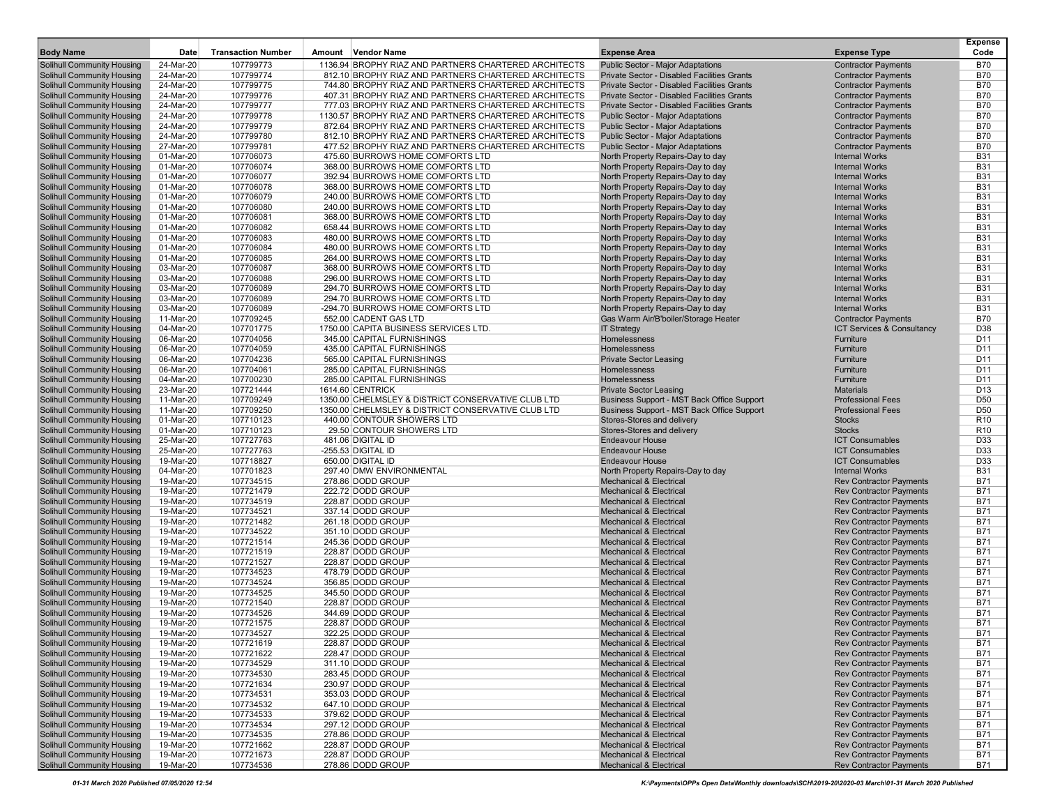| Body Name | Date | Transaction Number | Amount | Vendor Name | Expense Area | Expense Type | Expense Code |
|---|---|---|---|---|---|---|---|
| Solihull Community Housing | 24-Mar-20 | 107799773 | 1136.94 | BROPHY RIAZ AND PARTNERS CHARTERED ARCHITECTS | Public Sector - Major Adaptations | Contractor Payments | B70 |
| Solihull Community Housing | 24-Mar-20 | 107799774 | 812.10 | BROPHY RIAZ AND PARTNERS CHARTERED ARCHITECTS | Private Sector - Disabled Facilities Grants | Contractor Payments | B70 |
| Solihull Community Housing | 24-Mar-20 | 107799775 | 744.80 | BROPHY RIAZ AND PARTNERS CHARTERED ARCHITECTS | Private Sector - Disabled Facilities Grants | Contractor Payments | B70 |
| Solihull Community Housing | 24-Mar-20 | 107799776 | 407.31 | BROPHY RIAZ AND PARTNERS CHARTERED ARCHITECTS | Private Sector - Disabled Facilities Grants | Contractor Payments | B70 |
| Solihull Community Housing | 24-Mar-20 | 107799777 | 777.03 | BROPHY RIAZ AND PARTNERS CHARTERED ARCHITECTS | Private Sector - Disabled Facilities Grants | Contractor Payments | B70 |
| Solihull Community Housing | 24-Mar-20 | 107799778 | 1130.57 | BROPHY RIAZ AND PARTNERS CHARTERED ARCHITECTS | Public Sector - Major Adaptations | Contractor Payments | B70 |
| Solihull Community Housing | 24-Mar-20 | 107799779 | 872.64 | BROPHY RIAZ AND PARTNERS CHARTERED ARCHITECTS | Public Sector - Major Adaptations | Contractor Payments | B70 |
| Solihull Community Housing | 24-Mar-20 | 107799780 | 812.10 | BROPHY RIAZ AND PARTNERS CHARTERED ARCHITECTS | Public Sector - Major Adaptations | Contractor Payments | B70 |
| Solihull Community Housing | 27-Mar-20 | 107799781 | 477.52 | BROPHY RIAZ AND PARTNERS CHARTERED ARCHITECTS | Public Sector - Major Adaptations | Contractor Payments | B70 |
| Solihull Community Housing | 01-Mar-20 | 107706073 | 475.60 | BURROWS HOME COMFORTS LTD | North Property Repairs-Day to day | Internal Works | B31 |
| Solihull Community Housing | 01-Mar-20 | 107706074 | 368.00 | BURROWS HOME COMFORTS LTD | North Property Repairs-Day to day | Internal Works | B31 |
| Solihull Community Housing | 01-Mar-20 | 107706077 | 392.94 | BURROWS HOME COMFORTS LTD | North Property Repairs-Day to day | Internal Works | B31 |
| Solihull Community Housing | 01-Mar-20 | 107706078 | 368.00 | BURROWS HOME COMFORTS LTD | North Property Repairs-Day to day | Internal Works | B31 |
| Solihull Community Housing | 01-Mar-20 | 107706079 | 240.00 | BURROWS HOME COMFORTS LTD | North Property Repairs-Day to day | Internal Works | B31 |
| Solihull Community Housing | 01-Mar-20 | 107706080 | 240.00 | BURROWS HOME COMFORTS LTD | North Property Repairs-Day to day | Internal Works | B31 |
| Solihull Community Housing | 01-Mar-20 | 107706081 | 368.00 | BURROWS HOME COMFORTS LTD | North Property Repairs-Day to day | Internal Works | B31 |
| Solihull Community Housing | 01-Mar-20 | 107706082 | 658.44 | BURROWS HOME COMFORTS LTD | North Property Repairs-Day to day | Internal Works | B31 |
| Solihull Community Housing | 01-Mar-20 | 107706083 | 480.00 | BURROWS HOME COMFORTS LTD | North Property Repairs-Day to day | Internal Works | B31 |
| Solihull Community Housing | 01-Mar-20 | 107706084 | 480.00 | BURROWS HOME COMFORTS LTD | North Property Repairs-Day to day | Internal Works | B31 |
| Solihull Community Housing | 01-Mar-20 | 107706085 | 264.00 | BURROWS HOME COMFORTS LTD | North Property Repairs-Day to day | Internal Works | B31 |
| Solihull Community Housing | 03-Mar-20 | 107706087 | 368.00 | BURROWS HOME COMFORTS LTD | North Property Repairs-Day to day | Internal Works | B31 |
| Solihull Community Housing | 03-Mar-20 | 107706088 | 296.00 | BURROWS HOME COMFORTS LTD | North Property Repairs-Day to day | Internal Works | B31 |
| Solihull Community Housing | 03-Mar-20 | 107706089 | 294.70 | BURROWS HOME COMFORTS LTD | North Property Repairs-Day to day | Internal Works | B31 |
| Solihull Community Housing | 03-Mar-20 | 107706089 | 294.70 | BURROWS HOME COMFORTS LTD | North Property Repairs-Day to day | Internal Works | B31 |
| Solihull Community Housing | 03-Mar-20 | 107706089 | -294.70 | BURROWS HOME COMFORTS LTD | North Property Repairs-Day to day | Internal Works | B31 |
| Solihull Community Housing | 11-Mar-20 | 107709245 | 552.00 | CADENT GAS LTD | Gas Warm Air/B'boiler/Storage Heater | Contractor Payments | B70 |
| Solihull Community Housing | 04-Mar-20 | 107701775 | 1750.00 | CAPITA BUSINESS SERVICES LTD. | IT Strategy | ICT Services & Consultancy | D38 |
| Solihull Community Housing | 06-Mar-20 | 107704056 | 345.00 | CAPITAL FURNISHINGS | Homelessness | Furniture | D11 |
| Solihull Community Housing | 06-Mar-20 | 107704059 | 435.00 | CAPITAL FURNISHINGS | Homelessness | Furniture | D11 |
| Solihull Community Housing | 06-Mar-20 | 107704236 | 565.00 | CAPITAL FURNISHINGS | Private Sector Leasing | Furniture | D11 |
| Solihull Community Housing | 06-Mar-20 | 107704061 | 285.00 | CAPITAL FURNISHINGS | Homelessness | Furniture | D11 |
| Solihull Community Housing | 04-Mar-20 | 107700230 | 285.00 | CAPITAL FURNISHINGS | Homelessness | Furniture | D11 |
| Solihull Community Housing | 23-Mar-20 | 107721444 | 1614.60 | CENTRICK | Private Sector Leasing | Materials | D13 |
| Solihull Community Housing | 11-Mar-20 | 107709249 | 1350.00 | CHELMSLEY & DISTRICT CONSERVATIVE CLUB LTD | Business Support - MST Back Office Support | Professional Fees | D50 |
| Solihull Community Housing | 11-Mar-20 | 107709250 | 1350.00 | CHELMSLEY & DISTRICT CONSERVATIVE CLUB LTD | Business Support - MST Back Office Support | Professional Fees | D50 |
| Solihull Community Housing | 01-Mar-20 | 107710123 | 440.00 | CONTOUR SHOWERS LTD | Stores-Stores and delivery | Stocks | R10 |
| Solihull Community Housing | 01-Mar-20 | 107710123 | 29.50 | CONTOUR SHOWERS LTD | Stores-Stores and delivery | Stocks | R10 |
| Solihull Community Housing | 25-Mar-20 | 107727763 | 481.06 | DIGITAL ID | Endeavour House | ICT Consumables | D33 |
| Solihull Community Housing | 25-Mar-20 | 107727763 | -255.53 | DIGITAL ID | Endeavour House | ICT Consumables | D33 |
| Solihull Community Housing | 19-Mar-20 | 107718827 | 650.00 | DIGITAL ID | Endeavour House | ICT Consumables | D33 |
| Solihull Community Housing | 04-Mar-20 | 107701823 | 297.40 | DMW ENVIRONMENTAL | North Property Repairs-Day to day | Internal Works | B31 |
| Solihull Community Housing | 19-Mar-20 | 107734515 | 278.86 | DODD GROUP | Mechanical & Electrical | Rev Contractor Payments | B71 |
| Solihull Community Housing | 19-Mar-20 | 107721479 | 222.72 | DODD GROUP | Mechanical & Electrical | Rev Contractor Payments | B71 |
| Solihull Community Housing | 19-Mar-20 | 107734519 | 228.87 | DODD GROUP | Mechanical & Electrical | Rev Contractor Payments | B71 |
| Solihull Community Housing | 19-Mar-20 | 107734521 | 337.14 | DODD GROUP | Mechanical & Electrical | Rev Contractor Payments | B71 |
| Solihull Community Housing | 19-Mar-20 | 107721482 | 261.18 | DODD GROUP | Mechanical & Electrical | Rev Contractor Payments | B71 |
| Solihull Community Housing | 19-Mar-20 | 107734522 | 351.10 | DODD GROUP | Mechanical & Electrical | Rev Contractor Payments | B71 |
| Solihull Community Housing | 19-Mar-20 | 107721514 | 245.36 | DODD GROUP | Mechanical & Electrical | Rev Contractor Payments | B71 |
| Solihull Community Housing | 19-Mar-20 | 107721519 | 228.87 | DODD GROUP | Mechanical & Electrical | Rev Contractor Payments | B71 |
| Solihull Community Housing | 19-Mar-20 | 107721527 | 228.87 | DODD GROUP | Mechanical & Electrical | Rev Contractor Payments | B71 |
| Solihull Community Housing | 19-Mar-20 | 107734523 | 478.79 | DODD GROUP | Mechanical & Electrical | Rev Contractor Payments | B71 |
| Solihull Community Housing | 19-Mar-20 | 107734524 | 356.85 | DODD GROUP | Mechanical & Electrical | Rev Contractor Payments | B71 |
| Solihull Community Housing | 19-Mar-20 | 107734525 | 345.50 | DODD GROUP | Mechanical & Electrical | Rev Contractor Payments | B71 |
| Solihull Community Housing | 19-Mar-20 | 107721540 | 228.87 | DODD GROUP | Mechanical & Electrical | Rev Contractor Payments | B71 |
| Solihull Community Housing | 19-Mar-20 | 107734526 | 344.69 | DODD GROUP | Mechanical & Electrical | Rev Contractor Payments | B71 |
| Solihull Community Housing | 19-Mar-20 | 107721575 | 228.87 | DODD GROUP | Mechanical & Electrical | Rev Contractor Payments | B71 |
| Solihull Community Housing | 19-Mar-20 | 107734527 | 322.25 | DODD GROUP | Mechanical & Electrical | Rev Contractor Payments | B71 |
| Solihull Community Housing | 19-Mar-20 | 107721619 | 228.87 | DODD GROUP | Mechanical & Electrical | Rev Contractor Payments | B71 |
| Solihull Community Housing | 19-Mar-20 | 107721622 | 228.47 | DODD GROUP | Mechanical & Electrical | Rev Contractor Payments | B71 |
| Solihull Community Housing | 19-Mar-20 | 107734529 | 311.10 | DODD GROUP | Mechanical & Electrical | Rev Contractor Payments | B71 |
| Solihull Community Housing | 19-Mar-20 | 107734530 | 283.45 | DODD GROUP | Mechanical & Electrical | Rev Contractor Payments | B71 |
| Solihull Community Housing | 19-Mar-20 | 107721634 | 230.97 | DODD GROUP | Mechanical & Electrical | Rev Contractor Payments | B71 |
| Solihull Community Housing | 19-Mar-20 | 107734531 | 353.03 | DODD GROUP | Mechanical & Electrical | Rev Contractor Payments | B71 |
| Solihull Community Housing | 19-Mar-20 | 107734532 | 647.10 | DODD GROUP | Mechanical & Electrical | Rev Contractor Payments | B71 |
| Solihull Community Housing | 19-Mar-20 | 107734533 | 379.62 | DODD GROUP | Mechanical & Electrical | Rev Contractor Payments | B71 |
| Solihull Community Housing | 19-Mar-20 | 107734534 | 297.12 | DODD GROUP | Mechanical & Electrical | Rev Contractor Payments | B71 |
| Solihull Community Housing | 19-Mar-20 | 107734535 | 278.86 | DODD GROUP | Mechanical & Electrical | Rev Contractor Payments | B71 |
| Solihull Community Housing | 19-Mar-20 | 107721662 | 228.87 | DODD GROUP | Mechanical & Electrical | Rev Contractor Payments | B71 |
| Solihull Community Housing | 19-Mar-20 | 107721673 | 228.87 | DODD GROUP | Mechanical & Electrical | Rev Contractor Payments | B71 |
| Solihull Community Housing | 19-Mar-20 | 107734536 | 278.86 | DODD GROUP | Mechanical & Electrical | Rev Contractor Payments | B71 |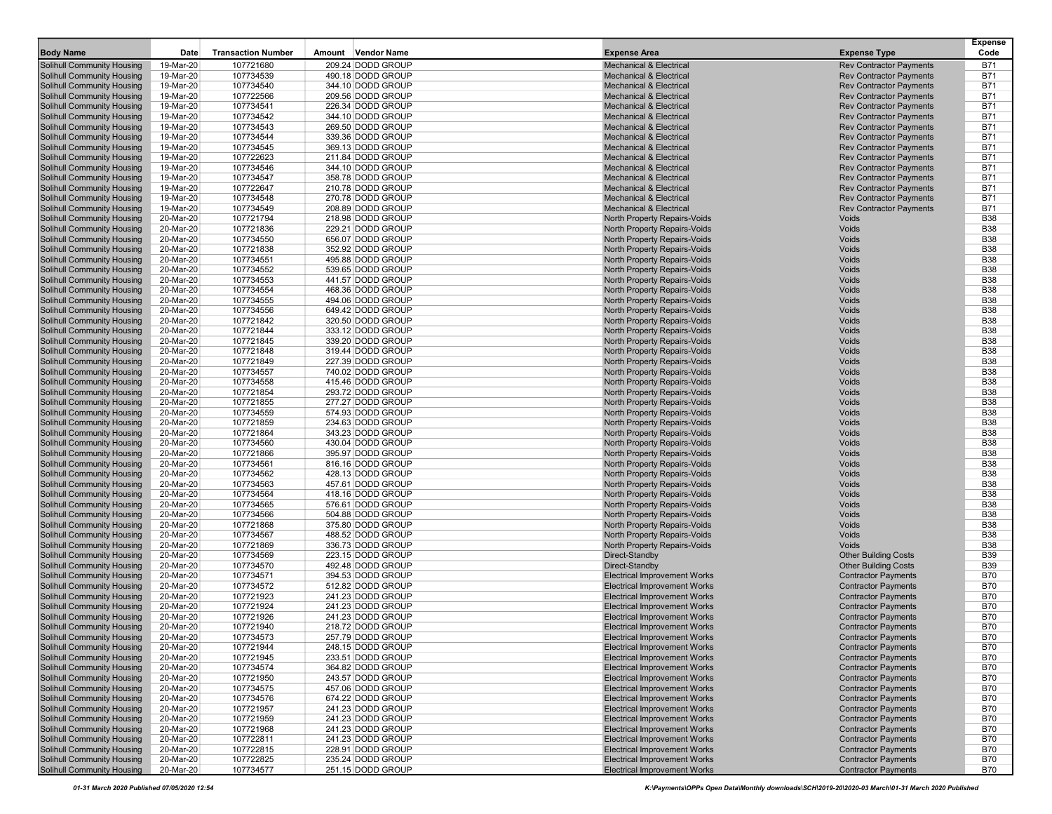| Body Name | Date | Transaction Number | Amount | Vendor Name | Expense Area | Expense Type | Expense Code |
|---|---|---|---|---|---|---|---|
| Solihull Community Housing | 19-Mar-20 | 107721680 | 209.24 | DODD GROUP | Mechanical & Electrical | Rev Contractor Payments | B71 |
| Solihull Community Housing | 19-Mar-20 | 107734539 | 490.18 | DODD GROUP | Mechanical & Electrical | Rev Contractor Payments | B71 |
| Solihull Community Housing | 19-Mar-20 | 107734540 | 344.10 | DODD GROUP | Mechanical & Electrical | Rev Contractor Payments | B71 |
| Solihull Community Housing | 19-Mar-20 | 107722566 | 209.56 | DODD GROUP | Mechanical & Electrical | Rev Contractor Payments | B71 |
| Solihull Community Housing | 19-Mar-20 | 107734541 | 226.34 | DODD GROUP | Mechanical & Electrical | Rev Contractor Payments | B71 |
| Solihull Community Housing | 19-Mar-20 | 107734542 | 344.10 | DODD GROUP | Mechanical & Electrical | Rev Contractor Payments | B71 |
| Solihull Community Housing | 19-Mar-20 | 107734543 | 269.50 | DODD GROUP | Mechanical & Electrical | Rev Contractor Payments | B71 |
| Solihull Community Housing | 19-Mar-20 | 107734544 | 339.36 | DODD GROUP | Mechanical & Electrical | Rev Contractor Payments | B71 |
| Solihull Community Housing | 19-Mar-20 | 107734545 | 369.13 | DODD GROUP | Mechanical & Electrical | Rev Contractor Payments | B71 |
| Solihull Community Housing | 19-Mar-20 | 107722623 | 211.84 | DODD GROUP | Mechanical & Electrical | Rev Contractor Payments | B71 |
| Solihull Community Housing | 19-Mar-20 | 107734546 | 344.10 | DODD GROUP | Mechanical & Electrical | Rev Contractor Payments | B71 |
| Solihull Community Housing | 19-Mar-20 | 107734547 | 358.78 | DODD GROUP | Mechanical & Electrical | Rev Contractor Payments | B71 |
| Solihull Community Housing | 19-Mar-20 | 107722647 | 210.78 | DODD GROUP | Mechanical & Electrical | Rev Contractor Payments | B71 |
| Solihull Community Housing | 19-Mar-20 | 107734548 | 270.78 | DODD GROUP | Mechanical & Electrical | Rev Contractor Payments | B71 |
| Solihull Community Housing | 19-Mar-20 | 107734549 | 208.89 | DODD GROUP | Mechanical & Electrical | Rev Contractor Payments | B71 |
| Solihull Community Housing | 20-Mar-20 | 107721794 | 218.98 | DODD GROUP | North Property Repairs-Voids | Voids | B38 |
| Solihull Community Housing | 20-Mar-20 | 107721836 | 229.21 | DODD GROUP | North Property Repairs-Voids | Voids | B38 |
| Solihull Community Housing | 20-Mar-20 | 107734550 | 656.07 | DODD GROUP | North Property Repairs-Voids | Voids | B38 |
| Solihull Community Housing | 20-Mar-20 | 107721838 | 352.92 | DODD GROUP | North Property Repairs-Voids | Voids | B38 |
| Solihull Community Housing | 20-Mar-20 | 107734551 | 495.88 | DODD GROUP | North Property Repairs-Voids | Voids | B38 |
| Solihull Community Housing | 20-Mar-20 | 107734552 | 539.65 | DODD GROUP | North Property Repairs-Voids | Voids | B38 |
| Solihull Community Housing | 20-Mar-20 | 107734553 | 441.57 | DODD GROUP | North Property Repairs-Voids | Voids | B38 |
| Solihull Community Housing | 20-Mar-20 | 107734554 | 468.36 | DODD GROUP | North Property Repairs-Voids | Voids | B38 |
| Solihull Community Housing | 20-Mar-20 | 107734555 | 494.06 | DODD GROUP | North Property Repairs-Voids | Voids | B38 |
| Solihull Community Housing | 20-Mar-20 | 107734556 | 649.42 | DODD GROUP | North Property Repairs-Voids | Voids | B38 |
| Solihull Community Housing | 20-Mar-20 | 107721842 | 320.50 | DODD GROUP | North Property Repairs-Voids | Voids | B38 |
| Solihull Community Housing | 20-Mar-20 | 107721844 | 333.12 | DODD GROUP | North Property Repairs-Voids | Voids | B38 |
| Solihull Community Housing | 20-Mar-20 | 107721845 | 339.20 | DODD GROUP | North Property Repairs-Voids | Voids | B38 |
| Solihull Community Housing | 20-Mar-20 | 107721848 | 319.44 | DODD GROUP | North Property Repairs-Voids | Voids | B38 |
| Solihull Community Housing | 20-Mar-20 | 107721849 | 227.39 | DODD GROUP | North Property Repairs-Voids | Voids | B38 |
| Solihull Community Housing | 20-Mar-20 | 107734557 | 740.02 | DODD GROUP | North Property Repairs-Voids | Voids | B38 |
| Solihull Community Housing | 20-Mar-20 | 107734558 | 415.46 | DODD GROUP | North Property Repairs-Voids | Voids | B38 |
| Solihull Community Housing | 20-Mar-20 | 107721854 | 293.72 | DODD GROUP | North Property Repairs-Voids | Voids | B38 |
| Solihull Community Housing | 20-Mar-20 | 107721855 | 277.27 | DODD GROUP | North Property Repairs-Voids | Voids | B38 |
| Solihull Community Housing | 20-Mar-20 | 107734559 | 574.93 | DODD GROUP | North Property Repairs-Voids | Voids | B38 |
| Solihull Community Housing | 20-Mar-20 | 107721859 | 234.63 | DODD GROUP | North Property Repairs-Voids | Voids | B38 |
| Solihull Community Housing | 20-Mar-20 | 107721864 | 343.23 | DODD GROUP | North Property Repairs-Voids | Voids | B38 |
| Solihull Community Housing | 20-Mar-20 | 107734560 | 430.04 | DODD GROUP | North Property Repairs-Voids | Voids | B38 |
| Solihull Community Housing | 20-Mar-20 | 107721866 | 395.97 | DODD GROUP | North Property Repairs-Voids | Voids | B38 |
| Solihull Community Housing | 20-Mar-20 | 107734561 | 816.16 | DODD GROUP | North Property Repairs-Voids | Voids | B38 |
| Solihull Community Housing | 20-Mar-20 | 107734562 | 428.13 | DODD GROUP | North Property Repairs-Voids | Voids | B38 |
| Solihull Community Housing | 20-Mar-20 | 107734563 | 457.61 | DODD GROUP | North Property Repairs-Voids | Voids | B38 |
| Solihull Community Housing | 20-Mar-20 | 107734564 | 418.16 | DODD GROUP | North Property Repairs-Voids | Voids | B38 |
| Solihull Community Housing | 20-Mar-20 | 107734565 | 576.61 | DODD GROUP | North Property Repairs-Voids | Voids | B38 |
| Solihull Community Housing | 20-Mar-20 | 107734566 | 504.88 | DODD GROUP | North Property Repairs-Voids | Voids | B38 |
| Solihull Community Housing | 20-Mar-20 | 107721868 | 375.80 | DODD GROUP | North Property Repairs-Voids | Voids | B38 |
| Solihull Community Housing | 20-Mar-20 | 107734567 | 488.52 | DODD GROUP | North Property Repairs-Voids | Voids | B38 |
| Solihull Community Housing | 20-Mar-20 | 107721869 | 336.73 | DODD GROUP | North Property Repairs-Voids | Voids | B38 |
| Solihull Community Housing | 20-Mar-20 | 107734569 | 223.15 | DODD GROUP | Direct-Standby | Other Building Costs | B39 |
| Solihull Community Housing | 20-Mar-20 | 107734570 | 492.48 | DODD GROUP | Direct-Standby | Other Building Costs | B39 |
| Solihull Community Housing | 20-Mar-20 | 107734571 | 394.53 | DODD GROUP | Electrical Improvement Works | Contractor Payments | B70 |
| Solihull Community Housing | 20-Mar-20 | 107734572 | 512.82 | DODD GROUP | Electrical Improvement Works | Contractor Payments | B70 |
| Solihull Community Housing | 20-Mar-20 | 107721923 | 241.23 | DODD GROUP | Electrical Improvement Works | Contractor Payments | B70 |
| Solihull Community Housing | 20-Mar-20 | 107721924 | 241.23 | DODD GROUP | Electrical Improvement Works | Contractor Payments | B70 |
| Solihull Community Housing | 20-Mar-20 | 107721926 | 241.23 | DODD GROUP | Electrical Improvement Works | Contractor Payments | B70 |
| Solihull Community Housing | 20-Mar-20 | 107721940 | 218.72 | DODD GROUP | Electrical Improvement Works | Contractor Payments | B70 |
| Solihull Community Housing | 20-Mar-20 | 107734573 | 257.79 | DODD GROUP | Electrical Improvement Works | Contractor Payments | B70 |
| Solihull Community Housing | 20-Mar-20 | 107721944 | 248.15 | DODD GROUP | Electrical Improvement Works | Contractor Payments | B70 |
| Solihull Community Housing | 20-Mar-20 | 107721945 | 233.51 | DODD GROUP | Electrical Improvement Works | Contractor Payments | B70 |
| Solihull Community Housing | 20-Mar-20 | 107734574 | 364.82 | DODD GROUP | Electrical Improvement Works | Contractor Payments | B70 |
| Solihull Community Housing | 20-Mar-20 | 107721950 | 243.57 | DODD GROUP | Electrical Improvement Works | Contractor Payments | B70 |
| Solihull Community Housing | 20-Mar-20 | 107734575 | 457.06 | DODD GROUP | Electrical Improvement Works | Contractor Payments | B70 |
| Solihull Community Housing | 20-Mar-20 | 107734576 | 674.22 | DODD GROUP | Electrical Improvement Works | Contractor Payments | B70 |
| Solihull Community Housing | 20-Mar-20 | 107721957 | 241.23 | DODD GROUP | Electrical Improvement Works | Contractor Payments | B70 |
| Solihull Community Housing | 20-Mar-20 | 107721959 | 241.23 | DODD GROUP | Electrical Improvement Works | Contractor Payments | B70 |
| Solihull Community Housing | 20-Mar-20 | 107721968 | 241.23 | DODD GROUP | Electrical Improvement Works | Contractor Payments | B70 |
| Solihull Community Housing | 20-Mar-20 | 107722811 | 241.23 | DODD GROUP | Electrical Improvement Works | Contractor Payments | B70 |
| Solihull Community Housing | 20-Mar-20 | 107722815 | 228.91 | DODD GROUP | Electrical Improvement Works | Contractor Payments | B70 |
| Solihull Community Housing | 20-Mar-20 | 107722825 | 235.24 | DODD GROUP | Electrical Improvement Works | Contractor Payments | B70 |
| Solihull Community Housing | 20-Mar-20 | 107734577 | 251.15 | DODD GROUP | Electrical Improvement Works | Contractor Payments | B70 |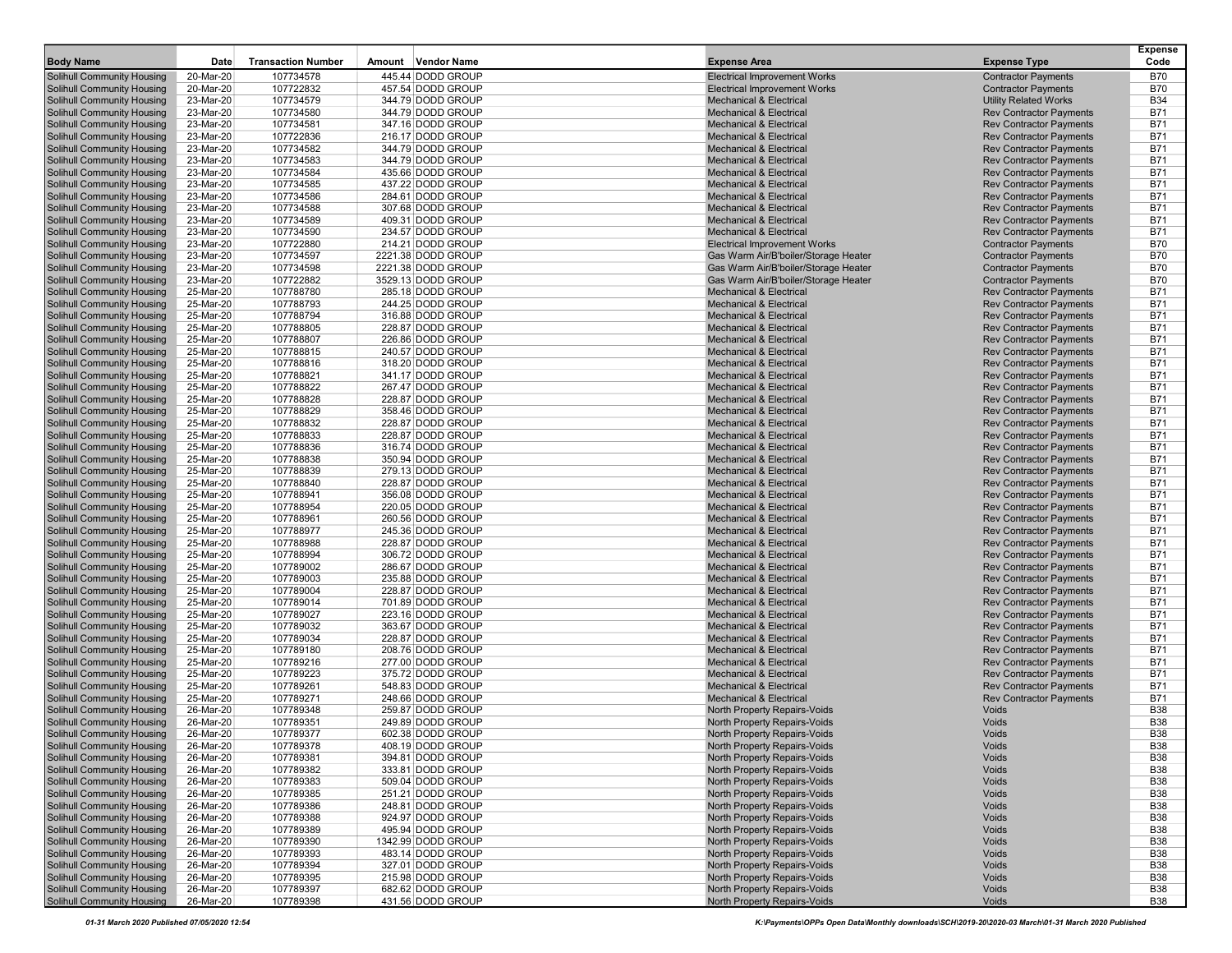| Body Name | Date | Transaction Number | Amount | Vendor Name | Expense Area | Expense Type | Expense Code |
|---|---|---|---|---|---|---|---|
| Solihull Community Housing | 20-Mar-20 | 107734578 | 445.44 | DODD GROUP | Electrical Improvement Works | Contractor Payments | B70 |
| Solihull Community Housing | 20-Mar-20 | 107722832 | 457.54 | DODD GROUP | Electrical Improvement Works | Contractor Payments | B70 |
| Solihull Community Housing | 23-Mar-20 | 107734579 | 344.79 | DODD GROUP | Mechanical & Electrical | Utility Related Works | B34 |
| Solihull Community Housing | 23-Mar-20 | 107734580 | 344.79 | DODD GROUP | Mechanical & Electrical | Rev Contractor Payments | B71 |
| Solihull Community Housing | 23-Mar-20 | 107734581 | 347.16 | DODD GROUP | Mechanical & Electrical | Rev Contractor Payments | B71 |
| Solihull Community Housing | 23-Mar-20 | 107722836 | 216.17 | DODD GROUP | Mechanical & Electrical | Rev Contractor Payments | B71 |
| Solihull Community Housing | 23-Mar-20 | 107734582 | 344.79 | DODD GROUP | Mechanical & Electrical | Rev Contractor Payments | B71 |
| Solihull Community Housing | 23-Mar-20 | 107734583 | 344.79 | DODD GROUP | Mechanical & Electrical | Rev Contractor Payments | B71 |
| Solihull Community Housing | 23-Mar-20 | 107734584 | 435.66 | DODD GROUP | Mechanical & Electrical | Rev Contractor Payments | B71 |
| Solihull Community Housing | 23-Mar-20 | 107734585 | 437.22 | DODD GROUP | Mechanical & Electrical | Rev Contractor Payments | B71 |
| Solihull Community Housing | 23-Mar-20 | 107734586 | 284.61 | DODD GROUP | Mechanical & Electrical | Rev Contractor Payments | B71 |
| Solihull Community Housing | 23-Mar-20 | 107734588 | 307.68 | DODD GROUP | Mechanical & Electrical | Rev Contractor Payments | B71 |
| Solihull Community Housing | 23-Mar-20 | 107734589 | 409.31 | DODD GROUP | Mechanical & Electrical | Rev Contractor Payments | B71 |
| Solihull Community Housing | 23-Mar-20 | 107734590 | 234.57 | DODD GROUP | Mechanical & Electrical | Rev Contractor Payments | B71 |
| Solihull Community Housing | 23-Mar-20 | 107722880 | 214.21 | DODD GROUP | Electrical Improvement Works | Contractor Payments | B70 |
| Solihull Community Housing | 23-Mar-20 | 107734597 | 2221.38 | DODD GROUP | Gas Warm Air/B'boiler/Storage Heater | Contractor Payments | B70 |
| Solihull Community Housing | 23-Mar-20 | 107734598 | 2221.38 | DODD GROUP | Gas Warm Air/B'boiler/Storage Heater | Contractor Payments | B70 |
| Solihull Community Housing | 23-Mar-20 | 107722882 | 3529.13 | DODD GROUP | Gas Warm Air/B'boiler/Storage Heater | Contractor Payments | B70 |
| Solihull Community Housing | 25-Mar-20 | 107788780 | 285.18 | DODD GROUP | Mechanical & Electrical | Rev Contractor Payments | B71 |
| Solihull Community Housing | 25-Mar-20 | 107788793 | 244.25 | DODD GROUP | Mechanical & Electrical | Rev Contractor Payments | B71 |
| Solihull Community Housing | 25-Mar-20 | 107788794 | 316.88 | DODD GROUP | Mechanical & Electrical | Rev Contractor Payments | B71 |
| Solihull Community Housing | 25-Mar-20 | 107788805 | 228.87 | DODD GROUP | Mechanical & Electrical | Rev Contractor Payments | B71 |
| Solihull Community Housing | 25-Mar-20 | 107788807 | 226.86 | DODD GROUP | Mechanical & Electrical | Rev Contractor Payments | B71 |
| Solihull Community Housing | 25-Mar-20 | 107788815 | 240.57 | DODD GROUP | Mechanical & Electrical | Rev Contractor Payments | B71 |
| Solihull Community Housing | 25-Mar-20 | 107788816 | 318.20 | DODD GROUP | Mechanical & Electrical | Rev Contractor Payments | B71 |
| Solihull Community Housing | 25-Mar-20 | 107788821 | 341.17 | DODD GROUP | Mechanical & Electrical | Rev Contractor Payments | B71 |
| Solihull Community Housing | 25-Mar-20 | 107788822 | 267.47 | DODD GROUP | Mechanical & Electrical | Rev Contractor Payments | B71 |
| Solihull Community Housing | 25-Mar-20 | 107788828 | 228.87 | DODD GROUP | Mechanical & Electrical | Rev Contractor Payments | B71 |
| Solihull Community Housing | 25-Mar-20 | 107788829 | 358.46 | DODD GROUP | Mechanical & Electrical | Rev Contractor Payments | B71 |
| Solihull Community Housing | 25-Mar-20 | 107788832 | 228.87 | DODD GROUP | Mechanical & Electrical | Rev Contractor Payments | B71 |
| Solihull Community Housing | 25-Mar-20 | 107788833 | 228.87 | DODD GROUP | Mechanical & Electrical | Rev Contractor Payments | B71 |
| Solihull Community Housing | 25-Mar-20 | 107788836 | 316.74 | DODD GROUP | Mechanical & Electrical | Rev Contractor Payments | B71 |
| Solihull Community Housing | 25-Mar-20 | 107788838 | 350.94 | DODD GROUP | Mechanical & Electrical | Rev Contractor Payments | B71 |
| Solihull Community Housing | 25-Mar-20 | 107788839 | 279.13 | DODD GROUP | Mechanical & Electrical | Rev Contractor Payments | B71 |
| Solihull Community Housing | 25-Mar-20 | 107788840 | 228.87 | DODD GROUP | Mechanical & Electrical | Rev Contractor Payments | B71 |
| Solihull Community Housing | 25-Mar-20 | 107788941 | 356.08 | DODD GROUP | Mechanical & Electrical | Rev Contractor Payments | B71 |
| Solihull Community Housing | 25-Mar-20 | 107788954 | 220.05 | DODD GROUP | Mechanical & Electrical | Rev Contractor Payments | B71 |
| Solihull Community Housing | 25-Mar-20 | 107788961 | 260.56 | DODD GROUP | Mechanical & Electrical | Rev Contractor Payments | B71 |
| Solihull Community Housing | 25-Mar-20 | 107788977 | 245.36 | DODD GROUP | Mechanical & Electrical | Rev Contractor Payments | B71 |
| Solihull Community Housing | 25-Mar-20 | 107788988 | 228.87 | DODD GROUP | Mechanical & Electrical | Rev Contractor Payments | B71 |
| Solihull Community Housing | 25-Mar-20 | 107788994 | 306.72 | DODD GROUP | Mechanical & Electrical | Rev Contractor Payments | B71 |
| Solihull Community Housing | 25-Mar-20 | 107789002 | 286.67 | DODD GROUP | Mechanical & Electrical | Rev Contractor Payments | B71 |
| Solihull Community Housing | 25-Mar-20 | 107789003 | 235.88 | DODD GROUP | Mechanical & Electrical | Rev Contractor Payments | B71 |
| Solihull Community Housing | 25-Mar-20 | 107789004 | 228.87 | DODD GROUP | Mechanical & Electrical | Rev Contractor Payments | B71 |
| Solihull Community Housing | 25-Mar-20 | 107789014 | 701.89 | DODD GROUP | Mechanical & Electrical | Rev Contractor Payments | B71 |
| Solihull Community Housing | 25-Mar-20 | 107789027 | 223.16 | DODD GROUP | Mechanical & Electrical | Rev Contractor Payments | B71 |
| Solihull Community Housing | 25-Mar-20 | 107789032 | 363.67 | DODD GROUP | Mechanical & Electrical | Rev Contractor Payments | B71 |
| Solihull Community Housing | 25-Mar-20 | 107789034 | 228.87 | DODD GROUP | Mechanical & Electrical | Rev Contractor Payments | B71 |
| Solihull Community Housing | 25-Mar-20 | 107789180 | 208.76 | DODD GROUP | Mechanical & Electrical | Rev Contractor Payments | B71 |
| Solihull Community Housing | 25-Mar-20 | 107789216 | 277.00 | DODD GROUP | Mechanical & Electrical | Rev Contractor Payments | B71 |
| Solihull Community Housing | 25-Mar-20 | 107789223 | 375.72 | DODD GROUP | Mechanical & Electrical | Rev Contractor Payments | B71 |
| Solihull Community Housing | 25-Mar-20 | 107789261 | 548.83 | DODD GROUP | Mechanical & Electrical | Rev Contractor Payments | B71 |
| Solihull Community Housing | 25-Mar-20 | 107789271 | 248.66 | DODD GROUP | Mechanical & Electrical | Rev Contractor Payments | B71 |
| Solihull Community Housing | 26-Mar-20 | 107789348 | 259.87 | DODD GROUP | North Property Repairs-Voids | Voids | B38 |
| Solihull Community Housing | 26-Mar-20 | 107789351 | 249.89 | DODD GROUP | North Property Repairs-Voids | Voids | B38 |
| Solihull Community Housing | 26-Mar-20 | 107789377 | 602.38 | DODD GROUP | North Property Repairs-Voids | Voids | B38 |
| Solihull Community Housing | 26-Mar-20 | 107789378 | 408.19 | DODD GROUP | North Property Repairs-Voids | Voids | B38 |
| Solihull Community Housing | 26-Mar-20 | 107789381 | 394.81 | DODD GROUP | North Property Repairs-Voids | Voids | B38 |
| Solihull Community Housing | 26-Mar-20 | 107789382 | 333.81 | DODD GROUP | North Property Repairs-Voids | Voids | B38 |
| Solihull Community Housing | 26-Mar-20 | 107789383 | 509.04 | DODD GROUP | North Property Repairs-Voids | Voids | B38 |
| Solihull Community Housing | 26-Mar-20 | 107789385 | 251.21 | DODD GROUP | North Property Repairs-Voids | Voids | B38 |
| Solihull Community Housing | 26-Mar-20 | 107789386 | 248.81 | DODD GROUP | North Property Repairs-Voids | Voids | B38 |
| Solihull Community Housing | 26-Mar-20 | 107789388 | 924.97 | DODD GROUP | North Property Repairs-Voids | Voids | B38 |
| Solihull Community Housing | 26-Mar-20 | 107789389 | 495.94 | DODD GROUP | North Property Repairs-Voids | Voids | B38 |
| Solihull Community Housing | 26-Mar-20 | 107789390 | 1342.99 | DODD GROUP | North Property Repairs-Voids | Voids | B38 |
| Solihull Community Housing | 26-Mar-20 | 107789393 | 483.14 | DODD GROUP | North Property Repairs-Voids | Voids | B38 |
| Solihull Community Housing | 26-Mar-20 | 107789394 | 327.01 | DODD GROUP | North Property Repairs-Voids | Voids | B38 |
| Solihull Community Housing | 26-Mar-20 | 107789395 | 215.98 | DODD GROUP | North Property Repairs-Voids | Voids | B38 |
| Solihull Community Housing | 26-Mar-20 | 107789397 | 682.62 | DODD GROUP | North Property Repairs-Voids | Voids | B38 |
| Solihull Community Housing | 26-Mar-20 | 107789398 | 431.56 | DODD GROUP | North Property Repairs-Voids | Voids | B38 |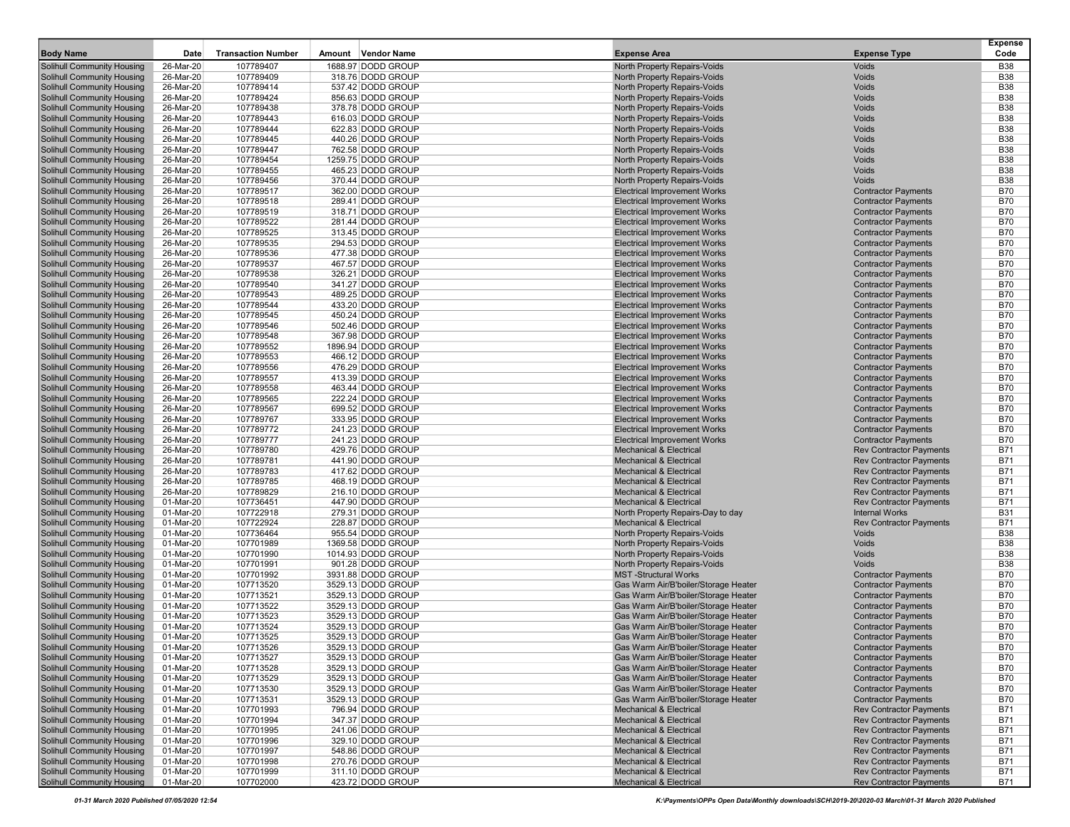| Body Name | Date | Transaction Number | Amount | Vendor Name | Expense Area | Expense Type | Expense Code |
|---|---|---|---|---|---|---|---|
| Solihull Community Housing | 26-Mar-20 | 107789407 | 1688.97 | DODD GROUP | North Property Repairs-Voids | Voids | B38 |
| Solihull Community Housing | 26-Mar-20 | 107789409 | 318.76 | DODD GROUP | North Property Repairs-Voids | Voids | B38 |
| Solihull Community Housing | 26-Mar-20 | 107789414 | 537.42 | DODD GROUP | North Property Repairs-Voids | Voids | B38 |
| Solihull Community Housing | 26-Mar-20 | 107789424 | 856.63 | DODD GROUP | North Property Repairs-Voids | Voids | B38 |
| Solihull Community Housing | 26-Mar-20 | 107789438 | 378.78 | DODD GROUP | North Property Repairs-Voids | Voids | B38 |
| Solihull Community Housing | 26-Mar-20 | 107789443 | 616.03 | DODD GROUP | North Property Repairs-Voids | Voids | B38 |
| Solihull Community Housing | 26-Mar-20 | 107789444 | 622.83 | DODD GROUP | North Property Repairs-Voids | Voids | B38 |
| Solihull Community Housing | 26-Mar-20 | 107789445 | 440.26 | DODD GROUP | North Property Repairs-Voids | Voids | B38 |
| Solihull Community Housing | 26-Mar-20 | 107789447 | 762.58 | DODD GROUP | North Property Repairs-Voids | Voids | B38 |
| Solihull Community Housing | 26-Mar-20 | 107789454 | 1259.75 | DODD GROUP | North Property Repairs-Voids | Voids | B38 |
| Solihull Community Housing | 26-Mar-20 | 107789455 | 465.23 | DODD GROUP | North Property Repairs-Voids | Voids | B38 |
| Solihull Community Housing | 26-Mar-20 | 107789456 | 370.44 | DODD GROUP | North Property Repairs-Voids | Voids | B38 |
| Solihull Community Housing | 26-Mar-20 | 107789517 | 362.00 | DODD GROUP | Electrical Improvement Works | Contractor Payments | B70 |
| Solihull Community Housing | 26-Mar-20 | 107789518 | 289.41 | DODD GROUP | Electrical Improvement Works | Contractor Payments | B70 |
| Solihull Community Housing | 26-Mar-20 | 107789519 | 318.71 | DODD GROUP | Electrical Improvement Works | Contractor Payments | B70 |
| Solihull Community Housing | 26-Mar-20 | 107789522 | 281.44 | DODD GROUP | Electrical Improvement Works | Contractor Payments | B70 |
| Solihull Community Housing | 26-Mar-20 | 107789525 | 313.45 | DODD GROUP | Electrical Improvement Works | Contractor Payments | B70 |
| Solihull Community Housing | 26-Mar-20 | 107789535 | 294.53 | DODD GROUP | Electrical Improvement Works | Contractor Payments | B70 |
| Solihull Community Housing | 26-Mar-20 | 107789536 | 477.38 | DODD GROUP | Electrical Improvement Works | Contractor Payments | B70 |
| Solihull Community Housing | 26-Mar-20 | 107789537 | 467.57 | DODD GROUP | Electrical Improvement Works | Contractor Payments | B70 |
| Solihull Community Housing | 26-Mar-20 | 107789538 | 326.21 | DODD GROUP | Electrical Improvement Works | Contractor Payments | B70 |
| Solihull Community Housing | 26-Mar-20 | 107789540 | 341.27 | DODD GROUP | Electrical Improvement Works | Contractor Payments | B70 |
| Solihull Community Housing | 26-Mar-20 | 107789543 | 489.25 | DODD GROUP | Electrical Improvement Works | Contractor Payments | B70 |
| Solihull Community Housing | 26-Mar-20 | 107789544 | 433.20 | DODD GROUP | Electrical Improvement Works | Contractor Payments | B70 |
| Solihull Community Housing | 26-Mar-20 | 107789545 | 450.24 | DODD GROUP | Electrical Improvement Works | Contractor Payments | B70 |
| Solihull Community Housing | 26-Mar-20 | 107789546 | 502.46 | DODD GROUP | Electrical Improvement Works | Contractor Payments | B70 |
| Solihull Community Housing | 26-Mar-20 | 107789548 | 367.98 | DODD GROUP | Electrical Improvement Works | Contractor Payments | B70 |
| Solihull Community Housing | 26-Mar-20 | 107789552 | 1896.94 | DODD GROUP | Electrical Improvement Works | Contractor Payments | B70 |
| Solihull Community Housing | 26-Mar-20 | 107789553 | 466.12 | DODD GROUP | Electrical Improvement Works | Contractor Payments | B70 |
| Solihull Community Housing | 26-Mar-20 | 107789556 | 476.29 | DODD GROUP | Electrical Improvement Works | Contractor Payments | B70 |
| Solihull Community Housing | 26-Mar-20 | 107789557 | 413.39 | DODD GROUP | Electrical Improvement Works | Contractor Payments | B70 |
| Solihull Community Housing | 26-Mar-20 | 107789558 | 463.44 | DODD GROUP | Electrical Improvement Works | Contractor Payments | B70 |
| Solihull Community Housing | 26-Mar-20 | 107789565 | 222.24 | DODD GROUP | Electrical Improvement Works | Contractor Payments | B70 |
| Solihull Community Housing | 26-Mar-20 | 107789567 | 699.52 | DODD GROUP | Electrical Improvement Works | Contractor Payments | B70 |
| Solihull Community Housing | 26-Mar-20 | 107789767 | 333.95 | DODD GROUP | Electrical Improvement Works | Contractor Payments | B70 |
| Solihull Community Housing | 26-Mar-20 | 107789772 | 241.23 | DODD GROUP | Electrical Improvement Works | Contractor Payments | B70 |
| Solihull Community Housing | 26-Mar-20 | 107789777 | 241.23 | DODD GROUP | Electrical Improvement Works | Contractor Payments | B70 |
| Solihull Community Housing | 26-Mar-20 | 107789780 | 429.76 | DODD GROUP | Mechanical & Electrical | Rev Contractor Payments | B71 |
| Solihull Community Housing | 26-Mar-20 | 107789781 | 441.90 | DODD GROUP | Mechanical & Electrical | Rev Contractor Payments | B71 |
| Solihull Community Housing | 26-Mar-20 | 107789783 | 417.62 | DODD GROUP | Mechanical & Electrical | Rev Contractor Payments | B71 |
| Solihull Community Housing | 26-Mar-20 | 107789785 | 468.19 | DODD GROUP | Mechanical & Electrical | Rev Contractor Payments | B71 |
| Solihull Community Housing | 26-Mar-20 | 107789829 | 216.10 | DODD GROUP | Mechanical & Electrical | Rev Contractor Payments | B71 |
| Solihull Community Housing | 01-Mar-20 | 107736451 | 447.90 | DODD GROUP | Mechanical & Electrical | Rev Contractor Payments | B71 |
| Solihull Community Housing | 01-Mar-20 | 107722918 | 279.31 | DODD GROUP | North Property Repairs-Day to day | Internal Works | B31 |
| Solihull Community Housing | 01-Mar-20 | 107722924 | 228.87 | DODD GROUP | Mechanical & Electrical | Rev Contractor Payments | B71 |
| Solihull Community Housing | 01-Mar-20 | 107736464 | 955.54 | DODD GROUP | North Property Repairs-Voids | Voids | B38 |
| Solihull Community Housing | 01-Mar-20 | 107701989 | 1369.58 | DODD GROUP | North Property Repairs-Voids | Voids | B38 |
| Solihull Community Housing | 01-Mar-20 | 107701990 | 1014.93 | DODD GROUP | North Property Repairs-Voids | Voids | B38 |
| Solihull Community Housing | 01-Mar-20 | 107701991 | 901.28 | DODD GROUP | North Property Repairs-Voids | Voids | B38 |
| Solihull Community Housing | 01-Mar-20 | 107701992 | 3931.88 | DODD GROUP | MST -Structural Works | Contractor Payments | B70 |
| Solihull Community Housing | 01-Mar-20 | 107713520 | 3529.13 | DODD GROUP | Gas Warm Air/B'boiler/Storage Heater | Contractor Payments | B70 |
| Solihull Community Housing | 01-Mar-20 | 107713521 | 3529.13 | DODD GROUP | Gas Warm Air/B'boiler/Storage Heater | Contractor Payments | B70 |
| Solihull Community Housing | 01-Mar-20 | 107713522 | 3529.13 | DODD GROUP | Gas Warm Air/B'boiler/Storage Heater | Contractor Payments | B70 |
| Solihull Community Housing | 01-Mar-20 | 107713523 | 3529.13 | DODD GROUP | Gas Warm Air/B'boiler/Storage Heater | Contractor Payments | B70 |
| Solihull Community Housing | 01-Mar-20 | 107713524 | 3529.13 | DODD GROUP | Gas Warm Air/B'boiler/Storage Heater | Contractor Payments | B70 |
| Solihull Community Housing | 01-Mar-20 | 107713525 | 3529.13 | DODD GROUP | Gas Warm Air/B'boiler/Storage Heater | Contractor Payments | B70 |
| Solihull Community Housing | 01-Mar-20 | 107713526 | 3529.13 | DODD GROUP | Gas Warm Air/B'boiler/Storage Heater | Contractor Payments | B70 |
| Solihull Community Housing | 01-Mar-20 | 107713527 | 3529.13 | DODD GROUP | Gas Warm Air/B'boiler/Storage Heater | Contractor Payments | B70 |
| Solihull Community Housing | 01-Mar-20 | 107713528 | 3529.13 | DODD GROUP | Gas Warm Air/B'boiler/Storage Heater | Contractor Payments | B70 |
| Solihull Community Housing | 01-Mar-20 | 107713529 | 3529.13 | DODD GROUP | Gas Warm Air/B'boiler/Storage Heater | Contractor Payments | B70 |
| Solihull Community Housing | 01-Mar-20 | 107713530 | 3529.13 | DODD GROUP | Gas Warm Air/B'boiler/Storage Heater | Contractor Payments | B70 |
| Solihull Community Housing | 01-Mar-20 | 107713531 | 3529.13 | DODD GROUP | Gas Warm Air/B'boiler/Storage Heater | Contractor Payments | B70 |
| Solihull Community Housing | 01-Mar-20 | 107701993 | 796.94 | DODD GROUP | Mechanical & Electrical | Rev Contractor Payments | B71 |
| Solihull Community Housing | 01-Mar-20 | 107701994 | 347.37 | DODD GROUP | Mechanical & Electrical | Rev Contractor Payments | B71 |
| Solihull Community Housing | 01-Mar-20 | 107701995 | 241.06 | DODD GROUP | Mechanical & Electrical | Rev Contractor Payments | B71 |
| Solihull Community Housing | 01-Mar-20 | 107701996 | 329.10 | DODD GROUP | Mechanical & Electrical | Rev Contractor Payments | B71 |
| Solihull Community Housing | 01-Mar-20 | 107701997 | 548.86 | DODD GROUP | Mechanical & Electrical | Rev Contractor Payments | B71 |
| Solihull Community Housing | 01-Mar-20 | 107701998 | 270.76 | DODD GROUP | Mechanical & Electrical | Rev Contractor Payments | B71 |
| Solihull Community Housing | 01-Mar-20 | 107701999 | 311.10 | DODD GROUP | Mechanical & Electrical | Rev Contractor Payments | B71 |
| Solihull Community Housing | 01-Mar-20 | 107702000 | 423.72 | DODD GROUP | Mechanical & Electrical | Rev Contractor Payments | B71 |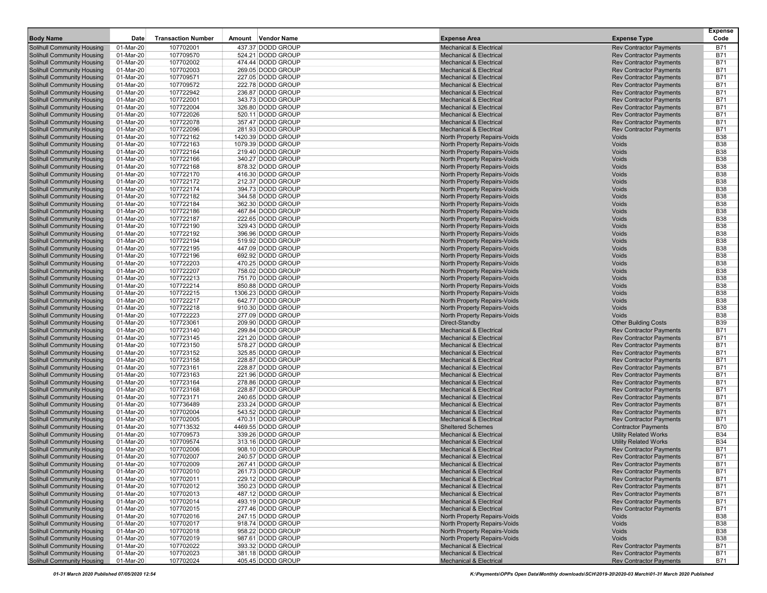| Body Name | Date | Transaction Number | Amount | Vendor Name | Expense Area | Expense Type | Expense Code |
|---|---|---|---|---|---|---|---|
| Solihull Community Housing | 01-Mar-20 | 107702001 | 437.37 | DODD GROUP | Mechanical & Electrical | Rev Contractor Payments | B71 |
| Solihull Community Housing | 01-Mar-20 | 107709570 | 524.21 | DODD GROUP | Mechanical & Electrical | Rev Contractor Payments | B71 |
| Solihull Community Housing | 01-Mar-20 | 107702002 | 474.44 | DODD GROUP | Mechanical & Electrical | Rev Contractor Payments | B71 |
| Solihull Community Housing | 01-Mar-20 | 107702003 | 269.05 | DODD GROUP | Mechanical & Electrical | Rev Contractor Payments | B71 |
| Solihull Community Housing | 01-Mar-20 | 107709571 | 227.05 | DODD GROUP | Mechanical & Electrical | Rev Contractor Payments | B71 |
| Solihull Community Housing | 01-Mar-20 | 107709572 | 222.78 | DODD GROUP | Mechanical & Electrical | Rev Contractor Payments | B71 |
| Solihull Community Housing | 01-Mar-20 | 107722942 | 236.87 | DODD GROUP | Mechanical & Electrical | Rev Contractor Payments | B71 |
| Solihull Community Housing | 01-Mar-20 | 107722001 | 343.73 | DODD GROUP | Mechanical & Electrical | Rev Contractor Payments | B71 |
| Solihull Community Housing | 01-Mar-20 | 107722004 | 326.80 | DODD GROUP | Mechanical & Electrical | Rev Contractor Payments | B71 |
| Solihull Community Housing | 01-Mar-20 | 107722026 | 520.11 | DODD GROUP | Mechanical & Electrical | Rev Contractor Payments | B71 |
| Solihull Community Housing | 01-Mar-20 | 107722078 | 357.47 | DODD GROUP | Mechanical & Electrical | Rev Contractor Payments | B71 |
| Solihull Community Housing | 01-Mar-20 | 107722096 | 281.93 | DODD GROUP | Mechanical & Electrical | Rev Contractor Payments | B71 |
| Solihull Community Housing | 01-Mar-20 | 107722162 | 1420.39 | DODD GROUP | North Property Repairs-Voids | Voids | B38 |
| Solihull Community Housing | 01-Mar-20 | 107722163 | 1079.39 | DODD GROUP | North Property Repairs-Voids | Voids | B38 |
| Solihull Community Housing | 01-Mar-20 | 107722164 | 219.40 | DODD GROUP | North Property Repairs-Voids | Voids | B38 |
| Solihull Community Housing | 01-Mar-20 | 107722166 | 340.27 | DODD GROUP | North Property Repairs-Voids | Voids | B38 |
| Solihull Community Housing | 01-Mar-20 | 107722168 | 878.32 | DODD GROUP | North Property Repairs-Voids | Voids | B38 |
| Solihull Community Housing | 01-Mar-20 | 107722170 | 416.30 | DODD GROUP | North Property Repairs-Voids | Voids | B38 |
| Solihull Community Housing | 01-Mar-20 | 107722172 | 212.37 | DODD GROUP | North Property Repairs-Voids | Voids | B38 |
| Solihull Community Housing | 01-Mar-20 | 107722174 | 394.73 | DODD GROUP | North Property Repairs-Voids | Voids | B38 |
| Solihull Community Housing | 01-Mar-20 | 107722182 | 344.58 | DODD GROUP | North Property Repairs-Voids | Voids | B38 |
| Solihull Community Housing | 01-Mar-20 | 107722184 | 362.30 | DODD GROUP | North Property Repairs-Voids | Voids | B38 |
| Solihull Community Housing | 01-Mar-20 | 107722186 | 467.84 | DODD GROUP | North Property Repairs-Voids | Voids | B38 |
| Solihull Community Housing | 01-Mar-20 | 107722187 | 222.65 | DODD GROUP | North Property Repairs-Voids | Voids | B38 |
| Solihull Community Housing | 01-Mar-20 | 107722190 | 329.43 | DODD GROUP | North Property Repairs-Voids | Voids | B38 |
| Solihull Community Housing | 01-Mar-20 | 107722192 | 396.96 | DODD GROUP | North Property Repairs-Voids | Voids | B38 |
| Solihull Community Housing | 01-Mar-20 | 107722194 | 519.92 | DODD GROUP | North Property Repairs-Voids | Voids | B38 |
| Solihull Community Housing | 01-Mar-20 | 107722195 | 447.09 | DODD GROUP | North Property Repairs-Voids | Voids | B38 |
| Solihull Community Housing | 01-Mar-20 | 107722196 | 692.92 | DODD GROUP | North Property Repairs-Voids | Voids | B38 |
| Solihull Community Housing | 01-Mar-20 | 107722203 | 470.25 | DODD GROUP | North Property Repairs-Voids | Voids | B38 |
| Solihull Community Housing | 01-Mar-20 | 107722207 | 758.02 | DODD GROUP | North Property Repairs-Voids | Voids | B38 |
| Solihull Community Housing | 01-Mar-20 | 107722213 | 751.70 | DODD GROUP | North Property Repairs-Voids | Voids | B38 |
| Solihull Community Housing | 01-Mar-20 | 107722214 | 850.88 | DODD GROUP | North Property Repairs-Voids | Voids | B38 |
| Solihull Community Housing | 01-Mar-20 | 107722215 | 1306.23 | DODD GROUP | North Property Repairs-Voids | Voids | B38 |
| Solihull Community Housing | 01-Mar-20 | 107722217 | 642.77 | DODD GROUP | North Property Repairs-Voids | Voids | B38 |
| Solihull Community Housing | 01-Mar-20 | 107722218 | 910.30 | DODD GROUP | North Property Repairs-Voids | Voids | B38 |
| Solihull Community Housing | 01-Mar-20 | 107722223 | 277.09 | DODD GROUP | North Property Repairs-Voids | Voids | B38 |
| Solihull Community Housing | 01-Mar-20 | 107723061 | 209.90 | DODD GROUP | Direct-Standby | Other Building Costs | B39 |
| Solihull Community Housing | 01-Mar-20 | 107723140 | 299.84 | DODD GROUP | Mechanical & Electrical | Rev Contractor Payments | B71 |
| Solihull Community Housing | 01-Mar-20 | 107723145 | 221.20 | DODD GROUP | Mechanical & Electrical | Rev Contractor Payments | B71 |
| Solihull Community Housing | 01-Mar-20 | 107723150 | 578.27 | DODD GROUP | Mechanical & Electrical | Rev Contractor Payments | B71 |
| Solihull Community Housing | 01-Mar-20 | 107723152 | 325.85 | DODD GROUP | Mechanical & Electrical | Rev Contractor Payments | B71 |
| Solihull Community Housing | 01-Mar-20 | 107723158 | 228.87 | DODD GROUP | Mechanical & Electrical | Rev Contractor Payments | B71 |
| Solihull Community Housing | 01-Mar-20 | 107723161 | 228.87 | DODD GROUP | Mechanical & Electrical | Rev Contractor Payments | B71 |
| Solihull Community Housing | 01-Mar-20 | 107723163 | 221.96 | DODD GROUP | Mechanical & Electrical | Rev Contractor Payments | B71 |
| Solihull Community Housing | 01-Mar-20 | 107723164 | 278.86 | DODD GROUP | Mechanical & Electrical | Rev Contractor Payments | B71 |
| Solihull Community Housing | 01-Mar-20 | 107723168 | 228.87 | DODD GROUP | Mechanical & Electrical | Rev Contractor Payments | B71 |
| Solihull Community Housing | 01-Mar-20 | 107723171 | 240.65 | DODD GROUP | Mechanical & Electrical | Rev Contractor Payments | B71 |
| Solihull Community Housing | 01-Mar-20 | 107736489 | 233.24 | DODD GROUP | Mechanical & Electrical | Rev Contractor Payments | B71 |
| Solihull Community Housing | 01-Mar-20 | 107702004 | 543.52 | DODD GROUP | Mechanical & Electrical | Rev Contractor Payments | B71 |
| Solihull Community Housing | 01-Mar-20 | 107702005 | 470.31 | DODD GROUP | Mechanical & Electrical | Rev Contractor Payments | B71 |
| Solihull Community Housing | 01-Mar-20 | 107713532 | 4469.55 | DODD GROUP | Sheltered Schemes | Contractor Payments | B70 |
| Solihull Community Housing | 01-Mar-20 | 107709573 | 339.26 | DODD GROUP | Mechanical & Electrical | Utility Related Works | B34 |
| Solihull Community Housing | 01-Mar-20 | 107709574 | 313.16 | DODD GROUP | Mechanical & Electrical | Utility Related Works | B34 |
| Solihull Community Housing | 01-Mar-20 | 107702006 | 908.10 | DODD GROUP | Mechanical & Electrical | Rev Contractor Payments | B71 |
| Solihull Community Housing | 01-Mar-20 | 107702007 | 240.57 | DODD GROUP | Mechanical & Electrical | Rev Contractor Payments | B71 |
| Solihull Community Housing | 01-Mar-20 | 107702009 | 267.41 | DODD GROUP | Mechanical & Electrical | Rev Contractor Payments | B71 |
| Solihull Community Housing | 01-Mar-20 | 107702010 | 261.73 | DODD GROUP | Mechanical & Electrical | Rev Contractor Payments | B71 |
| Solihull Community Housing | 01-Mar-20 | 107702011 | 229.12 | DODD GROUP | Mechanical & Electrical | Rev Contractor Payments | B71 |
| Solihull Community Housing | 01-Mar-20 | 107702012 | 350.23 | DODD GROUP | Mechanical & Electrical | Rev Contractor Payments | B71 |
| Solihull Community Housing | 01-Mar-20 | 107702013 | 487.12 | DODD GROUP | Mechanical & Electrical | Rev Contractor Payments | B71 |
| Solihull Community Housing | 01-Mar-20 | 107702014 | 493.19 | DODD GROUP | Mechanical & Electrical | Rev Contractor Payments | B71 |
| Solihull Community Housing | 01-Mar-20 | 107702015 | 277.46 | DODD GROUP | Mechanical & Electrical | Rev Contractor Payments | B71 |
| Solihull Community Housing | 01-Mar-20 | 107702016 | 247.15 | DODD GROUP | North Property Repairs-Voids | Voids | B38 |
| Solihull Community Housing | 01-Mar-20 | 107702017 | 918.74 | DODD GROUP | North Property Repairs-Voids | Voids | B38 |
| Solihull Community Housing | 01-Mar-20 | 107702018 | 958.22 | DODD GROUP | North Property Repairs-Voids | Voids | B38 |
| Solihull Community Housing | 01-Mar-20 | 107702019 | 987.61 | DODD GROUP | North Property Repairs-Voids | Voids | B38 |
| Solihull Community Housing | 01-Mar-20 | 107702022 | 393.32 | DODD GROUP | Mechanical & Electrical | Rev Contractor Payments | B71 |
| Solihull Community Housing | 01-Mar-20 | 107702023 | 381.18 | DODD GROUP | Mechanical & Electrical | Rev Contractor Payments | B71 |
| Solihull Community Housing | 01-Mar-20 | 107702024 | 405.45 | DODD GROUP | Mechanical & Electrical | Rev Contractor Payments | B71 |

*01-31 March 2020 Published 07/05/2020 12:54*

*K:\Payments\OPPs Open Data\Monthly downloads\SCH\2019-20\2020-03 March\01-31 March 2020 Published*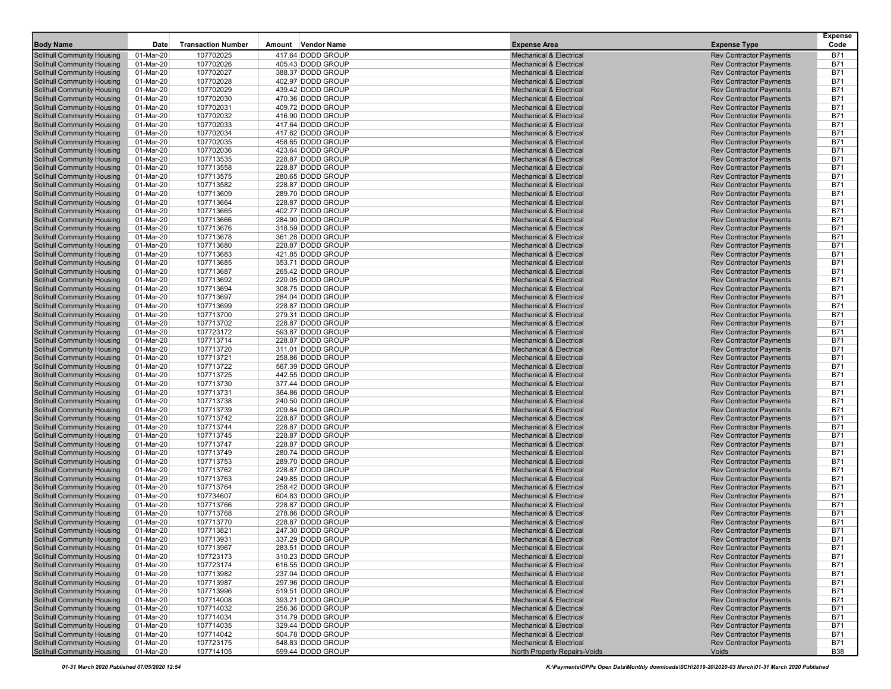| Body Name | Date | Transaction Number | Amount | Vendor Name | Expense Area | Expense Type | Expense Code |
|---|---|---|---|---|---|---|---|
| Solihull Community Housing | 01-Mar-20 | 107702025 | 417.64 | DODD GROUP | Mechanical & Electrical | Rev Contractor Payments | B71 |
| Solihull Community Housing | 01-Mar-20 | 107702026 | 405.43 | DODD GROUP | Mechanical & Electrical | Rev Contractor Payments | B71 |
| Solihull Community Housing | 01-Mar-20 | 107702027 | 388.37 | DODD GROUP | Mechanical & Electrical | Rev Contractor Payments | B71 |
| Solihull Community Housing | 01-Mar-20 | 107702028 | 402.97 | DODD GROUP | Mechanical & Electrical | Rev Contractor Payments | B71 |
| Solihull Community Housing | 01-Mar-20 | 107702029 | 439.42 | DODD GROUP | Mechanical & Electrical | Rev Contractor Payments | B71 |
| Solihull Community Housing | 01-Mar-20 | 107702030 | 470.36 | DODD GROUP | Mechanical & Electrical | Rev Contractor Payments | B71 |
| Solihull Community Housing | 01-Mar-20 | 107702031 | 409.72 | DODD GROUP | Mechanical & Electrical | Rev Contractor Payments | B71 |
| Solihull Community Housing | 01-Mar-20 | 107702032 | 416.90 | DODD GROUP | Mechanical & Electrical | Rev Contractor Payments | B71 |
| Solihull Community Housing | 01-Mar-20 | 107702033 | 417.64 | DODD GROUP | Mechanical & Electrical | Rev Contractor Payments | B71 |
| Solihull Community Housing | 01-Mar-20 | 107702034 | 417.62 | DODD GROUP | Mechanical & Electrical | Rev Contractor Payments | B71 |
| Solihull Community Housing | 01-Mar-20 | 107702035 | 458.65 | DODD GROUP | Mechanical & Electrical | Rev Contractor Payments | B71 |
| Solihull Community Housing | 01-Mar-20 | 107702036 | 423.64 | DODD GROUP | Mechanical & Electrical | Rev Contractor Payments | B71 |
| Solihull Community Housing | 01-Mar-20 | 107713535 | 228.87 | DODD GROUP | Mechanical & Electrical | Rev Contractor Payments | B71 |
| Solihull Community Housing | 01-Mar-20 | 107713558 | 228.87 | DODD GROUP | Mechanical & Electrical | Rev Contractor Payments | B71 |
| Solihull Community Housing | 01-Mar-20 | 107713575 | 280.65 | DODD GROUP | Mechanical & Electrical | Rev Contractor Payments | B71 |
| Solihull Community Housing | 01-Mar-20 | 107713582 | 228.87 | DODD GROUP | Mechanical & Electrical | Rev Contractor Payments | B71 |
| Solihull Community Housing | 01-Mar-20 | 107713609 | 289.70 | DODD GROUP | Mechanical & Electrical | Rev Contractor Payments | B71 |
| Solihull Community Housing | 01-Mar-20 | 107713664 | 228.87 | DODD GROUP | Mechanical & Electrical | Rev Contractor Payments | B71 |
| Solihull Community Housing | 01-Mar-20 | 107713665 | 402.77 | DODD GROUP | Mechanical & Electrical | Rev Contractor Payments | B71 |
| Solihull Community Housing | 01-Mar-20 | 107713666 | 284.90 | DODD GROUP | Mechanical & Electrical | Rev Contractor Payments | B71 |
| Solihull Community Housing | 01-Mar-20 | 107713676 | 318.59 | DODD GROUP | Mechanical & Electrical | Rev Contractor Payments | B71 |
| Solihull Community Housing | 01-Mar-20 | 107713678 | 361.28 | DODD GROUP | Mechanical & Electrical | Rev Contractor Payments | B71 |
| Solihull Community Housing | 01-Mar-20 | 107713680 | 228.87 | DODD GROUP | Mechanical & Electrical | Rev Contractor Payments | B71 |
| Solihull Community Housing | 01-Mar-20 | 107713683 | 421.85 | DODD GROUP | Mechanical & Electrical | Rev Contractor Payments | B71 |
| Solihull Community Housing | 01-Mar-20 | 107713685 | 353.71 | DODD GROUP | Mechanical & Electrical | Rev Contractor Payments | B71 |
| Solihull Community Housing | 01-Mar-20 | 107713687 | 265.42 | DODD GROUP | Mechanical & Electrical | Rev Contractor Payments | B71 |
| Solihull Community Housing | 01-Mar-20 | 107713692 | 220.05 | DODD GROUP | Mechanical & Electrical | Rev Contractor Payments | B71 |
| Solihull Community Housing | 01-Mar-20 | 107713694 | 308.75 | DODD GROUP | Mechanical & Electrical | Rev Contractor Payments | B71 |
| Solihull Community Housing | 01-Mar-20 | 107713697 | 284.04 | DODD GROUP | Mechanical & Electrical | Rev Contractor Payments | B71 |
| Solihull Community Housing | 01-Mar-20 | 107713699 | 228.87 | DODD GROUP | Mechanical & Electrical | Rev Contractor Payments | B71 |
| Solihull Community Housing | 01-Mar-20 | 107713700 | 279.31 | DODD GROUP | Mechanical & Electrical | Rev Contractor Payments | B71 |
| Solihull Community Housing | 01-Mar-20 | 107713702 | 228.87 | DODD GROUP | Mechanical & Electrical | Rev Contractor Payments | B71 |
| Solihull Community Housing | 01-Mar-20 | 107723172 | 593.87 | DODD GROUP | Mechanical & Electrical | Rev Contractor Payments | B71 |
| Solihull Community Housing | 01-Mar-20 | 107713714 | 228.87 | DODD GROUP | Mechanical & Electrical | Rev Contractor Payments | B71 |
| Solihull Community Housing | 01-Mar-20 | 107713720 | 311.01 | DODD GROUP | Mechanical & Electrical | Rev Contractor Payments | B71 |
| Solihull Community Housing | 01-Mar-20 | 107713721 | 258.86 | DODD GROUP | Mechanical & Electrical | Rev Contractor Payments | B71 |
| Solihull Community Housing | 01-Mar-20 | 107713722 | 567.39 | DODD GROUP | Mechanical & Electrical | Rev Contractor Payments | B71 |
| Solihull Community Housing | 01-Mar-20 | 107713725 | 442.55 | DODD GROUP | Mechanical & Electrical | Rev Contractor Payments | B71 |
| Solihull Community Housing | 01-Mar-20 | 107713730 | 377.44 | DODD GROUP | Mechanical & Electrical | Rev Contractor Payments | B71 |
| Solihull Community Housing | 01-Mar-20 | 107713731 | 364.86 | DODD GROUP | Mechanical & Electrical | Rev Contractor Payments | B71 |
| Solihull Community Housing | 01-Mar-20 | 107713738 | 240.50 | DODD GROUP | Mechanical & Electrical | Rev Contractor Payments | B71 |
| Solihull Community Housing | 01-Mar-20 | 107713739 | 209.84 | DODD GROUP | Mechanical & Electrical | Rev Contractor Payments | B71 |
| Solihull Community Housing | 01-Mar-20 | 107713742 | 228.87 | DODD GROUP | Mechanical & Electrical | Rev Contractor Payments | B71 |
| Solihull Community Housing | 01-Mar-20 | 107713744 | 228.87 | DODD GROUP | Mechanical & Electrical | Rev Contractor Payments | B71 |
| Solihull Community Housing | 01-Mar-20 | 107713745 | 228.87 | DODD GROUP | Mechanical & Electrical | Rev Contractor Payments | B71 |
| Solihull Community Housing | 01-Mar-20 | 107713747 | 228.87 | DODD GROUP | Mechanical & Electrical | Rev Contractor Payments | B71 |
| Solihull Community Housing | 01-Mar-20 | 107713749 | 280.74 | DODD GROUP | Mechanical & Electrical | Rev Contractor Payments | B71 |
| Solihull Community Housing | 01-Mar-20 | 107713753 | 289.70 | DODD GROUP | Mechanical & Electrical | Rev Contractor Payments | B71 |
| Solihull Community Housing | 01-Mar-20 | 107713762 | 228.87 | DODD GROUP | Mechanical & Electrical | Rev Contractor Payments | B71 |
| Solihull Community Housing | 01-Mar-20 | 107713763 | 249.85 | DODD GROUP | Mechanical & Electrical | Rev Contractor Payments | B71 |
| Solihull Community Housing | 01-Mar-20 | 107713764 | 258.42 | DODD GROUP | Mechanical & Electrical | Rev Contractor Payments | B71 |
| Solihull Community Housing | 01-Mar-20 | 107734607 | 604.83 | DODD GROUP | Mechanical & Electrical | Rev Contractor Payments | B71 |
| Solihull Community Housing | 01-Mar-20 | 107713766 | 228.87 | DODD GROUP | Mechanical & Electrical | Rev Contractor Payments | B71 |
| Solihull Community Housing | 01-Mar-20 | 107713768 | 278.86 | DODD GROUP | Mechanical & Electrical | Rev Contractor Payments | B71 |
| Solihull Community Housing | 01-Mar-20 | 107713770 | 228.87 | DODD GROUP | Mechanical & Electrical | Rev Contractor Payments | B71 |
| Solihull Community Housing | 01-Mar-20 | 107713821 | 247.30 | DODD GROUP | Mechanical & Electrical | Rev Contractor Payments | B71 |
| Solihull Community Housing | 01-Mar-20 | 107713931 | 337.29 | DODD GROUP | Mechanical & Electrical | Rev Contractor Payments | B71 |
| Solihull Community Housing | 01-Mar-20 | 107713967 | 283.51 | DODD GROUP | Mechanical & Electrical | Rev Contractor Payments | B71 |
| Solihull Community Housing | 01-Mar-20 | 107723173 | 310.23 | DODD GROUP | Mechanical & Electrical | Rev Contractor Payments | B71 |
| Solihull Community Housing | 01-Mar-20 | 107723174 | 616.55 | DODD GROUP | Mechanical & Electrical | Rev Contractor Payments | B71 |
| Solihull Community Housing | 01-Mar-20 | 107713982 | 237.04 | DODD GROUP | Mechanical & Electrical | Rev Contractor Payments | B71 |
| Solihull Community Housing | 01-Mar-20 | 107713987 | 297.96 | DODD GROUP | Mechanical & Electrical | Rev Contractor Payments | B71 |
| Solihull Community Housing | 01-Mar-20 | 107713996 | 519.51 | DODD GROUP | Mechanical & Electrical | Rev Contractor Payments | B71 |
| Solihull Community Housing | 01-Mar-20 | 107714008 | 393.21 | DODD GROUP | Mechanical & Electrical | Rev Contractor Payments | B71 |
| Solihull Community Housing | 01-Mar-20 | 107714032 | 256.36 | DODD GROUP | Mechanical & Electrical | Rev Contractor Payments | B71 |
| Solihull Community Housing | 01-Mar-20 | 107714034 | 314.79 | DODD GROUP | Mechanical & Electrical | Rev Contractor Payments | B71 |
| Solihull Community Housing | 01-Mar-20 | 107714035 | 329.44 | DODD GROUP | Mechanical & Electrical | Rev Contractor Payments | B71 |
| Solihull Community Housing | 01-Mar-20 | 107714042 | 504.78 | DODD GROUP | Mechanical & Electrical | Rev Contractor Payments | B71 |
| Solihull Community Housing | 01-Mar-20 | 107723175 | 548.83 | DODD GROUP | Mechanical & Electrical | Rev Contractor Payments | B71 |
| Solihull Community Housing | 01-Mar-20 | 107714105 | 599.44 | DODD GROUP | North Property Repairs-Voids | Voids | B38 |

*01-31 March 2020 Published 07/05/2020 12:54*

*K:\Payments\OPPs Open Data\Monthly downloads\SCH\2019-20\2020-03 March\01-31 March 2020 Published*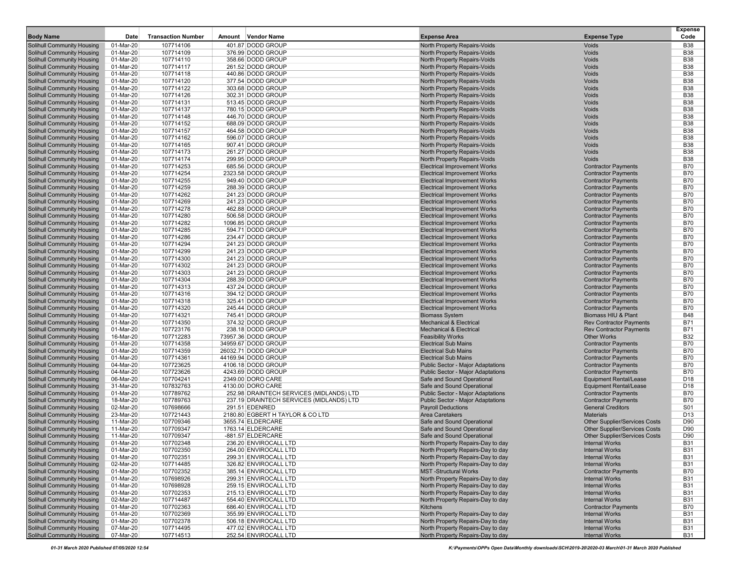| Body Name | Date | Transaction Number | Amount | Vendor Name | Expense Area | Expense Type | Expense Code |
|---|---|---|---|---|---|---|---|
| Solihull Community Housing | 01-Mar-20 | 107714106 | 401.87 | DODD GROUP | North Property Repairs-Voids | Voids | B38 |
| Solihull Community Housing | 01-Mar-20 | 107714109 | 376.99 | DODD GROUP | North Property Repairs-Voids | Voids | B38 |
| Solihull Community Housing | 01-Mar-20 | 107714110 | 358.66 | DODD GROUP | North Property Repairs-Voids | Voids | B38 |
| Solihull Community Housing | 01-Mar-20 | 107714117 | 261.52 | DODD GROUP | North Property Repairs-Voids | Voids | B38 |
| Solihull Community Housing | 01-Mar-20 | 107714118 | 440.86 | DODD GROUP | North Property Repairs-Voids | Voids | B38 |
| Solihull Community Housing | 01-Mar-20 | 107714120 | 377.54 | DODD GROUP | North Property Repairs-Voids | Voids | B38 |
| Solihull Community Housing | 01-Mar-20 | 107714122 | 303.68 | DODD GROUP | North Property Repairs-Voids | Voids | B38 |
| Solihull Community Housing | 01-Mar-20 | 107714126 | 302.31 | DODD GROUP | North Property Repairs-Voids | Voids | B38 |
| Solihull Community Housing | 01-Mar-20 | 107714131 | 513.45 | DODD GROUP | North Property Repairs-Voids | Voids | B38 |
| Solihull Community Housing | 01-Mar-20 | 107714137 | 780.15 | DODD GROUP | North Property Repairs-Voids | Voids | B38 |
| Solihull Community Housing | 01-Mar-20 | 107714148 | 446.70 | DODD GROUP | North Property Repairs-Voids | Voids | B38 |
| Solihull Community Housing | 01-Mar-20 | 107714152 | 688.09 | DODD GROUP | North Property Repairs-Voids | Voids | B38 |
| Solihull Community Housing | 01-Mar-20 | 107714157 | 464.58 | DODD GROUP | North Property Repairs-Voids | Voids | B38 |
| Solihull Community Housing | 01-Mar-20 | 107714162 | 596.07 | DODD GROUP | North Property Repairs-Voids | Voids | B38 |
| Solihull Community Housing | 01-Mar-20 | 107714165 | 907.41 | DODD GROUP | North Property Repairs-Voids | Voids | B38 |
| Solihull Community Housing | 01-Mar-20 | 107714173 | 261.27 | DODD GROUP | North Property Repairs-Voids | Voids | B38 |
| Solihull Community Housing | 01-Mar-20 | 107714174 | 299.95 | DODD GROUP | North Property Repairs-Voids | Voids | B38 |
| Solihull Community Housing | 01-Mar-20 | 107714253 | 685.56 | DODD GROUP | Electrical Improvement Works | Contractor Payments | B70 |
| Solihull Community Housing | 01-Mar-20 | 107714254 | 2323.58 | DODD GROUP | Electrical Improvement Works | Contractor Payments | B70 |
| Solihull Community Housing | 01-Mar-20 | 107714255 | 949.40 | DODD GROUP | Electrical Improvement Works | Contractor Payments | B70 |
| Solihull Community Housing | 01-Mar-20 | 107714259 | 288.39 | DODD GROUP | Electrical Improvement Works | Contractor Payments | B70 |
| Solihull Community Housing | 01-Mar-20 | 107714262 | 241.23 | DODD GROUP | Electrical Improvement Works | Contractor Payments | B70 |
| Solihull Community Housing | 01-Mar-20 | 107714269 | 241.23 | DODD GROUP | Electrical Improvement Works | Contractor Payments | B70 |
| Solihull Community Housing | 01-Mar-20 | 107714278 | 462.88 | DODD GROUP | Electrical Improvement Works | Contractor Payments | B70 |
| Solihull Community Housing | 01-Mar-20 | 107714280 | 506.58 | DODD GROUP | Electrical Improvement Works | Contractor Payments | B70 |
| Solihull Community Housing | 01-Mar-20 | 107714282 | 1096.85 | DODD GROUP | Electrical Improvement Works | Contractor Payments | B70 |
| Solihull Community Housing | 01-Mar-20 | 107714285 | 594.71 | DODD GROUP | Electrical Improvement Works | Contractor Payments | B70 |
| Solihull Community Housing | 01-Mar-20 | 107714286 | 234.47 | DODD GROUP | Electrical Improvement Works | Contractor Payments | B70 |
| Solihull Community Housing | 01-Mar-20 | 107714294 | 241.23 | DODD GROUP | Electrical Improvement Works | Contractor Payments | B70 |
| Solihull Community Housing | 01-Mar-20 | 107714299 | 241.23 | DODD GROUP | Electrical Improvement Works | Contractor Payments | B70 |
| Solihull Community Housing | 01-Mar-20 | 107714300 | 241.23 | DODD GROUP | Electrical Improvement Works | Contractor Payments | B70 |
| Solihull Community Housing | 01-Mar-20 | 107714302 | 241.23 | DODD GROUP | Electrical Improvement Works | Contractor Payments | B70 |
| Solihull Community Housing | 01-Mar-20 | 107714303 | 241.23 | DODD GROUP | Electrical Improvement Works | Contractor Payments | B70 |
| Solihull Community Housing | 01-Mar-20 | 107714304 | 288.39 | DODD GROUP | Electrical Improvement Works | Contractor Payments | B70 |
| Solihull Community Housing | 01-Mar-20 | 107714313 | 437.24 | DODD GROUP | Electrical Improvement Works | Contractor Payments | B70 |
| Solihull Community Housing | 01-Mar-20 | 107714316 | 394.12 | DODD GROUP | Electrical Improvement Works | Contractor Payments | B70 |
| Solihull Community Housing | 01-Mar-20 | 107714318 | 325.41 | DODD GROUP | Electrical Improvement Works | Contractor Payments | B70 |
| Solihull Community Housing | 01-Mar-20 | 107714320 | 245.44 | DODD GROUP | Electrical Improvement Works | Contractor Payments | B70 |
| Solihull Community Housing | 01-Mar-20 | 107714321 | 745.41 | DODD GROUP | Biomass System | Biomass HIU & Plant | B48 |
| Solihull Community Housing | 01-Mar-20 | 107714350 | 374.32 | DODD GROUP | Mechanical & Electrical | Rev Contractor Payments | B71 |
| Solihull Community Housing | 01-Mar-20 | 107723176 | 238.18 | DODD GROUP | Mechanical & Electrical | Rev Contractor Payments | B71 |
| Solihull Community Housing | 16-Mar-20 | 107712283 | 73957.36 | DODD GROUP | Feasibility Works | Other Works | B32 |
| Solihull Community Housing | 01-Mar-20 | 107714358 | 34959.67 | DODD GROUP | Electrical Sub Mains | Contractor Payments | B70 |
| Solihull Community Housing | 01-Mar-20 | 107714359 | 26032.71 | DODD GROUP | Electrical Sub Mains | Contractor Payments | B70 |
| Solihull Community Housing | 01-Mar-20 | 107714361 | 44169.94 | DODD GROUP | Electrical Sub Mains | Contractor Payments | B70 |
| Solihull Community Housing | 04-Mar-20 | 107723625 | 4106.18 | DODD GROUP | Public Sector - Major Adaptations | Contractor Payments | B70 |
| Solihull Community Housing | 04-Mar-20 | 107723626 | 4243.69 | DODD GROUP | Public Sector - Major Adaptations | Contractor Payments | B70 |
| Solihull Community Housing | 06-Mar-20 | 107704241 | 2349.00 | DORO CARE | Safe and Sound Operational | Equipment Rental/Lease | D18 |
| Solihull Community Housing | 31-Mar-20 | 107832763 | 4130.00 | DORO CARE | Safe and Sound Operational | Equipment Rental/Lease | D18 |
| Solihull Community Housing | 01-Mar-20 | 107789762 | 252.98 | DRAINTECH SERVICES (MIDLANDS) LTD | Public Sector - Major Adaptations | Contractor Payments | B70 |
| Solihull Community Housing | 18-Mar-20 | 107789763 | 237.19 | DRAINTECH SERVICES (MIDLANDS) LTD | Public Sector - Major Adaptations | Contractor Payments | B70 |
| Solihull Community Housing | 02-Mar-20 | 107698666 | 291.51 | EDENRED | Payroll Deductions | General Creditors | S01 |
| Solihull Community Housing | 23-Mar-20 | 107721443 | 2180.80 | EGBERT H TAYLOR & CO LTD | Area Caretakers | Materials | D13 |
| Solihull Community Housing | 11-Mar-20 | 107709346 | 3655.74 | ELDERCARE | Safe and Sound Operational | Other Supplier/Services Costs | D90 |
| Solihull Community Housing | 11-Mar-20 | 107709347 | 1763.14 | ELDERCARE | Safe and Sound Operational | Other Supplier/Services Costs | D90 |
| Solihull Community Housing | 11-Mar-20 | 107709347 | -881.57 | ELDERCARE | Safe and Sound Operational | Other Supplier/Services Costs | D90 |
| Solihull Community Housing | 01-Mar-20 | 107702348 | 236.20 | ENVIROCALL LTD | North Property Repairs-Day to day | Internal Works | B31 |
| Solihull Community Housing | 01-Mar-20 | 107702350 | 264.00 | ENVIROCALL LTD | North Property Repairs-Day to day | Internal Works | B31 |
| Solihull Community Housing | 01-Mar-20 | 107702351 | 299.31 | ENVIROCALL LTD | North Property Repairs-Day to day | Internal Works | B31 |
| Solihull Community Housing | 02-Mar-20 | 107714485 | 326.82 | ENVIROCALL LTD | North Property Repairs-Day to day | Internal Works | B31 |
| Solihull Community Housing | 01-Mar-20 | 107702352 | 385.14 | ENVIROCALL LTD | MST -Structural Works | Contractor Payments | B70 |
| Solihull Community Housing | 01-Mar-20 | 107698926 | 299.31 | ENVIROCALL LTD | North Property Repairs-Day to day | Internal Works | B31 |
| Solihull Community Housing | 01-Mar-20 | 107698928 | 259.15 | ENVIROCALL LTD | North Property Repairs-Day to day | Internal Works | B31 |
| Solihull Community Housing | 01-Mar-20 | 107702353 | 215.13 | ENVIROCALL LTD | North Property Repairs-Day to day | Internal Works | B31 |
| Solihull Community Housing | 02-Mar-20 | 107714487 | 554.40 | ENVIROCALL LTD | North Property Repairs-Day to day | Internal Works | B31 |
| Solihull Community Housing | 01-Mar-20 | 107702363 | 686.40 | ENVIROCALL LTD | Kitchens | Contractor Payments | B70 |
| Solihull Community Housing | 01-Mar-20 | 107702369 | 355.99 | ENVIROCALL LTD | North Property Repairs-Day to day | Internal Works | B31 |
| Solihull Community Housing | 01-Mar-20 | 107702378 | 506.18 | ENVIROCALL LTD | North Property Repairs-Day to day | Internal Works | B31 |
| Solihull Community Housing | 07-Mar-20 | 107714495 | 477.02 | ENVIROCALL LTD | North Property Repairs-Day to day | Internal Works | B31 |
| Solihull Community Housing | 07-Mar-20 | 107714513 | 252.54 | ENVIROCALL LTD | North Property Repairs-Day to day | Internal Works | B31 |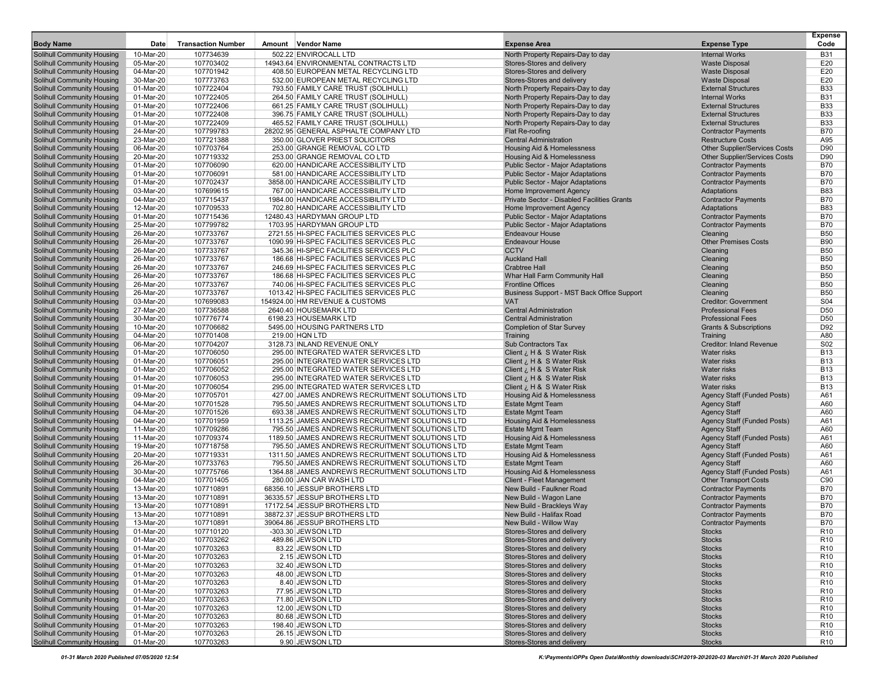| Body Name | Date | Transaction Number | Amount | Vendor Name | Expense Area | Expense Type | Expense Code |
|---|---|---|---|---|---|---|---|
| Solihull Community Housing | 10-Mar-20 | 107734639 | 502.22 | ENVIROCALL LTD | North Property Repairs-Day to day | Internal Works | B31 |
| Solihull Community Housing | 05-Mar-20 | 107703402 | 14943.64 | ENVIRONMENTAL CONTRACTS LTD | Stores-Stores and delivery | Waste Disposal | E20 |
| Solihull Community Housing | 04-Mar-20 | 107701942 | 408.50 | EUROPEAN METAL RECYCLING LTD | Stores-Stores and delivery | Waste Disposal | E20 |
| Solihull Community Housing | 30-Mar-20 | 107773763 | 532.00 | EUROPEAN METAL RECYCLING LTD | Stores-Stores and delivery | Waste Disposal | E20 |
| Solihull Community Housing | 01-Mar-20 | 107722404 | 793.50 | FAMILY CARE TRUST (SOLIHULL) | North Property Repairs-Day to day | External Structures | B33 |
| Solihull Community Housing | 01-Mar-20 | 107722405 | 264.50 | FAMILY CARE TRUST (SOLIHULL) | North Property Repairs-Day to day | Internal Works | B31 |
| Solihull Community Housing | 01-Mar-20 | 107722406 | 661.25 | FAMILY CARE TRUST (SOLIHULL) | North Property Repairs-Day to day | External Structures | B33 |
| Solihull Community Housing | 01-Mar-20 | 107722408 | 396.75 | FAMILY CARE TRUST (SOLIHULL) | North Property Repairs-Day to day | External Structures | B33 |
| Solihull Community Housing | 01-Mar-20 | 107722409 | 465.52 | FAMILY CARE TRUST (SOLIHULL) | North Property Repairs-Day to day | External Structures | B33 |
| Solihull Community Housing | 24-Mar-20 | 107799783 | 28202.95 | GENERAL ASPHALTE COMPANY LTD | Flat Re-roofing | Contractor Payments | B70 |
| Solihull Community Housing | 23-Mar-20 | 107721388 | 350.00 | GLOVER PRIEST SOLICITORS | Central Administration | Restructure Costs | A95 |
| Solihull Community Housing | 06-Mar-20 | 107703764 | 253.00 | GRANGE REMOVAL CO LTD | Housing Aid & Homelessness | Other Supplier/Services Costs | D90 |
| Solihull Community Housing | 20-Mar-20 | 107719332 | 253.00 | GRANGE REMOVAL CO LTD | Housing Aid & Homelessness | Other Supplier/Services Costs | D90 |
| Solihull Community Housing | 01-Mar-20 | 107706090 | 620.00 | HANDICARE ACCESSIBILITY LTD | Public Sector - Major Adaptations | Contractor Payments | B70 |
| Solihull Community Housing | 01-Mar-20 | 107706091 | 581.00 | HANDICARE ACCESSIBILITY LTD | Public Sector - Major Adaptations | Contractor Payments | B70 |
| Solihull Community Housing | 01-Mar-20 | 107702437 | 3858.00 | HANDICARE ACCESSIBILITY LTD | Public Sector - Major Adaptations | Contractor Payments | B70 |
| Solihull Community Housing | 03-Mar-20 | 107699615 | 767.00 | HANDICARE ACCESSIBILITY LTD | Home Improvement Agency | Adaptations | B83 |
| Solihull Community Housing | 04-Mar-20 | 107715437 | 1984.00 | HANDICARE ACCESSIBILITY LTD | Private Sector - Disabled Facilities Grants | Contractor Payments | B70 |
| Solihull Community Housing | 12-Mar-20 | 107709533 | 702.80 | HANDICARE ACCESSIBILITY LTD | Home Improvement Agency | Adaptations | B83 |
| Solihull Community Housing | 01-Mar-20 | 107715436 | 12480.43 | HARDYMAN GROUP LTD | Public Sector - Major Adaptations | Contractor Payments | B70 |
| Solihull Community Housing | 25-Mar-20 | 107799782 | 1703.95 | HARDYMAN GROUP LTD | Public Sector - Major Adaptations | Contractor Payments | B70 |
| Solihull Community Housing | 26-Mar-20 | 107733767 | 2721.55 | HI-SPEC FACILITIES SERVICES PLC | Endeavour House | Cleaning | B50 |
| Solihull Community Housing | 26-Mar-20 | 107733767 | 1090.99 | HI-SPEC FACILITIES SERVICES PLC | Endeavour House | Other Premises Costs | B90 |
| Solihull Community Housing | 26-Mar-20 | 107733767 | 345.36 | HI-SPEC FACILITIES SERVICES PLC | CCTV | Cleaning | B50 |
| Solihull Community Housing | 26-Mar-20 | 107733767 | 186.68 | HI-SPEC FACILITIES SERVICES PLC | Auckland Hall | Cleaning | B50 |
| Solihull Community Housing | 26-Mar-20 | 107733767 | 246.69 | HI-SPEC FACILITIES SERVICES PLC | Crabtree Hall | Cleaning | B50 |
| Solihull Community Housing | 26-Mar-20 | 107733767 | 186.68 | HI-SPEC FACILITIES SERVICES PLC | Whar Hall Farm Community Hall | Cleaning | B50 |
| Solihull Community Housing | 26-Mar-20 | 107733767 | 740.06 | HI-SPEC FACILITIES SERVICES PLC | Frontline Offices | Cleaning | B50 |
| Solihull Community Housing | 26-Mar-20 | 107733767 | 1013.42 | HI-SPEC FACILITIES SERVICES PLC | Business Support - MST Back Office Support | Cleaning | B50 |
| Solihull Community Housing | 03-Mar-20 | 107699083 | 154924.00 | HM REVENUE & CUSTOMS | VAT | Creditor: Government | S04 |
| Solihull Community Housing | 27-Mar-20 | 107736588 | 2640.40 | HOUSEMARK LTD | Central Administration | Professional Fees | D50 |
| Solihull Community Housing | 30-Mar-20 | 107776774 | 6198.23 | HOUSEMARK LTD | Central Administration | Professional Fees | D50 |
| Solihull Community Housing | 10-Mar-20 | 107706682 | 5495.00 | HOUSING PARTNERS LTD | Completion of Star Survey | Grants & Subscriptions | D92 |
| Solihull Community Housing | 04-Mar-20 | 107701408 | 219.00 | HQN LTD | Training | Training | A80 |
| Solihull Community Housing | 06-Mar-20 | 107704207 | 3128.73 | INLAND REVENUE ONLY | Sub Contractors Tax | Creditor: Inland Revenue | S02 |
| Solihull Community Housing | 01-Mar-20 | 107706050 | 295.00 | INTEGRATED WATER SERVICES LTD | Client ¿ H & S Water Risk | Water risks | B13 |
| Solihull Community Housing | 01-Mar-20 | 107706051 | 295.00 | INTEGRATED WATER SERVICES LTD | Client ¿ H & S Water Risk | Water risks | B13 |
| Solihull Community Housing | 01-Mar-20 | 107706052 | 295.00 | INTEGRATED WATER SERVICES LTD | Client ¿ H & S Water Risk | Water risks | B13 |
| Solihull Community Housing | 01-Mar-20 | 107706053 | 295.00 | INTEGRATED WATER SERVICES LTD | Client ¿ H & S Water Risk | Water risks | B13 |
| Solihull Community Housing | 01-Mar-20 | 107706054 | 295.00 | INTEGRATED WATER SERVICES LTD | Client ¿ H & S Water Risk | Water risks | B13 |
| Solihull Community Housing | 09-Mar-20 | 107705701 | 427.00 | JAMES ANDREWS RECRUITMENT SOLUTIONS LTD | Housing Aid & Homelessness | Agency Staff (Funded Posts) | A61 |
| Solihull Community Housing | 04-Mar-20 | 107701528 | 795.50 | JAMES ANDREWS RECRUITMENT SOLUTIONS LTD | Estate Mgmt Team | Agency Staff | A60 |
| Solihull Community Housing | 04-Mar-20 | 107701526 | 693.38 | JAMES ANDREWS RECRUITMENT SOLUTIONS LTD | Estate Mgmt Team | Agency Staff | A60 |
| Solihull Community Housing | 04-Mar-20 | 107701959 | 1113.25 | JAMES ANDREWS RECRUITMENT SOLUTIONS LTD | Housing Aid & Homelessness | Agency Staff (Funded Posts) | A61 |
| Solihull Community Housing | 11-Mar-20 | 107709286 | 795.50 | JAMES ANDREWS RECRUITMENT SOLUTIONS LTD | Estate Mgmt Team | Agency Staff | A60 |
| Solihull Community Housing | 11-Mar-20 | 107709374 | 1189.50 | JAMES ANDREWS RECRUITMENT SOLUTIONS LTD | Housing Aid & Homelessness | Agency Staff (Funded Posts) | A61 |
| Solihull Community Housing | 19-Mar-20 | 107718758 | 795.50 | JAMES ANDREWS RECRUITMENT SOLUTIONS LTD | Estate Mgmt Team | Agency Staff | A60 |
| Solihull Community Housing | 20-Mar-20 | 107719331 | 1311.50 | JAMES ANDREWS RECRUITMENT SOLUTIONS LTD | Housing Aid & Homelessness | Agency Staff (Funded Posts) | A61 |
| Solihull Community Housing | 26-Mar-20 | 107733763 | 795.50 | JAMES ANDREWS RECRUITMENT SOLUTIONS LTD | Estate Mgmt Team | Agency Staff | A60 |
| Solihull Community Housing | 30-Mar-20 | 107775766 | 1364.88 | JAMES ANDREWS RECRUITMENT SOLUTIONS LTD | Housing Aid & Homelessness | Agency Staff (Funded Posts) | A61 |
| Solihull Community Housing | 04-Mar-20 | 107701405 | 280.00 | JAN CAR WASH LTD | Client - Fleet Management | Other Transport Costs | C90 |
| Solihull Community Housing | 13-Mar-20 | 107710891 | 68356.10 | JESSUP BROTHERS LTD | New Build - Faulkner Road | Contractor Payments | B70 |
| Solihull Community Housing | 13-Mar-20 | 107710891 | 36335.57 | JESSUP BROTHERS LTD | New Build - Wagon Lane | Contractor Payments | B70 |
| Solihull Community Housing | 13-Mar-20 | 107710891 | 17172.54 | JESSUP BROTHERS LTD | New Build - Brackleys Way | Contractor Payments | B70 |
| Solihull Community Housing | 13-Mar-20 | 107710891 | 38872.37 | JESSUP BROTHERS LTD | New Build - Halifax Road | Contractor Payments | B70 |
| Solihull Community Housing | 13-Mar-20 | 107710891 | 39064.86 | JESSUP BROTHERS LTD | New Build - Willow Way | Contractor Payments | B70 |
| Solihull Community Housing | 01-Mar-20 | 107710120 | -303.30 | JEWSON LTD | Stores-Stores and delivery | Stocks | R10 |
| Solihull Community Housing | 01-Mar-20 | 107703262 | 489.86 | JEWSON LTD | Stores-Stores and delivery | Stocks | R10 |
| Solihull Community Housing | 01-Mar-20 | 107703263 | 83.22 | JEWSON LTD | Stores-Stores and delivery | Stocks | R10 |
| Solihull Community Housing | 01-Mar-20 | 107703263 | 2.15 | JEWSON LTD | Stores-Stores and delivery | Stocks | R10 |
| Solihull Community Housing | 01-Mar-20 | 107703263 | 32.40 | JEWSON LTD | Stores-Stores and delivery | Stocks | R10 |
| Solihull Community Housing | 01-Mar-20 | 107703263 | 48.00 | JEWSON LTD | Stores-Stores and delivery | Stocks | R10 |
| Solihull Community Housing | 01-Mar-20 | 107703263 | 8.40 | JEWSON LTD | Stores-Stores and delivery | Stocks | R10 |
| Solihull Community Housing | 01-Mar-20 | 107703263 | 77.95 | JEWSON LTD | Stores-Stores and delivery | Stocks | R10 |
| Solihull Community Housing | 01-Mar-20 | 107703263 | 71.80 | JEWSON LTD | Stores-Stores and delivery | Stocks | R10 |
| Solihull Community Housing | 01-Mar-20 | 107703263 | 12.00 | JEWSON LTD | Stores-Stores and delivery | Stocks | R10 |
| Solihull Community Housing | 01-Mar-20 | 107703263 | 80.68 | JEWSON LTD | Stores-Stores and delivery | Stocks | R10 |
| Solihull Community Housing | 01-Mar-20 | 107703263 | 198.40 | JEWSON LTD | Stores-Stores and delivery | Stocks | R10 |
| Solihull Community Housing | 01-Mar-20 | 107703263 | 26.15 | JEWSON LTD | Stores-Stores and delivery | Stocks | R10 |
| Solihull Community Housing | 01-Mar-20 | 107703263 | 9.90 | JEWSON LTD | Stores-Stores and delivery | Stocks | R10 |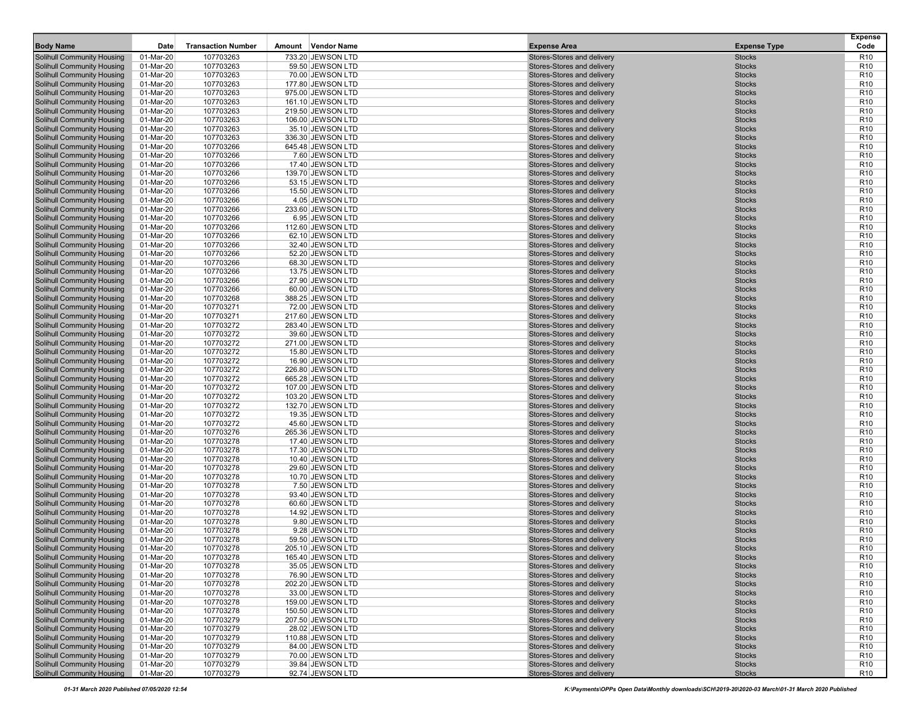| Body Name | Date | Transaction Number | Amount | Vendor Name | Expense Area | Expense Type | Expense Code |
|---|---|---|---|---|---|---|---|
| Solihull Community Housing | 01-Mar-20 | 107703263 | 733.20 | JEWSON LTD | Stores-Stores and delivery | Stocks | R10 |
| Solihull Community Housing | 01-Mar-20 | 107703263 | 59.50 | JEWSON LTD | Stores-Stores and delivery | Stocks | R10 |
| Solihull Community Housing | 01-Mar-20 | 107703263 | 70.00 | JEWSON LTD | Stores-Stores and delivery | Stocks | R10 |
| Solihull Community Housing | 01-Mar-20 | 107703263 | 177.80 | JEWSON LTD | Stores-Stores and delivery | Stocks | R10 |
| Solihull Community Housing | 01-Mar-20 | 107703263 | 975.00 | JEWSON LTD | Stores-Stores and delivery | Stocks | R10 |
| Solihull Community Housing | 01-Mar-20 | 107703263 | 161.10 | JEWSON LTD | Stores-Stores and delivery | Stocks | R10 |
| Solihull Community Housing | 01-Mar-20 | 107703263 | 219.50 | JEWSON LTD | Stores-Stores and delivery | Stocks | R10 |
| Solihull Community Housing | 01-Mar-20 | 107703263 | 106.00 | JEWSON LTD | Stores-Stores and delivery | Stocks | R10 |
| Solihull Community Housing | 01-Mar-20 | 107703263 | 35.10 | JEWSON LTD | Stores-Stores and delivery | Stocks | R10 |
| Solihull Community Housing | 01-Mar-20 | 107703263 | 336.30 | JEWSON LTD | Stores-Stores and delivery | Stocks | R10 |
| Solihull Community Housing | 01-Mar-20 | 107703266 | 645.48 | JEWSON LTD | Stores-Stores and delivery | Stocks | R10 |
| Solihull Community Housing | 01-Mar-20 | 107703266 | 7.60 | JEWSON LTD | Stores-Stores and delivery | Stocks | R10 |
| Solihull Community Housing | 01-Mar-20 | 107703266 | 17.40 | JEWSON LTD | Stores-Stores and delivery | Stocks | R10 |
| Solihull Community Housing | 01-Mar-20 | 107703266 | 139.70 | JEWSON LTD | Stores-Stores and delivery | Stocks | R10 |
| Solihull Community Housing | 01-Mar-20 | 107703266 | 53.15 | JEWSON LTD | Stores-Stores and delivery | Stocks | R10 |
| Solihull Community Housing | 01-Mar-20 | 107703266 | 15.50 | JEWSON LTD | Stores-Stores and delivery | Stocks | R10 |
| Solihull Community Housing | 01-Mar-20 | 107703266 | 4.05 | JEWSON LTD | Stores-Stores and delivery | Stocks | R10 |
| Solihull Community Housing | 01-Mar-20 | 107703266 | 233.60 | JEWSON LTD | Stores-Stores and delivery | Stocks | R10 |
| Solihull Community Housing | 01-Mar-20 | 107703266 | 6.95 | JEWSON LTD | Stores-Stores and delivery | Stocks | R10 |
| Solihull Community Housing | 01-Mar-20 | 107703266 | 112.60 | JEWSON LTD | Stores-Stores and delivery | Stocks | R10 |
| Solihull Community Housing | 01-Mar-20 | 107703266 | 62.10 | JEWSON LTD | Stores-Stores and delivery | Stocks | R10 |
| Solihull Community Housing | 01-Mar-20 | 107703266 | 32.40 | JEWSON LTD | Stores-Stores and delivery | Stocks | R10 |
| Solihull Community Housing | 01-Mar-20 | 107703266 | 52.20 | JEWSON LTD | Stores-Stores and delivery | Stocks | R10 |
| Solihull Community Housing | 01-Mar-20 | 107703266 | 68.30 | JEWSON LTD | Stores-Stores and delivery | Stocks | R10 |
| Solihull Community Housing | 01-Mar-20 | 107703266 | 13.75 | JEWSON LTD | Stores-Stores and delivery | Stocks | R10 |
| Solihull Community Housing | 01-Mar-20 | 107703266 | 27.90 | JEWSON LTD | Stores-Stores and delivery | Stocks | R10 |
| Solihull Community Housing | 01-Mar-20 | 107703266 | 60.00 | JEWSON LTD | Stores-Stores and delivery | Stocks | R10 |
| Solihull Community Housing | 01-Mar-20 | 107703268 | 388.25 | JEWSON LTD | Stores-Stores and delivery | Stocks | R10 |
| Solihull Community Housing | 01-Mar-20 | 107703271 | 72.00 | JEWSON LTD | Stores-Stores and delivery | Stocks | R10 |
| Solihull Community Housing | 01-Mar-20 | 107703271 | 217.60 | JEWSON LTD | Stores-Stores and delivery | Stocks | R10 |
| Solihull Community Housing | 01-Mar-20 | 107703272 | 283.40 | JEWSON LTD | Stores-Stores and delivery | Stocks | R10 |
| Solihull Community Housing | 01-Mar-20 | 107703272 | 39.60 | JEWSON LTD | Stores-Stores and delivery | Stocks | R10 |
| Solihull Community Housing | 01-Mar-20 | 107703272 | 271.00 | JEWSON LTD | Stores-Stores and delivery | Stocks | R10 |
| Solihull Community Housing | 01-Mar-20 | 107703272 | 15.80 | JEWSON LTD | Stores-Stores and delivery | Stocks | R10 |
| Solihull Community Housing | 01-Mar-20 | 107703272 | 16.90 | JEWSON LTD | Stores-Stores and delivery | Stocks | R10 |
| Solihull Community Housing | 01-Mar-20 | 107703272 | 226.80 | JEWSON LTD | Stores-Stores and delivery | Stocks | R10 |
| Solihull Community Housing | 01-Mar-20 | 107703272 | 665.28 | JEWSON LTD | Stores-Stores and delivery | Stocks | R10 |
| Solihull Community Housing | 01-Mar-20 | 107703272 | 107.00 | JEWSON LTD | Stores-Stores and delivery | Stocks | R10 |
| Solihull Community Housing | 01-Mar-20 | 107703272 | 103.20 | JEWSON LTD | Stores-Stores and delivery | Stocks | R10 |
| Solihull Community Housing | 01-Mar-20 | 107703272 | 132.70 | JEWSON LTD | Stores-Stores and delivery | Stocks | R10 |
| Solihull Community Housing | 01-Mar-20 | 107703272 | 19.35 | JEWSON LTD | Stores-Stores and delivery | Stocks | R10 |
| Solihull Community Housing | 01-Mar-20 | 107703272 | 45.60 | JEWSON LTD | Stores-Stores and delivery | Stocks | R10 |
| Solihull Community Housing | 01-Mar-20 | 107703276 | 265.36 | JEWSON LTD | Stores-Stores and delivery | Stocks | R10 |
| Solihull Community Housing | 01-Mar-20 | 107703278 | 17.40 | JEWSON LTD | Stores-Stores and delivery | Stocks | R10 |
| Solihull Community Housing | 01-Mar-20 | 107703278 | 17.30 | JEWSON LTD | Stores-Stores and delivery | Stocks | R10 |
| Solihull Community Housing | 01-Mar-20 | 107703278 | 10.40 | JEWSON LTD | Stores-Stores and delivery | Stocks | R10 |
| Solihull Community Housing | 01-Mar-20 | 107703278 | 29.60 | JEWSON LTD | Stores-Stores and delivery | Stocks | R10 |
| Solihull Community Housing | 01-Mar-20 | 107703278 | 10.70 | JEWSON LTD | Stores-Stores and delivery | Stocks | R10 |
| Solihull Community Housing | 01-Mar-20 | 107703278 | 7.50 | JEWSON LTD | Stores-Stores and delivery | Stocks | R10 |
| Solihull Community Housing | 01-Mar-20 | 107703278 | 93.40 | JEWSON LTD | Stores-Stores and delivery | Stocks | R10 |
| Solihull Community Housing | 01-Mar-20 | 107703278 | 60.60 | JEWSON LTD | Stores-Stores and delivery | Stocks | R10 |
| Solihull Community Housing | 01-Mar-20 | 107703278 | 14.92 | JEWSON LTD | Stores-Stores and delivery | Stocks | R10 |
| Solihull Community Housing | 01-Mar-20 | 107703278 | 9.80 | JEWSON LTD | Stores-Stores and delivery | Stocks | R10 |
| Solihull Community Housing | 01-Mar-20 | 107703278 | 9.28 | JEWSON LTD | Stores-Stores and delivery | Stocks | R10 |
| Solihull Community Housing | 01-Mar-20 | 107703278 | 59.50 | JEWSON LTD | Stores-Stores and delivery | Stocks | R10 |
| Solihull Community Housing | 01-Mar-20 | 107703278 | 205.10 | JEWSON LTD | Stores-Stores and delivery | Stocks | R10 |
| Solihull Community Housing | 01-Mar-20 | 107703278 | 165.40 | JEWSON LTD | Stores-Stores and delivery | Stocks | R10 |
| Solihull Community Housing | 01-Mar-20 | 107703278 | 35.05 | JEWSON LTD | Stores-Stores and delivery | Stocks | R10 |
| Solihull Community Housing | 01-Mar-20 | 107703278 | 76.90 | JEWSON LTD | Stores-Stores and delivery | Stocks | R10 |
| Solihull Community Housing | 01-Mar-20 | 107703278 | 202.20 | JEWSON LTD | Stores-Stores and delivery | Stocks | R10 |
| Solihull Community Housing | 01-Mar-20 | 107703278 | 33.00 | JEWSON LTD | Stores-Stores and delivery | Stocks | R10 |
| Solihull Community Housing | 01-Mar-20 | 107703278 | 159.00 | JEWSON LTD | Stores-Stores and delivery | Stocks | R10 |
| Solihull Community Housing | 01-Mar-20 | 107703278 | 150.50 | JEWSON LTD | Stores-Stores and delivery | Stocks | R10 |
| Solihull Community Housing | 01-Mar-20 | 107703279 | 207.50 | JEWSON LTD | Stores-Stores and delivery | Stocks | R10 |
| Solihull Community Housing | 01-Mar-20 | 107703279 | 28.02 | JEWSON LTD | Stores-Stores and delivery | Stocks | R10 |
| Solihull Community Housing | 01-Mar-20 | 107703279 | 110.88 | JEWSON LTD | Stores-Stores and delivery | Stocks | R10 |
| Solihull Community Housing | 01-Mar-20 | 107703279 | 84.00 | JEWSON LTD | Stores-Stores and delivery | Stocks | R10 |
| Solihull Community Housing | 01-Mar-20 | 107703279 | 70.00 | JEWSON LTD | Stores-Stores and delivery | Stocks | R10 |
| Solihull Community Housing | 01-Mar-20 | 107703279 | 39.84 | JEWSON LTD | Stores-Stores and delivery | Stocks | R10 |
| Solihull Community Housing | 01-Mar-20 | 107703279 | 92.74 | JEWSON LTD | Stores-Stores and delivery | Stocks | R10 |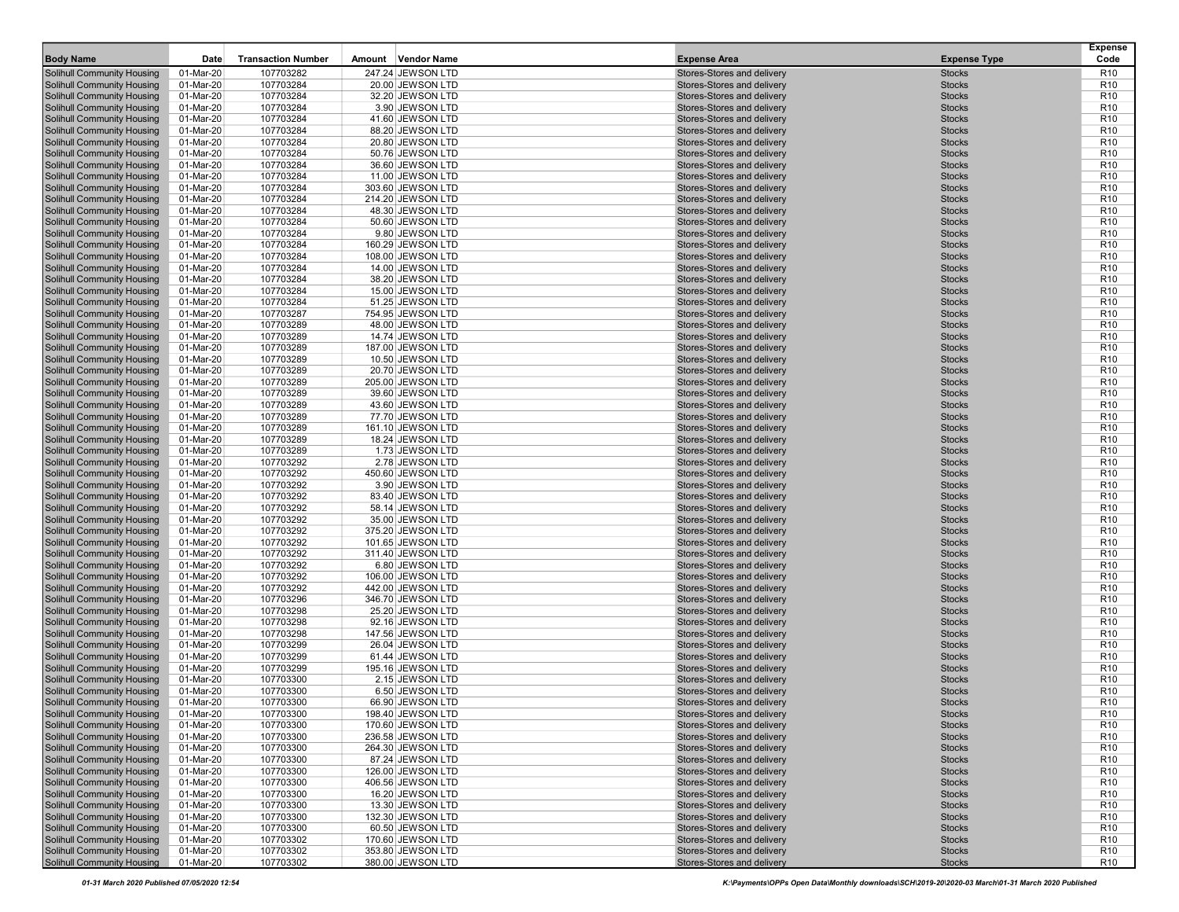| Body Name | Date | Transaction Number | Amount | Vendor Name | Expense Area | Expense Type | Expense Code |
|---|---|---|---|---|---|---|---|
| Solihull Community Housing | 01-Mar-20 | 107703282 | 247.24 | JEWSON LTD | Stores-Stores and delivery | Stocks | R10 |
| Solihull Community Housing | 01-Mar-20 | 107703284 | 20.00 | JEWSON LTD | Stores-Stores and delivery | Stocks | R10 |
| Solihull Community Housing | 01-Mar-20 | 107703284 | 32.20 | JEWSON LTD | Stores-Stores and delivery | Stocks | R10 |
| Solihull Community Housing | 01-Mar-20 | 107703284 | 3.90 | JEWSON LTD | Stores-Stores and delivery | Stocks | R10 |
| Solihull Community Housing | 01-Mar-20 | 107703284 | 41.60 | JEWSON LTD | Stores-Stores and delivery | Stocks | R10 |
| Solihull Community Housing | 01-Mar-20 | 107703284 | 88.20 | JEWSON LTD | Stores-Stores and delivery | Stocks | R10 |
| Solihull Community Housing | 01-Mar-20 | 107703284 | 20.80 | JEWSON LTD | Stores-Stores and delivery | Stocks | R10 |
| Solihull Community Housing | 01-Mar-20 | 107703284 | 50.76 | JEWSON LTD | Stores-Stores and delivery | Stocks | R10 |
| Solihull Community Housing | 01-Mar-20 | 107703284 | 36.60 | JEWSON LTD | Stores-Stores and delivery | Stocks | R10 |
| Solihull Community Housing | 01-Mar-20 | 107703284 | 11.00 | JEWSON LTD | Stores-Stores and delivery | Stocks | R10 |
| Solihull Community Housing | 01-Mar-20 | 107703284 | 303.60 | JEWSON LTD | Stores-Stores and delivery | Stocks | R10 |
| Solihull Community Housing | 01-Mar-20 | 107703284 | 214.20 | JEWSON LTD | Stores-Stores and delivery | Stocks | R10 |
| Solihull Community Housing | 01-Mar-20 | 107703284 | 48.30 | JEWSON LTD | Stores-Stores and delivery | Stocks | R10 |
| Solihull Community Housing | 01-Mar-20 | 107703284 | 50.60 | JEWSON LTD | Stores-Stores and delivery | Stocks | R10 |
| Solihull Community Housing | 01-Mar-20 | 107703284 | 9.80 | JEWSON LTD | Stores-Stores and delivery | Stocks | R10 |
| Solihull Community Housing | 01-Mar-20 | 107703284 | 160.29 | JEWSON LTD | Stores-Stores and delivery | Stocks | R10 |
| Solihull Community Housing | 01-Mar-20 | 107703284 | 108.00 | JEWSON LTD | Stores-Stores and delivery | Stocks | R10 |
| Solihull Community Housing | 01-Mar-20 | 107703284 | 14.00 | JEWSON LTD | Stores-Stores and delivery | Stocks | R10 |
| Solihull Community Housing | 01-Mar-20 | 107703284 | 38.20 | JEWSON LTD | Stores-Stores and delivery | Stocks | R10 |
| Solihull Community Housing | 01-Mar-20 | 107703284 | 15.00 | JEWSON LTD | Stores-Stores and delivery | Stocks | R10 |
| Solihull Community Housing | 01-Mar-20 | 107703284 | 51.25 | JEWSON LTD | Stores-Stores and delivery | Stocks | R10 |
| Solihull Community Housing | 01-Mar-20 | 107703287 | 754.95 | JEWSON LTD | Stores-Stores and delivery | Stocks | R10 |
| Solihull Community Housing | 01-Mar-20 | 107703289 | 48.00 | JEWSON LTD | Stores-Stores and delivery | Stocks | R10 |
| Solihull Community Housing | 01-Mar-20 | 107703289 | 14.74 | JEWSON LTD | Stores-Stores and delivery | Stocks | R10 |
| Solihull Community Housing | 01-Mar-20 | 107703289 | 187.00 | JEWSON LTD | Stores-Stores and delivery | Stocks | R10 |
| Solihull Community Housing | 01-Mar-20 | 107703289 | 10.50 | JEWSON LTD | Stores-Stores and delivery | Stocks | R10 |
| Solihull Community Housing | 01-Mar-20 | 107703289 | 20.70 | JEWSON LTD | Stores-Stores and delivery | Stocks | R10 |
| Solihull Community Housing | 01-Mar-20 | 107703289 | 205.00 | JEWSON LTD | Stores-Stores and delivery | Stocks | R10 |
| Solihull Community Housing | 01-Mar-20 | 107703289 | 39.60 | JEWSON LTD | Stores-Stores and delivery | Stocks | R10 |
| Solihull Community Housing | 01-Mar-20 | 107703289 | 43.60 | JEWSON LTD | Stores-Stores and delivery | Stocks | R10 |
| Solihull Community Housing | 01-Mar-20 | 107703289 | 77.70 | JEWSON LTD | Stores-Stores and delivery | Stocks | R10 |
| Solihull Community Housing | 01-Mar-20 | 107703289 | 161.10 | JEWSON LTD | Stores-Stores and delivery | Stocks | R10 |
| Solihull Community Housing | 01-Mar-20 | 107703289 | 18.24 | JEWSON LTD | Stores-Stores and delivery | Stocks | R10 |
| Solihull Community Housing | 01-Mar-20 | 107703289 | 1.73 | JEWSON LTD | Stores-Stores and delivery | Stocks | R10 |
| Solihull Community Housing | 01-Mar-20 | 107703292 | 2.78 | JEWSON LTD | Stores-Stores and delivery | Stocks | R10 |
| Solihull Community Housing | 01-Mar-20 | 107703292 | 450.60 | JEWSON LTD | Stores-Stores and delivery | Stocks | R10 |
| Solihull Community Housing | 01-Mar-20 | 107703292 | 3.90 | JEWSON LTD | Stores-Stores and delivery | Stocks | R10 |
| Solihull Community Housing | 01-Mar-20 | 107703292 | 83.40 | JEWSON LTD | Stores-Stores and delivery | Stocks | R10 |
| Solihull Community Housing | 01-Mar-20 | 107703292 | 58.14 | JEWSON LTD | Stores-Stores and delivery | Stocks | R10 |
| Solihull Community Housing | 01-Mar-20 | 107703292 | 35.00 | JEWSON LTD | Stores-Stores and delivery | Stocks | R10 |
| Solihull Community Housing | 01-Mar-20 | 107703292 | 375.20 | JEWSON LTD | Stores-Stores and delivery | Stocks | R10 |
| Solihull Community Housing | 01-Mar-20 | 107703292 | 101.65 | JEWSON LTD | Stores-Stores and delivery | Stocks | R10 |
| Solihull Community Housing | 01-Mar-20 | 107703292 | 311.40 | JEWSON LTD | Stores-Stores and delivery | Stocks | R10 |
| Solihull Community Housing | 01-Mar-20 | 107703292 | 6.80 | JEWSON LTD | Stores-Stores and delivery | Stocks | R10 |
| Solihull Community Housing | 01-Mar-20 | 107703292 | 106.00 | JEWSON LTD | Stores-Stores and delivery | Stocks | R10 |
| Solihull Community Housing | 01-Mar-20 | 107703292 | 442.00 | JEWSON LTD | Stores-Stores and delivery | Stocks | R10 |
| Solihull Community Housing | 01-Mar-20 | 107703296 | 346.70 | JEWSON LTD | Stores-Stores and delivery | Stocks | R10 |
| Solihull Community Housing | 01-Mar-20 | 107703298 | 25.20 | JEWSON LTD | Stores-Stores and delivery | Stocks | R10 |
| Solihull Community Housing | 01-Mar-20 | 107703298 | 92.16 | JEWSON LTD | Stores-Stores and delivery | Stocks | R10 |
| Solihull Community Housing | 01-Mar-20 | 107703298 | 147.56 | JEWSON LTD | Stores-Stores and delivery | Stocks | R10 |
| Solihull Community Housing | 01-Mar-20 | 107703299 | 26.04 | JEWSON LTD | Stores-Stores and delivery | Stocks | R10 |
| Solihull Community Housing | 01-Mar-20 | 107703299 | 61.44 | JEWSON LTD | Stores-Stores and delivery | Stocks | R10 |
| Solihull Community Housing | 01-Mar-20 | 107703299 | 195.16 | JEWSON LTD | Stores-Stores and delivery | Stocks | R10 |
| Solihull Community Housing | 01-Mar-20 | 107703300 | 2.15 | JEWSON LTD | Stores-Stores and delivery | Stocks | R10 |
| Solihull Community Housing | 01-Mar-20 | 107703300 | 6.50 | JEWSON LTD | Stores-Stores and delivery | Stocks | R10 |
| Solihull Community Housing | 01-Mar-20 | 107703300 | 66.90 | JEWSON LTD | Stores-Stores and delivery | Stocks | R10 |
| Solihull Community Housing | 01-Mar-20 | 107703300 | 198.40 | JEWSON LTD | Stores-Stores and delivery | Stocks | R10 |
| Solihull Community Housing | 01-Mar-20 | 107703300 | 170.60 | JEWSON LTD | Stores-Stores and delivery | Stocks | R10 |
| Solihull Community Housing | 01-Mar-20 | 107703300 | 236.58 | JEWSON LTD | Stores-Stores and delivery | Stocks | R10 |
| Solihull Community Housing | 01-Mar-20 | 107703300 | 264.30 | JEWSON LTD | Stores-Stores and delivery | Stocks | R10 |
| Solihull Community Housing | 01-Mar-20 | 107703300 | 87.24 | JEWSON LTD | Stores-Stores and delivery | Stocks | R10 |
| Solihull Community Housing | 01-Mar-20 | 107703300 | 126.00 | JEWSON LTD | Stores-Stores and delivery | Stocks | R10 |
| Solihull Community Housing | 01-Mar-20 | 107703300 | 406.56 | JEWSON LTD | Stores-Stores and delivery | Stocks | R10 |
| Solihull Community Housing | 01-Mar-20 | 107703300 | 16.20 | JEWSON LTD | Stores-Stores and delivery | Stocks | R10 |
| Solihull Community Housing | 01-Mar-20 | 107703300 | 13.30 | JEWSON LTD | Stores-Stores and delivery | Stocks | R10 |
| Solihull Community Housing | 01-Mar-20 | 107703300 | 132.30 | JEWSON LTD | Stores-Stores and delivery | Stocks | R10 |
| Solihull Community Housing | 01-Mar-20 | 107703300 | 60.50 | JEWSON LTD | Stores-Stores and delivery | Stocks | R10 |
| Solihull Community Housing | 01-Mar-20 | 107703302 | 170.60 | JEWSON LTD | Stores-Stores and delivery | Stocks | R10 |
| Solihull Community Housing | 01-Mar-20 | 107703302 | 353.80 | JEWSON LTD | Stores-Stores and delivery | Stocks | R10 |
| Solihull Community Housing | 01-Mar-20 | 107703302 | 380.00 | JEWSON LTD | Stores-Stores and delivery | Stocks | R10 |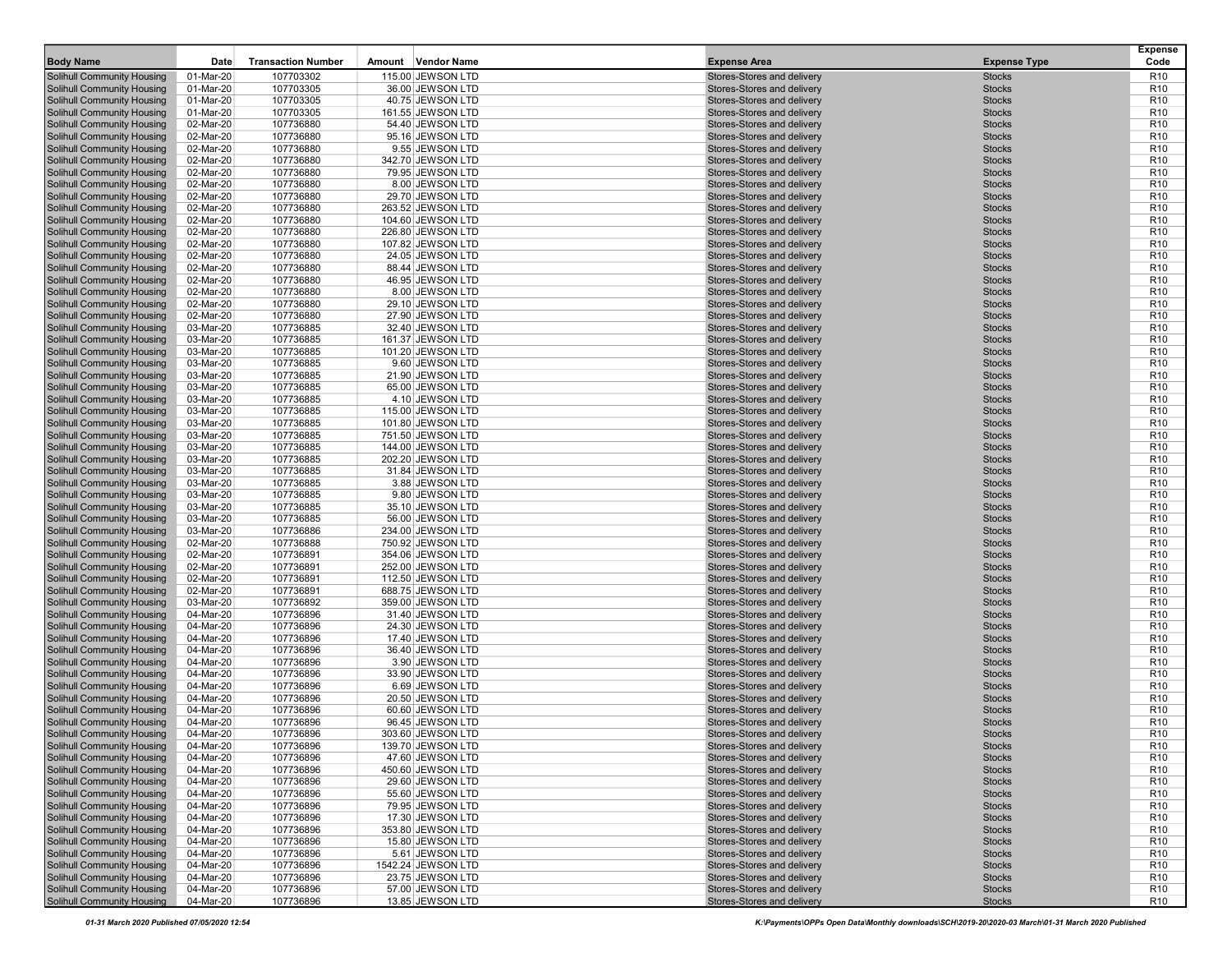| Body Name | Date | Transaction Number | Amount | Vendor Name | Expense Area | Expense Type | Expense Code |
|---|---|---|---|---|---|---|---|
| Solihull Community Housing | 01-Mar-20 | 107703302 | 115.00 | JEWSON LTD | Stores-Stores and delivery | Stocks | R10 |
| Solihull Community Housing | 01-Mar-20 | 107703305 | 36.00 | JEWSON LTD | Stores-Stores and delivery | Stocks | R10 |
| Solihull Community Housing | 01-Mar-20 | 107703305 | 40.75 | JEWSON LTD | Stores-Stores and delivery | Stocks | R10 |
| Solihull Community Housing | 01-Mar-20 | 107703305 | 161.55 | JEWSON LTD | Stores-Stores and delivery | Stocks | R10 |
| Solihull Community Housing | 02-Mar-20 | 107736880 | 54.40 | JEWSON LTD | Stores-Stores and delivery | Stocks | R10 |
| Solihull Community Housing | 02-Mar-20 | 107736880 | 95.16 | JEWSON LTD | Stores-Stores and delivery | Stocks | R10 |
| Solihull Community Housing | 02-Mar-20 | 107736880 | 9.55 | JEWSON LTD | Stores-Stores and delivery | Stocks | R10 |
| Solihull Community Housing | 02-Mar-20 | 107736880 | 342.70 | JEWSON LTD | Stores-Stores and delivery | Stocks | R10 |
| Solihull Community Housing | 02-Mar-20 | 107736880 | 79.95 | JEWSON LTD | Stores-Stores and delivery | Stocks | R10 |
| Solihull Community Housing | 02-Mar-20 | 107736880 | 8.00 | JEWSON LTD | Stores-Stores and delivery | Stocks | R10 |
| Solihull Community Housing | 02-Mar-20 | 107736880 | 29.70 | JEWSON LTD | Stores-Stores and delivery | Stocks | R10 |
| Solihull Community Housing | 02-Mar-20 | 107736880 | 263.52 | JEWSON LTD | Stores-Stores and delivery | Stocks | R10 |
| Solihull Community Housing | 02-Mar-20 | 107736880 | 104.60 | JEWSON LTD | Stores-Stores and delivery | Stocks | R10 |
| Solihull Community Housing | 02-Mar-20 | 107736880 | 226.80 | JEWSON LTD | Stores-Stores and delivery | Stocks | R10 |
| Solihull Community Housing | 02-Mar-20 | 107736880 | 107.82 | JEWSON LTD | Stores-Stores and delivery | Stocks | R10 |
| Solihull Community Housing | 02-Mar-20 | 107736880 | 24.05 | JEWSON LTD | Stores-Stores and delivery | Stocks | R10 |
| Solihull Community Housing | 02-Mar-20 | 107736880 | 88.44 | JEWSON LTD | Stores-Stores and delivery | Stocks | R10 |
| Solihull Community Housing | 02-Mar-20 | 107736880 | 46.95 | JEWSON LTD | Stores-Stores and delivery | Stocks | R10 |
| Solihull Community Housing | 02-Mar-20 | 107736880 | 8.00 | JEWSON LTD | Stores-Stores and delivery | Stocks | R10 |
| Solihull Community Housing | 02-Mar-20 | 107736880 | 29.10 | JEWSON LTD | Stores-Stores and delivery | Stocks | R10 |
| Solihull Community Housing | 02-Mar-20 | 107736880 | 27.90 | JEWSON LTD | Stores-Stores and delivery | Stocks | R10 |
| Solihull Community Housing | 03-Mar-20 | 107736885 | 32.40 | JEWSON LTD | Stores-Stores and delivery | Stocks | R10 |
| Solihull Community Housing | 03-Mar-20 | 107736885 | 161.37 | JEWSON LTD | Stores-Stores and delivery | Stocks | R10 |
| Solihull Community Housing | 03-Mar-20 | 107736885 | 101.20 | JEWSON LTD | Stores-Stores and delivery | Stocks | R10 |
| Solihull Community Housing | 03-Mar-20 | 107736885 | 9.60 | JEWSON LTD | Stores-Stores and delivery | Stocks | R10 |
| Solihull Community Housing | 03-Mar-20 | 107736885 | 21.90 | JEWSON LTD | Stores-Stores and delivery | Stocks | R10 |
| Solihull Community Housing | 03-Mar-20 | 107736885 | 65.00 | JEWSON LTD | Stores-Stores and delivery | Stocks | R10 |
| Solihull Community Housing | 03-Mar-20 | 107736885 | 4.10 | JEWSON LTD | Stores-Stores and delivery | Stocks | R10 |
| Solihull Community Housing | 03-Mar-20 | 107736885 | 115.00 | JEWSON LTD | Stores-Stores and delivery | Stocks | R10 |
| Solihull Community Housing | 03-Mar-20 | 107736885 | 101.80 | JEWSON LTD | Stores-Stores and delivery | Stocks | R10 |
| Solihull Community Housing | 03-Mar-20 | 107736885 | 751.50 | JEWSON LTD | Stores-Stores and delivery | Stocks | R10 |
| Solihull Community Housing | 03-Mar-20 | 107736885 | 144.00 | JEWSON LTD | Stores-Stores and delivery | Stocks | R10 |
| Solihull Community Housing | 03-Mar-20 | 107736885 | 202.20 | JEWSON LTD | Stores-Stores and delivery | Stocks | R10 |
| Solihull Community Housing | 03-Mar-20 | 107736885 | 31.84 | JEWSON LTD | Stores-Stores and delivery | Stocks | R10 |
| Solihull Community Housing | 03-Mar-20 | 107736885 | 3.88 | JEWSON LTD | Stores-Stores and delivery | Stocks | R10 |
| Solihull Community Housing | 03-Mar-20 | 107736885 | 9.80 | JEWSON LTD | Stores-Stores and delivery | Stocks | R10 |
| Solihull Community Housing | 03-Mar-20 | 107736885 | 35.10 | JEWSON LTD | Stores-Stores and delivery | Stocks | R10 |
| Solihull Community Housing | 03-Mar-20 | 107736885 | 56.00 | JEWSON LTD | Stores-Stores and delivery | Stocks | R10 |
| Solihull Community Housing | 03-Mar-20 | 107736886 | 234.00 | JEWSON LTD | Stores-Stores and delivery | Stocks | R10 |
| Solihull Community Housing | 02-Mar-20 | 107736888 | 750.92 | JEWSON LTD | Stores-Stores and delivery | Stocks | R10 |
| Solihull Community Housing | 02-Mar-20 | 107736891 | 354.06 | JEWSON LTD | Stores-Stores and delivery | Stocks | R10 |
| Solihull Community Housing | 02-Mar-20 | 107736891 | 252.00 | JEWSON LTD | Stores-Stores and delivery | Stocks | R10 |
| Solihull Community Housing | 02-Mar-20 | 107736891 | 112.50 | JEWSON LTD | Stores-Stores and delivery | Stocks | R10 |
| Solihull Community Housing | 02-Mar-20 | 107736891 | 688.75 | JEWSON LTD | Stores-Stores and delivery | Stocks | R10 |
| Solihull Community Housing | 03-Mar-20 | 107736892 | 359.00 | JEWSON LTD | Stores-Stores and delivery | Stocks | R10 |
| Solihull Community Housing | 04-Mar-20 | 107736896 | 31.40 | JEWSON LTD | Stores-Stores and delivery | Stocks | R10 |
| Solihull Community Housing | 04-Mar-20 | 107736896 | 24.30 | JEWSON LTD | Stores-Stores and delivery | Stocks | R10 |
| Solihull Community Housing | 04-Mar-20 | 107736896 | 17.40 | JEWSON LTD | Stores-Stores and delivery | Stocks | R10 |
| Solihull Community Housing | 04-Mar-20 | 107736896 | 36.40 | JEWSON LTD | Stores-Stores and delivery | Stocks | R10 |
| Solihull Community Housing | 04-Mar-20 | 107736896 | 3.90 | JEWSON LTD | Stores-Stores and delivery | Stocks | R10 |
| Solihull Community Housing | 04-Mar-20 | 107736896 | 33.90 | JEWSON LTD | Stores-Stores and delivery | Stocks | R10 |
| Solihull Community Housing | 04-Mar-20 | 107736896 | 6.69 | JEWSON LTD | Stores-Stores and delivery | Stocks | R10 |
| Solihull Community Housing | 04-Mar-20 | 107736896 | 20.50 | JEWSON LTD | Stores-Stores and delivery | Stocks | R10 |
| Solihull Community Housing | 04-Mar-20 | 107736896 | 60.60 | JEWSON LTD | Stores-Stores and delivery | Stocks | R10 |
| Solihull Community Housing | 04-Mar-20 | 107736896 | 96.45 | JEWSON LTD | Stores-Stores and delivery | Stocks | R10 |
| Solihull Community Housing | 04-Mar-20 | 107736896 | 303.60 | JEWSON LTD | Stores-Stores and delivery | Stocks | R10 |
| Solihull Community Housing | 04-Mar-20 | 107736896 | 139.70 | JEWSON LTD | Stores-Stores and delivery | Stocks | R10 |
| Solihull Community Housing | 04-Mar-20 | 107736896 | 47.60 | JEWSON LTD | Stores-Stores and delivery | Stocks | R10 |
| Solihull Community Housing | 04-Mar-20 | 107736896 | 450.60 | JEWSON LTD | Stores-Stores and delivery | Stocks | R10 |
| Solihull Community Housing | 04-Mar-20 | 107736896 | 29.60 | JEWSON LTD | Stores-Stores and delivery | Stocks | R10 |
| Solihull Community Housing | 04-Mar-20 | 107736896 | 55.60 | JEWSON LTD | Stores-Stores and delivery | Stocks | R10 |
| Solihull Community Housing | 04-Mar-20 | 107736896 | 79.95 | JEWSON LTD | Stores-Stores and delivery | Stocks | R10 |
| Solihull Community Housing | 04-Mar-20 | 107736896 | 17.30 | JEWSON LTD | Stores-Stores and delivery | Stocks | R10 |
| Solihull Community Housing | 04-Mar-20 | 107736896 | 353.80 | JEWSON LTD | Stores-Stores and delivery | Stocks | R10 |
| Solihull Community Housing | 04-Mar-20 | 107736896 | 15.80 | JEWSON LTD | Stores-Stores and delivery | Stocks | R10 |
| Solihull Community Housing | 04-Mar-20 | 107736896 | 5.61 | JEWSON LTD | Stores-Stores and delivery | Stocks | R10 |
| Solihull Community Housing | 04-Mar-20 | 107736896 | 1542.24 | JEWSON LTD | Stores-Stores and delivery | Stocks | R10 |
| Solihull Community Housing | 04-Mar-20 | 107736896 | 23.75 | JEWSON LTD | Stores-Stores and delivery | Stocks | R10 |
| Solihull Community Housing | 04-Mar-20 | 107736896 | 57.00 | JEWSON LTD | Stores-Stores and delivery | Stocks | R10 |
| Solihull Community Housing | 04-Mar-20 | 107736896 | 13.85 | JEWSON LTD | Stores-Stores and delivery | Stocks | R10 |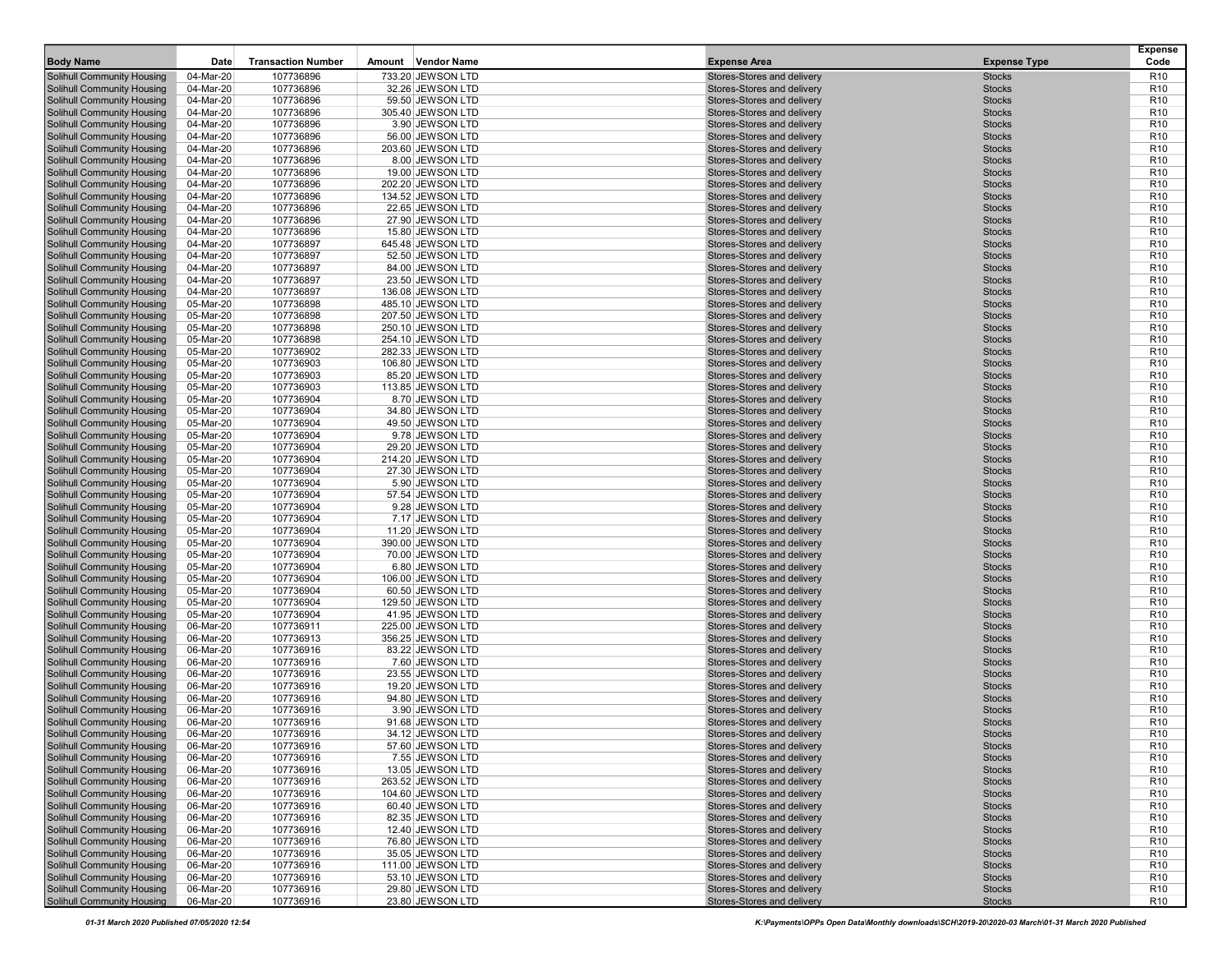| Body Name | Date | Transaction Number | Amount | Vendor Name | Expense Area | Expense Type | Expense Code |
|---|---|---|---|---|---|---|---|
| Solihull Community Housing | 04-Mar-20 | 107736896 | 733.20 | JEWSON LTD | Stores-Stores and delivery | Stocks | R10 |
| Solihull Community Housing | 04-Mar-20 | 107736896 | 32.26 | JEWSON LTD | Stores-Stores and delivery | Stocks | R10 |
| Solihull Community Housing | 04-Mar-20 | 107736896 | 59.50 | JEWSON LTD | Stores-Stores and delivery | Stocks | R10 |
| Solihull Community Housing | 04-Mar-20 | 107736896 | 305.40 | JEWSON LTD | Stores-Stores and delivery | Stocks | R10 |
| Solihull Community Housing | 04-Mar-20 | 107736896 | 3.90 | JEWSON LTD | Stores-Stores and delivery | Stocks | R10 |
| Solihull Community Housing | 04-Mar-20 | 107736896 | 56.00 | JEWSON LTD | Stores-Stores and delivery | Stocks | R10 |
| Solihull Community Housing | 04-Mar-20 | 107736896 | 203.60 | JEWSON LTD | Stores-Stores and delivery | Stocks | R10 |
| Solihull Community Housing | 04-Mar-20 | 107736896 | 8.00 | JEWSON LTD | Stores-Stores and delivery | Stocks | R10 |
| Solihull Community Housing | 04-Mar-20 | 107736896 | 19.00 | JEWSON LTD | Stores-Stores and delivery | Stocks | R10 |
| Solihull Community Housing | 04-Mar-20 | 107736896 | 202.20 | JEWSON LTD | Stores-Stores and delivery | Stocks | R10 |
| Solihull Community Housing | 04-Mar-20 | 107736896 | 134.52 | JEWSON LTD | Stores-Stores and delivery | Stocks | R10 |
| Solihull Community Housing | 04-Mar-20 | 107736896 | 22.65 | JEWSON LTD | Stores-Stores and delivery | Stocks | R10 |
| Solihull Community Housing | 04-Mar-20 | 107736896 | 27.90 | JEWSON LTD | Stores-Stores and delivery | Stocks | R10 |
| Solihull Community Housing | 04-Mar-20 | 107736896 | 15.80 | JEWSON LTD | Stores-Stores and delivery | Stocks | R10 |
| Solihull Community Housing | 04-Mar-20 | 107736897 | 645.48 | JEWSON LTD | Stores-Stores and delivery | Stocks | R10 |
| Solihull Community Housing | 04-Mar-20 | 107736897 | 52.50 | JEWSON LTD | Stores-Stores and delivery | Stocks | R10 |
| Solihull Community Housing | 04-Mar-20 | 107736897 | 84.00 | JEWSON LTD | Stores-Stores and delivery | Stocks | R10 |
| Solihull Community Housing | 04-Mar-20 | 107736897 | 23.50 | JEWSON LTD | Stores-Stores and delivery | Stocks | R10 |
| Solihull Community Housing | 04-Mar-20 | 107736897 | 136.08 | JEWSON LTD | Stores-Stores and delivery | Stocks | R10 |
| Solihull Community Housing | 05-Mar-20 | 107736898 | 485.10 | JEWSON LTD | Stores-Stores and delivery | Stocks | R10 |
| Solihull Community Housing | 05-Mar-20 | 107736898 | 207.50 | JEWSON LTD | Stores-Stores and delivery | Stocks | R10 |
| Solihull Community Housing | 05-Mar-20 | 107736898 | 250.10 | JEWSON LTD | Stores-Stores and delivery | Stocks | R10 |
| Solihull Community Housing | 05-Mar-20 | 107736898 | 254.10 | JEWSON LTD | Stores-Stores and delivery | Stocks | R10 |
| Solihull Community Housing | 05-Mar-20 | 107736902 | 282.33 | JEWSON LTD | Stores-Stores and delivery | Stocks | R10 |
| Solihull Community Housing | 05-Mar-20 | 107736903 | 106.80 | JEWSON LTD | Stores-Stores and delivery | Stocks | R10 |
| Solihull Community Housing | 05-Mar-20 | 107736903 | 85.20 | JEWSON LTD | Stores-Stores and delivery | Stocks | R10 |
| Solihull Community Housing | 05-Mar-20 | 107736903 | 113.85 | JEWSON LTD | Stores-Stores and delivery | Stocks | R10 |
| Solihull Community Housing | 05-Mar-20 | 107736904 | 8.70 | JEWSON LTD | Stores-Stores and delivery | Stocks | R10 |
| Solihull Community Housing | 05-Mar-20 | 107736904 | 34.80 | JEWSON LTD | Stores-Stores and delivery | Stocks | R10 |
| Solihull Community Housing | 05-Mar-20 | 107736904 | 49.50 | JEWSON LTD | Stores-Stores and delivery | Stocks | R10 |
| Solihull Community Housing | 05-Mar-20 | 107736904 | 9.78 | JEWSON LTD | Stores-Stores and delivery | Stocks | R10 |
| Solihull Community Housing | 05-Mar-20 | 107736904 | 29.20 | JEWSON LTD | Stores-Stores and delivery | Stocks | R10 |
| Solihull Community Housing | 05-Mar-20 | 107736904 | 214.20 | JEWSON LTD | Stores-Stores and delivery | Stocks | R10 |
| Solihull Community Housing | 05-Mar-20 | 107736904 | 27.30 | JEWSON LTD | Stores-Stores and delivery | Stocks | R10 |
| Solihull Community Housing | 05-Mar-20 | 107736904 | 5.90 | JEWSON LTD | Stores-Stores and delivery | Stocks | R10 |
| Solihull Community Housing | 05-Mar-20 | 107736904 | 57.54 | JEWSON LTD | Stores-Stores and delivery | Stocks | R10 |
| Solihull Community Housing | 05-Mar-20 | 107736904 | 9.28 | JEWSON LTD | Stores-Stores and delivery | Stocks | R10 |
| Solihull Community Housing | 05-Mar-20 | 107736904 | 7.17 | JEWSON LTD | Stores-Stores and delivery | Stocks | R10 |
| Solihull Community Housing | 05-Mar-20 | 107736904 | 11.20 | JEWSON LTD | Stores-Stores and delivery | Stocks | R10 |
| Solihull Community Housing | 05-Mar-20 | 107736904 | 390.00 | JEWSON LTD | Stores-Stores and delivery | Stocks | R10 |
| Solihull Community Housing | 05-Mar-20 | 107736904 | 70.00 | JEWSON LTD | Stores-Stores and delivery | Stocks | R10 |
| Solihull Community Housing | 05-Mar-20 | 107736904 | 6.80 | JEWSON LTD | Stores-Stores and delivery | Stocks | R10 |
| Solihull Community Housing | 05-Mar-20 | 107736904 | 106.00 | JEWSON LTD | Stores-Stores and delivery | Stocks | R10 |
| Solihull Community Housing | 05-Mar-20 | 107736904 | 60.50 | JEWSON LTD | Stores-Stores and delivery | Stocks | R10 |
| Solihull Community Housing | 05-Mar-20 | 107736904 | 129.50 | JEWSON LTD | Stores-Stores and delivery | Stocks | R10 |
| Solihull Community Housing | 05-Mar-20 | 107736904 | 41.95 | JEWSON LTD | Stores-Stores and delivery | Stocks | R10 |
| Solihull Community Housing | 06-Mar-20 | 107736911 | 225.00 | JEWSON LTD | Stores-Stores and delivery | Stocks | R10 |
| Solihull Community Housing | 06-Mar-20 | 107736913 | 356.25 | JEWSON LTD | Stores-Stores and delivery | Stocks | R10 |
| Solihull Community Housing | 06-Mar-20 | 107736916 | 83.22 | JEWSON LTD | Stores-Stores and delivery | Stocks | R10 |
| Solihull Community Housing | 06-Mar-20 | 107736916 | 7.60 | JEWSON LTD | Stores-Stores and delivery | Stocks | R10 |
| Solihull Community Housing | 06-Mar-20 | 107736916 | 23.55 | JEWSON LTD | Stores-Stores and delivery | Stocks | R10 |
| Solihull Community Housing | 06-Mar-20 | 107736916 | 19.20 | JEWSON LTD | Stores-Stores and delivery | Stocks | R10 |
| Solihull Community Housing | 06-Mar-20 | 107736916 | 94.80 | JEWSON LTD | Stores-Stores and delivery | Stocks | R10 |
| Solihull Community Housing | 06-Mar-20 | 107736916 | 3.90 | JEWSON LTD | Stores-Stores and delivery | Stocks | R10 |
| Solihull Community Housing | 06-Mar-20 | 107736916 | 91.68 | JEWSON LTD | Stores-Stores and delivery | Stocks | R10 |
| Solihull Community Housing | 06-Mar-20 | 107736916 | 34.12 | JEWSON LTD | Stores-Stores and delivery | Stocks | R10 |
| Solihull Community Housing | 06-Mar-20 | 107736916 | 57.60 | JEWSON LTD | Stores-Stores and delivery | Stocks | R10 |
| Solihull Community Housing | 06-Mar-20 | 107736916 | 7.55 | JEWSON LTD | Stores-Stores and delivery | Stocks | R10 |
| Solihull Community Housing | 06-Mar-20 | 107736916 | 13.05 | JEWSON LTD | Stores-Stores and delivery | Stocks | R10 |
| Solihull Community Housing | 06-Mar-20 | 107736916 | 263.52 | JEWSON LTD | Stores-Stores and delivery | Stocks | R10 |
| Solihull Community Housing | 06-Mar-20 | 107736916 | 104.60 | JEWSON LTD | Stores-Stores and delivery | Stocks | R10 |
| Solihull Community Housing | 06-Mar-20 | 107736916 | 60.40 | JEWSON LTD | Stores-Stores and delivery | Stocks | R10 |
| Solihull Community Housing | 06-Mar-20 | 107736916 | 82.35 | JEWSON LTD | Stores-Stores and delivery | Stocks | R10 |
| Solihull Community Housing | 06-Mar-20 | 107736916 | 12.40 | JEWSON LTD | Stores-Stores and delivery | Stocks | R10 |
| Solihull Community Housing | 06-Mar-20 | 107736916 | 76.80 | JEWSON LTD | Stores-Stores and delivery | Stocks | R10 |
| Solihull Community Housing | 06-Mar-20 | 107736916 | 35.05 | JEWSON LTD | Stores-Stores and delivery | Stocks | R10 |
| Solihull Community Housing | 06-Mar-20 | 107736916 | 111.00 | JEWSON LTD | Stores-Stores and delivery | Stocks | R10 |
| Solihull Community Housing | 06-Mar-20 | 107736916 | 53.10 | JEWSON LTD | Stores-Stores and delivery | Stocks | R10 |
| Solihull Community Housing | 06-Mar-20 | 107736916 | 29.80 | JEWSON LTD | Stores-Stores and delivery | Stocks | R10 |
| Solihull Community Housing | 06-Mar-20 | 107736916 | 23.80 | JEWSON LTD | Stores-Stores and delivery | Stocks | R10 |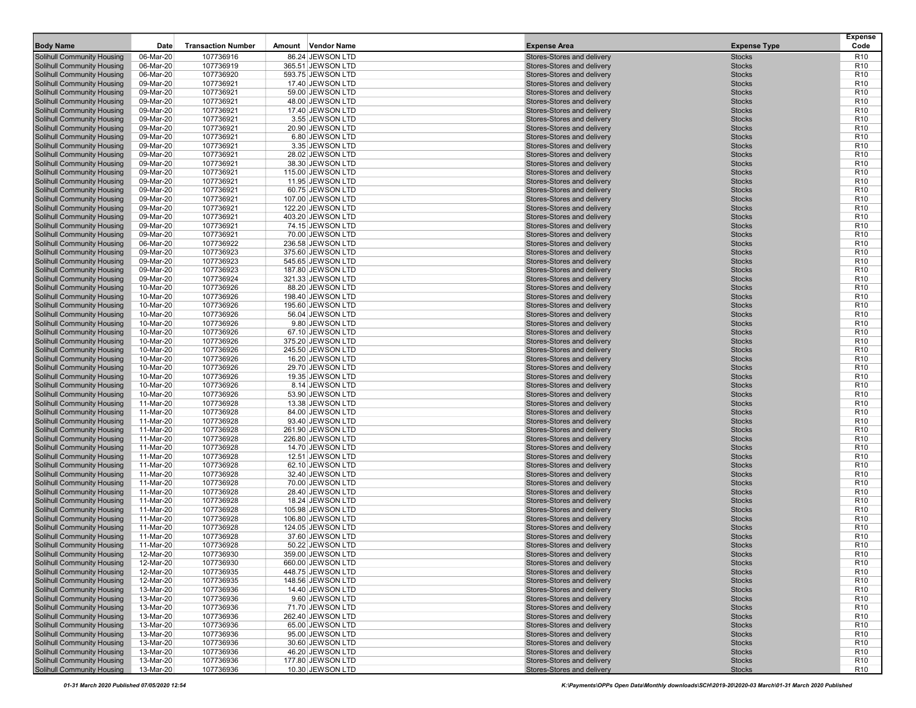| Body Name | Date | Transaction Number | Amount | Vendor Name | Expense Area | Expense Type | Expense Code |
|---|---|---|---|---|---|---|---|
| Solihull Community Housing | 06-Mar-20 | 107736916 | 86.24 | JEWSON LTD | Stores-Stores and delivery | Stocks | R10 |
| Solihull Community Housing | 06-Mar-20 | 107736919 | 365.51 | JEWSON LTD | Stores-Stores and delivery | Stocks | R10 |
| Solihull Community Housing | 06-Mar-20 | 107736920 | 593.75 | JEWSON LTD | Stores-Stores and delivery | Stocks | R10 |
| Solihull Community Housing | 09-Mar-20 | 107736921 | 17.40 | JEWSON LTD | Stores-Stores and delivery | Stocks | R10 |
| Solihull Community Housing | 09-Mar-20 | 107736921 | 59.00 | JEWSON LTD | Stores-Stores and delivery | Stocks | R10 |
| Solihull Community Housing | 09-Mar-20 | 107736921 | 48.00 | JEWSON LTD | Stores-Stores and delivery | Stocks | R10 |
| Solihull Community Housing | 09-Mar-20 | 107736921 | 17.40 | JEWSON LTD | Stores-Stores and delivery | Stocks | R10 |
| Solihull Community Housing | 09-Mar-20 | 107736921 | 3.55 | JEWSON LTD | Stores-Stores and delivery | Stocks | R10 |
| Solihull Community Housing | 09-Mar-20 | 107736921 | 20.90 | JEWSON LTD | Stores-Stores and delivery | Stocks | R10 |
| Solihull Community Housing | 09-Mar-20 | 107736921 | 6.80 | JEWSON LTD | Stores-Stores and delivery | Stocks | R10 |
| Solihull Community Housing | 09-Mar-20 | 107736921 | 3.35 | JEWSON LTD | Stores-Stores and delivery | Stocks | R10 |
| Solihull Community Housing | 09-Mar-20 | 107736921 | 28.02 | JEWSON LTD | Stores-Stores and delivery | Stocks | R10 |
| Solihull Community Housing | 09-Mar-20 | 107736921 | 38.30 | JEWSON LTD | Stores-Stores and delivery | Stocks | R10 |
| Solihull Community Housing | 09-Mar-20 | 107736921 | 115.00 | JEWSON LTD | Stores-Stores and delivery | Stocks | R10 |
| Solihull Community Housing | 09-Mar-20 | 107736921 | 11.95 | JEWSON LTD | Stores-Stores and delivery | Stocks | R10 |
| Solihull Community Housing | 09-Mar-20 | 107736921 | 60.75 | JEWSON LTD | Stores-Stores and delivery | Stocks | R10 |
| Solihull Community Housing | 09-Mar-20 | 107736921 | 107.00 | JEWSON LTD | Stores-Stores and delivery | Stocks | R10 |
| Solihull Community Housing | 09-Mar-20 | 107736921 | 122.20 | JEWSON LTD | Stores-Stores and delivery | Stocks | R10 |
| Solihull Community Housing | 09-Mar-20 | 107736921 | 403.20 | JEWSON LTD | Stores-Stores and delivery | Stocks | R10 |
| Solihull Community Housing | 09-Mar-20 | 107736921 | 74.15 | JEWSON LTD | Stores-Stores and delivery | Stocks | R10 |
| Solihull Community Housing | 09-Mar-20 | 107736921 | 70.00 | JEWSON LTD | Stores-Stores and delivery | Stocks | R10 |
| Solihull Community Housing | 06-Mar-20 | 107736922 | 236.58 | JEWSON LTD | Stores-Stores and delivery | Stocks | R10 |
| Solihull Community Housing | 09-Mar-20 | 107736923 | 375.60 | JEWSON LTD | Stores-Stores and delivery | Stocks | R10 |
| Solihull Community Housing | 09-Mar-20 | 107736923 | 545.65 | JEWSON LTD | Stores-Stores and delivery | Stocks | R10 |
| Solihull Community Housing | 09-Mar-20 | 107736923 | 187.80 | JEWSON LTD | Stores-Stores and delivery | Stocks | R10 |
| Solihull Community Housing | 09-Mar-20 | 107736924 | 321.33 | JEWSON LTD | Stores-Stores and delivery | Stocks | R10 |
| Solihull Community Housing | 10-Mar-20 | 107736926 | 88.20 | JEWSON LTD | Stores-Stores and delivery | Stocks | R10 |
| Solihull Community Housing | 10-Mar-20 | 107736926 | 198.40 | JEWSON LTD | Stores-Stores and delivery | Stocks | R10 |
| Solihull Community Housing | 10-Mar-20 | 107736926 | 195.60 | JEWSON LTD | Stores-Stores and delivery | Stocks | R10 |
| Solihull Community Housing | 10-Mar-20 | 107736926 | 56.04 | JEWSON LTD | Stores-Stores and delivery | Stocks | R10 |
| Solihull Community Housing | 10-Mar-20 | 107736926 | 9.80 | JEWSON LTD | Stores-Stores and delivery | Stocks | R10 |
| Solihull Community Housing | 10-Mar-20 | 107736926 | 67.10 | JEWSON LTD | Stores-Stores and delivery | Stocks | R10 |
| Solihull Community Housing | 10-Mar-20 | 107736926 | 375.20 | JEWSON LTD | Stores-Stores and delivery | Stocks | R10 |
| Solihull Community Housing | 10-Mar-20 | 107736926 | 245.50 | JEWSON LTD | Stores-Stores and delivery | Stocks | R10 |
| Solihull Community Housing | 10-Mar-20 | 107736926 | 16.20 | JEWSON LTD | Stores-Stores and delivery | Stocks | R10 |
| Solihull Community Housing | 10-Mar-20 | 107736926 | 29.70 | JEWSON LTD | Stores-Stores and delivery | Stocks | R10 |
| Solihull Community Housing | 10-Mar-20 | 107736926 | 19.35 | JEWSON LTD | Stores-Stores and delivery | Stocks | R10 |
| Solihull Community Housing | 10-Mar-20 | 107736926 | 8.14 | JEWSON LTD | Stores-Stores and delivery | Stocks | R10 |
| Solihull Community Housing | 10-Mar-20 | 107736926 | 53.90 | JEWSON LTD | Stores-Stores and delivery | Stocks | R10 |
| Solihull Community Housing | 11-Mar-20 | 107736928 | 13.38 | JEWSON LTD | Stores-Stores and delivery | Stocks | R10 |
| Solihull Community Housing | 11-Mar-20 | 107736928 | 84.00 | JEWSON LTD | Stores-Stores and delivery | Stocks | R10 |
| Solihull Community Housing | 11-Mar-20 | 107736928 | 93.40 | JEWSON LTD | Stores-Stores and delivery | Stocks | R10 |
| Solihull Community Housing | 11-Mar-20 | 107736928 | 261.90 | JEWSON LTD | Stores-Stores and delivery | Stocks | R10 |
| Solihull Community Housing | 11-Mar-20 | 107736928 | 226.80 | JEWSON LTD | Stores-Stores and delivery | Stocks | R10 |
| Solihull Community Housing | 11-Mar-20 | 107736928 | 14.70 | JEWSON LTD | Stores-Stores and delivery | Stocks | R10 |
| Solihull Community Housing | 11-Mar-20 | 107736928 | 12.51 | JEWSON LTD | Stores-Stores and delivery | Stocks | R10 |
| Solihull Community Housing | 11-Mar-20 | 107736928 | 62.10 | JEWSON LTD | Stores-Stores and delivery | Stocks | R10 |
| Solihull Community Housing | 11-Mar-20 | 107736928 | 32.40 | JEWSON LTD | Stores-Stores and delivery | Stocks | R10 |
| Solihull Community Housing | 11-Mar-20 | 107736928 | 70.00 | JEWSON LTD | Stores-Stores and delivery | Stocks | R10 |
| Solihull Community Housing | 11-Mar-20 | 107736928 | 28.40 | JEWSON LTD | Stores-Stores and delivery | Stocks | R10 |
| Solihull Community Housing | 11-Mar-20 | 107736928 | 18.24 | JEWSON LTD | Stores-Stores and delivery | Stocks | R10 |
| Solihull Community Housing | 11-Mar-20 | 107736928 | 105.98 | JEWSON LTD | Stores-Stores and delivery | Stocks | R10 |
| Solihull Community Housing | 11-Mar-20 | 107736928 | 106.80 | JEWSON LTD | Stores-Stores and delivery | Stocks | R10 |
| Solihull Community Housing | 11-Mar-20 | 107736928 | 124.05 | JEWSON LTD | Stores-Stores and delivery | Stocks | R10 |
| Solihull Community Housing | 11-Mar-20 | 107736928 | 37.60 | JEWSON LTD | Stores-Stores and delivery | Stocks | R10 |
| Solihull Community Housing | 11-Mar-20 | 107736928 | 50.22 | JEWSON LTD | Stores-Stores and delivery | Stocks | R10 |
| Solihull Community Housing | 12-Mar-20 | 107736930 | 359.00 | JEWSON LTD | Stores-Stores and delivery | Stocks | R10 |
| Solihull Community Housing | 12-Mar-20 | 107736930 | 660.00 | JEWSON LTD | Stores-Stores and delivery | Stocks | R10 |
| Solihull Community Housing | 12-Mar-20 | 107736935 | 448.75 | JEWSON LTD | Stores-Stores and delivery | Stocks | R10 |
| Solihull Community Housing | 12-Mar-20 | 107736935 | 148.56 | JEWSON LTD | Stores-Stores and delivery | Stocks | R10 |
| Solihull Community Housing | 13-Mar-20 | 107736936 | 14.40 | JEWSON LTD | Stores-Stores and delivery | Stocks | R10 |
| Solihull Community Housing | 13-Mar-20 | 107736936 | 9.60 | JEWSON LTD | Stores-Stores and delivery | Stocks | R10 |
| Solihull Community Housing | 13-Mar-20 | 107736936 | 71.70 | JEWSON LTD | Stores-Stores and delivery | Stocks | R10 |
| Solihull Community Housing | 13-Mar-20 | 107736936 | 262.40 | JEWSON LTD | Stores-Stores and delivery | Stocks | R10 |
| Solihull Community Housing | 13-Mar-20 | 107736936 | 65.00 | JEWSON LTD | Stores-Stores and delivery | Stocks | R10 |
| Solihull Community Housing | 13-Mar-20 | 107736936 | 95.00 | JEWSON LTD | Stores-Stores and delivery | Stocks | R10 |
| Solihull Community Housing | 13-Mar-20 | 107736936 | 30.60 | JEWSON LTD | Stores-Stores and delivery | Stocks | R10 |
| Solihull Community Housing | 13-Mar-20 | 107736936 | 46.20 | JEWSON LTD | Stores-Stores and delivery | Stocks | R10 |
| Solihull Community Housing | 13-Mar-20 | 107736936 | 177.80 | JEWSON LTD | Stores-Stores and delivery | Stocks | R10 |
| Solihull Community Housing | 13-Mar-20 | 107736936 | 10.30 | JEWSON LTD | Stores-Stores and delivery | Stocks | R10 |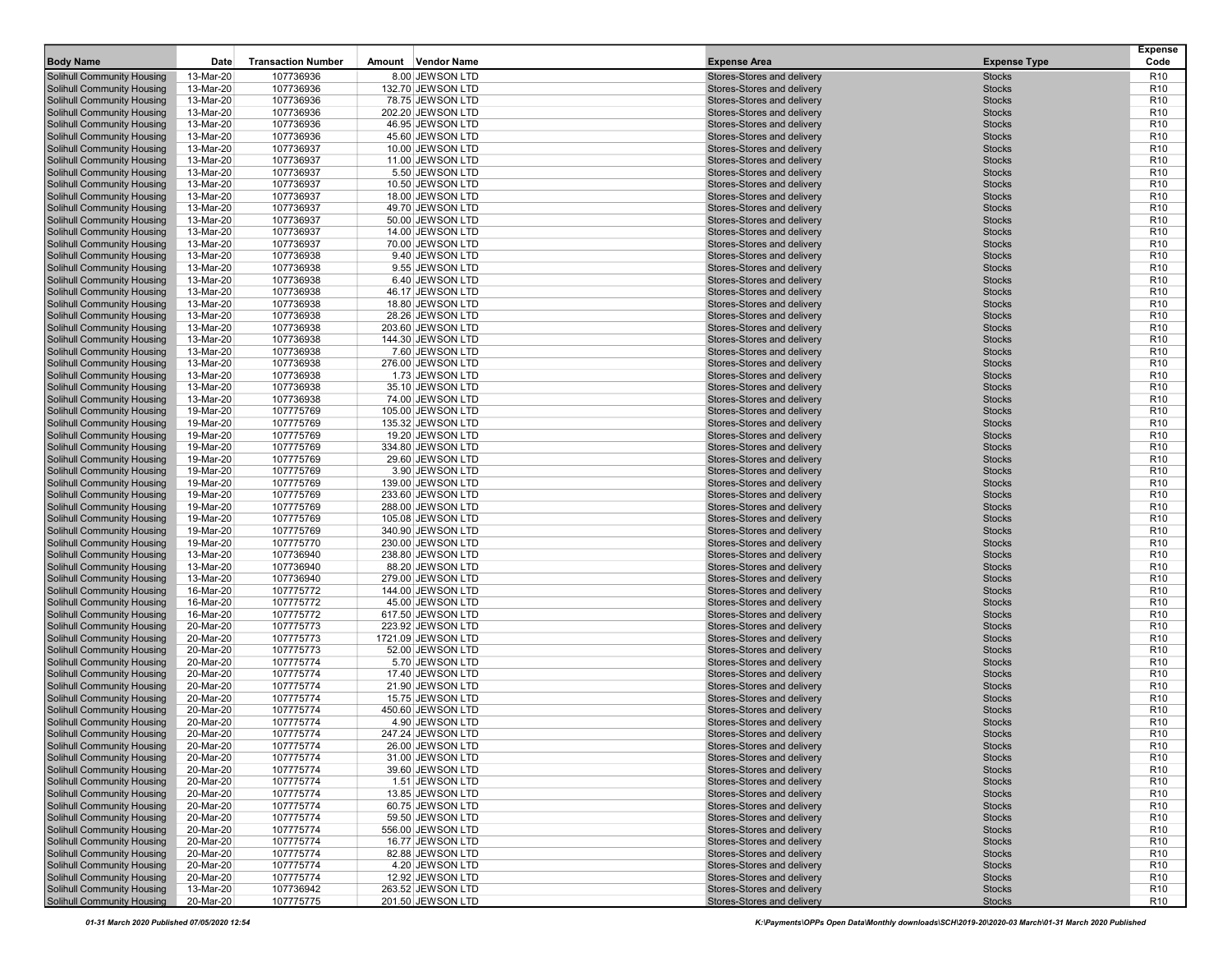| Body Name | Date | Transaction Number | Amount | Vendor Name | Expense Area | Expense Type | Expense Code |
|---|---|---|---|---|---|---|---|
| Solihull Community Housing | 13-Mar-20 | 107736936 | 8.00 | JEWSON LTD | Stores-Stores and delivery | Stocks | R10 |
| Solihull Community Housing | 13-Mar-20 | 107736936 | 132.70 | JEWSON LTD | Stores-Stores and delivery | Stocks | R10 |
| Solihull Community Housing | 13-Mar-20 | 107736936 | 78.75 | JEWSON LTD | Stores-Stores and delivery | Stocks | R10 |
| Solihull Community Housing | 13-Mar-20 | 107736936 | 202.20 | JEWSON LTD | Stores-Stores and delivery | Stocks | R10 |
| Solihull Community Housing | 13-Mar-20 | 107736936 | 46.95 | JEWSON LTD | Stores-Stores and delivery | Stocks | R10 |
| Solihull Community Housing | 13-Mar-20 | 107736936 | 45.60 | JEWSON LTD | Stores-Stores and delivery | Stocks | R10 |
| Solihull Community Housing | 13-Mar-20 | 107736937 | 10.00 | JEWSON LTD | Stores-Stores and delivery | Stocks | R10 |
| Solihull Community Housing | 13-Mar-20 | 107736937 | 11.00 | JEWSON LTD | Stores-Stores and delivery | Stocks | R10 |
| Solihull Community Housing | 13-Mar-20 | 107736937 | 5.50 | JEWSON LTD | Stores-Stores and delivery | Stocks | R10 |
| Solihull Community Housing | 13-Mar-20 | 107736937 | 10.50 | JEWSON LTD | Stores-Stores and delivery | Stocks | R10 |
| Solihull Community Housing | 13-Mar-20 | 107736937 | 18.00 | JEWSON LTD | Stores-Stores and delivery | Stocks | R10 |
| Solihull Community Housing | 13-Mar-20 | 107736937 | 49.70 | JEWSON LTD | Stores-Stores and delivery | Stocks | R10 |
| Solihull Community Housing | 13-Mar-20 | 107736937 | 50.00 | JEWSON LTD | Stores-Stores and delivery | Stocks | R10 |
| Solihull Community Housing | 13-Mar-20 | 107736937 | 14.00 | JEWSON LTD | Stores-Stores and delivery | Stocks | R10 |
| Solihull Community Housing | 13-Mar-20 | 107736937 | 70.00 | JEWSON LTD | Stores-Stores and delivery | Stocks | R10 |
| Solihull Community Housing | 13-Mar-20 | 107736938 | 9.40 | JEWSON LTD | Stores-Stores and delivery | Stocks | R10 |
| Solihull Community Housing | 13-Mar-20 | 107736938 | 9.55 | JEWSON LTD | Stores-Stores and delivery | Stocks | R10 |
| Solihull Community Housing | 13-Mar-20 | 107736938 | 6.40 | JEWSON LTD | Stores-Stores and delivery | Stocks | R10 |
| Solihull Community Housing | 13-Mar-20 | 107736938 | 46.17 | JEWSON LTD | Stores-Stores and delivery | Stocks | R10 |
| Solihull Community Housing | 13-Mar-20 | 107736938 | 18.80 | JEWSON LTD | Stores-Stores and delivery | Stocks | R10 |
| Solihull Community Housing | 13-Mar-20 | 107736938 | 28.26 | JEWSON LTD | Stores-Stores and delivery | Stocks | R10 |
| Solihull Community Housing | 13-Mar-20 | 107736938 | 203.60 | JEWSON LTD | Stores-Stores and delivery | Stocks | R10 |
| Solihull Community Housing | 13-Mar-20 | 107736938 | 144.30 | JEWSON LTD | Stores-Stores and delivery | Stocks | R10 |
| Solihull Community Housing | 13-Mar-20 | 107736938 | 7.60 | JEWSON LTD | Stores-Stores and delivery | Stocks | R10 |
| Solihull Community Housing | 13-Mar-20 | 107736938 | 276.00 | JEWSON LTD | Stores-Stores and delivery | Stocks | R10 |
| Solihull Community Housing | 13-Mar-20 | 107736938 | 1.73 | JEWSON LTD | Stores-Stores and delivery | Stocks | R10 |
| Solihull Community Housing | 13-Mar-20 | 107736938 | 35.10 | JEWSON LTD | Stores-Stores and delivery | Stocks | R10 |
| Solihull Community Housing | 13-Mar-20 | 107736938 | 74.00 | JEWSON LTD | Stores-Stores and delivery | Stocks | R10 |
| Solihull Community Housing | 19-Mar-20 | 107775769 | 105.00 | JEWSON LTD | Stores-Stores and delivery | Stocks | R10 |
| Solihull Community Housing | 19-Mar-20 | 107775769 | 135.32 | JEWSON LTD | Stores-Stores and delivery | Stocks | R10 |
| Solihull Community Housing | 19-Mar-20 | 107775769 | 19.20 | JEWSON LTD | Stores-Stores and delivery | Stocks | R10 |
| Solihull Community Housing | 19-Mar-20 | 107775769 | 334.80 | JEWSON LTD | Stores-Stores and delivery | Stocks | R10 |
| Solihull Community Housing | 19-Mar-20 | 107775769 | 29.60 | JEWSON LTD | Stores-Stores and delivery | Stocks | R10 |
| Solihull Community Housing | 19-Mar-20 | 107775769 | 3.90 | JEWSON LTD | Stores-Stores and delivery | Stocks | R10 |
| Solihull Community Housing | 19-Mar-20 | 107775769 | 139.00 | JEWSON LTD | Stores-Stores and delivery | Stocks | R10 |
| Solihull Community Housing | 19-Mar-20 | 107775769 | 233.60 | JEWSON LTD | Stores-Stores and delivery | Stocks | R10 |
| Solihull Community Housing | 19-Mar-20 | 107775769 | 288.00 | JEWSON LTD | Stores-Stores and delivery | Stocks | R10 |
| Solihull Community Housing | 19-Mar-20 | 107775769 | 105.08 | JEWSON LTD | Stores-Stores and delivery | Stocks | R10 |
| Solihull Community Housing | 19-Mar-20 | 107775769 | 340.90 | JEWSON LTD | Stores-Stores and delivery | Stocks | R10 |
| Solihull Community Housing | 19-Mar-20 | 107775770 | 230.00 | JEWSON LTD | Stores-Stores and delivery | Stocks | R10 |
| Solihull Community Housing | 13-Mar-20 | 107736940 | 238.80 | JEWSON LTD | Stores-Stores and delivery | Stocks | R10 |
| Solihull Community Housing | 13-Mar-20 | 107736940 | 88.20 | JEWSON LTD | Stores-Stores and delivery | Stocks | R10 |
| Solihull Community Housing | 13-Mar-20 | 107736940 | 279.00 | JEWSON LTD | Stores-Stores and delivery | Stocks | R10 |
| Solihull Community Housing | 16-Mar-20 | 107775772 | 144.00 | JEWSON LTD | Stores-Stores and delivery | Stocks | R10 |
| Solihull Community Housing | 16-Mar-20 | 107775772 | 45.00 | JEWSON LTD | Stores-Stores and delivery | Stocks | R10 |
| Solihull Community Housing | 16-Mar-20 | 107775772 | 617.50 | JEWSON LTD | Stores-Stores and delivery | Stocks | R10 |
| Solihull Community Housing | 20-Mar-20 | 107775773 | 223.92 | JEWSON LTD | Stores-Stores and delivery | Stocks | R10 |
| Solihull Community Housing | 20-Mar-20 | 107775773 | 1721.09 | JEWSON LTD | Stores-Stores and delivery | Stocks | R10 |
| Solihull Community Housing | 20-Mar-20 | 107775773 | 52.00 | JEWSON LTD | Stores-Stores and delivery | Stocks | R10 |
| Solihull Community Housing | 20-Mar-20 | 107775774 | 5.70 | JEWSON LTD | Stores-Stores and delivery | Stocks | R10 |
| Solihull Community Housing | 20-Mar-20 | 107775774 | 17.40 | JEWSON LTD | Stores-Stores and delivery | Stocks | R10 |
| Solihull Community Housing | 20-Mar-20 | 107775774 | 21.90 | JEWSON LTD | Stores-Stores and delivery | Stocks | R10 |
| Solihull Community Housing | 20-Mar-20 | 107775774 | 15.75 | JEWSON LTD | Stores-Stores and delivery | Stocks | R10 |
| Solihull Community Housing | 20-Mar-20 | 107775774 | 450.60 | JEWSON LTD | Stores-Stores and delivery | Stocks | R10 |
| Solihull Community Housing | 20-Mar-20 | 107775774 | 4.90 | JEWSON LTD | Stores-Stores and delivery | Stocks | R10 |
| Solihull Community Housing | 20-Mar-20 | 107775774 | 247.24 | JEWSON LTD | Stores-Stores and delivery | Stocks | R10 |
| Solihull Community Housing | 20-Mar-20 | 107775774 | 26.00 | JEWSON LTD | Stores-Stores and delivery | Stocks | R10 |
| Solihull Community Housing | 20-Mar-20 | 107775774 | 31.00 | JEWSON LTD | Stores-Stores and delivery | Stocks | R10 |
| Solihull Community Housing | 20-Mar-20 | 107775774 | 39.60 | JEWSON LTD | Stores-Stores and delivery | Stocks | R10 |
| Solihull Community Housing | 20-Mar-20 | 107775774 | 1.51 | JEWSON LTD | Stores-Stores and delivery | Stocks | R10 |
| Solihull Community Housing | 20-Mar-20 | 107775774 | 13.85 | JEWSON LTD | Stores-Stores and delivery | Stocks | R10 |
| Solihull Community Housing | 20-Mar-20 | 107775774 | 60.75 | JEWSON LTD | Stores-Stores and delivery | Stocks | R10 |
| Solihull Community Housing | 20-Mar-20 | 107775774 | 59.50 | JEWSON LTD | Stores-Stores and delivery | Stocks | R10 |
| Solihull Community Housing | 20-Mar-20 | 107775774 | 556.00 | JEWSON LTD | Stores-Stores and delivery | Stocks | R10 |
| Solihull Community Housing | 20-Mar-20 | 107775774 | 16.77 | JEWSON LTD | Stores-Stores and delivery | Stocks | R10 |
| Solihull Community Housing | 20-Mar-20 | 107775774 | 82.88 | JEWSON LTD | Stores-Stores and delivery | Stocks | R10 |
| Solihull Community Housing | 20-Mar-20 | 107775774 | 4.20 | JEWSON LTD | Stores-Stores and delivery | Stocks | R10 |
| Solihull Community Housing | 20-Mar-20 | 107775774 | 12.92 | JEWSON LTD | Stores-Stores and delivery | Stocks | R10 |
| Solihull Community Housing | 13-Mar-20 | 107736942 | 263.52 | JEWSON LTD | Stores-Stores and delivery | Stocks | R10 |
| Solihull Community Housing | 20-Mar-20 | 107775775 | 201.50 | JEWSON LTD | Stores-Stores and delivery | Stocks | R10 |

*01-31 March 2020 Published 07/05/2020 12:54*

*K:\Payments\OPPs Open Data\Monthly downloads\SCH\2019-20\2020-03 March\01-31 March 2020 Published*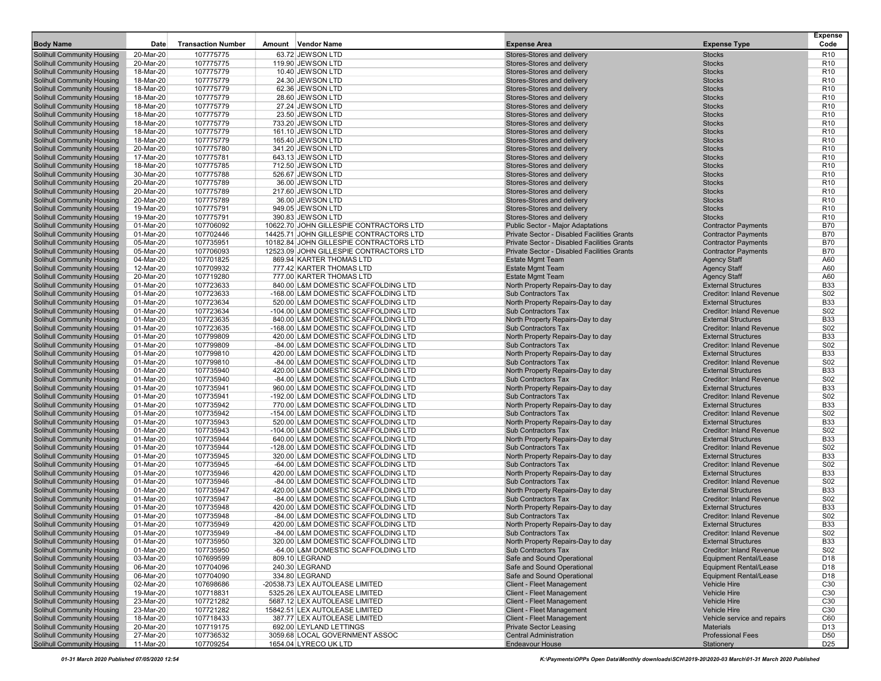| Body Name | Date | Transaction Number | Amount | Vendor Name | Expense Area | Expense Type | Expense Code |
|---|---|---|---|---|---|---|---|
| Solihull Community Housing | 20-Mar-20 | 107775775 | 63.72 | JEWSON LTD | Stores-Stores and delivery | Stocks | R10 |
| Solihull Community Housing | 20-Mar-20 | 107775775 | 119.90 | JEWSON LTD | Stores-Stores and delivery | Stocks | R10 |
| Solihull Community Housing | 18-Mar-20 | 107775779 | 10.40 | JEWSON LTD | Stores-Stores and delivery | Stocks | R10 |
| Solihull Community Housing | 18-Mar-20 | 107775779 | 24.30 | JEWSON LTD | Stores-Stores and delivery | Stocks | R10 |
| Solihull Community Housing | 18-Mar-20 | 107775779 | 62.36 | JEWSON LTD | Stores-Stores and delivery | Stocks | R10 |
| Solihull Community Housing | 18-Mar-20 | 107775779 | 28.60 | JEWSON LTD | Stores-Stores and delivery | Stocks | R10 |
| Solihull Community Housing | 18-Mar-20 | 107775779 | 27.24 | JEWSON LTD | Stores-Stores and delivery | Stocks | R10 |
| Solihull Community Housing | 18-Mar-20 | 107775779 | 23.50 | JEWSON LTD | Stores-Stores and delivery | Stocks | R10 |
| Solihull Community Housing | 18-Mar-20 | 107775779 | 733.20 | JEWSON LTD | Stores-Stores and delivery | Stocks | R10 |
| Solihull Community Housing | 18-Mar-20 | 107775779 | 161.10 | JEWSON LTD | Stores-Stores and delivery | Stocks | R10 |
| Solihull Community Housing | 18-Mar-20 | 107775779 | 165.40 | JEWSON LTD | Stores-Stores and delivery | Stocks | R10 |
| Solihull Community Housing | 20-Mar-20 | 107775780 | 341.20 | JEWSON LTD | Stores-Stores and delivery | Stocks | R10 |
| Solihull Community Housing | 17-Mar-20 | 107775781 | 643.13 | JEWSON LTD | Stores-Stores and delivery | Stocks | R10 |
| Solihull Community Housing | 18-Mar-20 | 107775785 | 712.50 | JEWSON LTD | Stores-Stores and delivery | Stocks | R10 |
| Solihull Community Housing | 30-Mar-20 | 107775788 | 526.67 | JEWSON LTD | Stores-Stores and delivery | Stocks | R10 |
| Solihull Community Housing | 20-Mar-20 | 107775789 | 36.00 | JEWSON LTD | Stores-Stores and delivery | Stocks | R10 |
| Solihull Community Housing | 20-Mar-20 | 107775789 | 217.60 | JEWSON LTD | Stores-Stores and delivery | Stocks | R10 |
| Solihull Community Housing | 20-Mar-20 | 107775789 | 36.00 | JEWSON LTD | Stores-Stores and delivery | Stocks | R10 |
| Solihull Community Housing | 19-Mar-20 | 107775791 | 949.05 | JEWSON LTD | Stores-Stores and delivery | Stocks | R10 |
| Solihull Community Housing | 19-Mar-20 | 107775791 | 390.83 | JEWSON LTD | Stores-Stores and delivery | Stocks | R10 |
| Solihull Community Housing | 01-Mar-20 | 107706092 | 10622.70 | JOHN GILLESPIE CONTRACTORS LTD | Public Sector - Major Adaptations | Contractor Payments | B70 |
| Solihull Community Housing | 01-Mar-20 | 107702446 | 14425.71 | JOHN GILLESPIE CONTRACTORS LTD | Private Sector - Disabled Facilities Grants | Contractor Payments | B70 |
| Solihull Community Housing | 05-Mar-20 | 107735951 | 10182.84 | JOHN GILLESPIE CONTRACTORS LTD | Private Sector - Disabled Facilities Grants | Contractor Payments | B70 |
| Solihull Community Housing | 05-Mar-20 | 107706093 | 12523.09 | JOHN GILLESPIE CONTRACTORS LTD | Private Sector - Disabled Facilities Grants | Contractor Payments | B70 |
| Solihull Community Housing | 04-Mar-20 | 107701825 | 869.94 | KARTER THOMAS LTD | Estate Mgmt Team | Agency Staff | A60 |
| Solihull Community Housing | 12-Mar-20 | 107709932 | 777.42 | KARTER THOMAS LTD | Estate Mgmt Team | Agency Staff | A60 |
| Solihull Community Housing | 20-Mar-20 | 107719280 | 777.00 | KARTER THOMAS LTD | Estate Mgmt Team | Agency Staff | A60 |
| Solihull Community Housing | 01-Mar-20 | 107723633 | 840.00 | L&M DOMESTIC SCAFFOLDING LTD | North Property Repairs-Day to day | External Structures | B33 |
| Solihull Community Housing | 01-Mar-20 | 107723633 | -168.00 | L&M DOMESTIC SCAFFOLDING LTD | Sub Contractors Tax | Creditor: Inland Revenue | S02 |
| Solihull Community Housing | 01-Mar-20 | 107723634 | 520.00 | L&M DOMESTIC SCAFFOLDING LTD | North Property Repairs-Day to day | External Structures | B33 |
| Solihull Community Housing | 01-Mar-20 | 107723634 | -104.00 | L&M DOMESTIC SCAFFOLDING LTD | Sub Contractors Tax | Creditor: Inland Revenue | S02 |
| Solihull Community Housing | 01-Mar-20 | 107723635 | 840.00 | L&M DOMESTIC SCAFFOLDING LTD | North Property Repairs-Day to day | External Structures | B33 |
| Solihull Community Housing | 01-Mar-20 | 107723635 | -168.00 | L&M DOMESTIC SCAFFOLDING LTD | Sub Contractors Tax | Creditor: Inland Revenue | S02 |
| Solihull Community Housing | 01-Mar-20 | 107799809 | 420.00 | L&M DOMESTIC SCAFFOLDING LTD | North Property Repairs-Day to day | External Structures | B33 |
| Solihull Community Housing | 01-Mar-20 | 107799809 | -84.00 | L&M DOMESTIC SCAFFOLDING LTD | Sub Contractors Tax | Creditor: Inland Revenue | S02 |
| Solihull Community Housing | 01-Mar-20 | 107799810 | 420.00 | L&M DOMESTIC SCAFFOLDING LTD | North Property Repairs-Day to day | External Structures | B33 |
| Solihull Community Housing | 01-Mar-20 | 107799810 | -84.00 | L&M DOMESTIC SCAFFOLDING LTD | Sub Contractors Tax | Creditor: Inland Revenue | S02 |
| Solihull Community Housing | 01-Mar-20 | 107735940 | 420.00 | L&M DOMESTIC SCAFFOLDING LTD | North Property Repairs-Day to day | External Structures | B33 |
| Solihull Community Housing | 01-Mar-20 | 107735940 | -84.00 | L&M DOMESTIC SCAFFOLDING LTD | Sub Contractors Tax | Creditor: Inland Revenue | S02 |
| Solihull Community Housing | 01-Mar-20 | 107735941 | 960.00 | L&M DOMESTIC SCAFFOLDING LTD | North Property Repairs-Day to day | External Structures | B33 |
| Solihull Community Housing | 01-Mar-20 | 107735941 | -192.00 | L&M DOMESTIC SCAFFOLDING LTD | Sub Contractors Tax | Creditor: Inland Revenue | S02 |
| Solihull Community Housing | 01-Mar-20 | 107735942 | 770.00 | L&M DOMESTIC SCAFFOLDING LTD | North Property Repairs-Day to day | External Structures | B33 |
| Solihull Community Housing | 01-Mar-20 | 107735942 | -154.00 | L&M DOMESTIC SCAFFOLDING LTD | Sub Contractors Tax | Creditor: Inland Revenue | S02 |
| Solihull Community Housing | 01-Mar-20 | 107735943 | 520.00 | L&M DOMESTIC SCAFFOLDING LTD | North Property Repairs-Day to day | External Structures | B33 |
| Solihull Community Housing | 01-Mar-20 | 107735943 | -104.00 | L&M DOMESTIC SCAFFOLDING LTD | Sub Contractors Tax | Creditor: Inland Revenue | S02 |
| Solihull Community Housing | 01-Mar-20 | 107735944 | 640.00 | L&M DOMESTIC SCAFFOLDING LTD | North Property Repairs-Day to day | External Structures | B33 |
| Solihull Community Housing | 01-Mar-20 | 107735944 | -128.00 | L&M DOMESTIC SCAFFOLDING LTD | Sub Contractors Tax | Creditor: Inland Revenue | S02 |
| Solihull Community Housing | 01-Mar-20 | 107735945 | 320.00 | L&M DOMESTIC SCAFFOLDING LTD | North Property Repairs-Day to day | External Structures | B33 |
| Solihull Community Housing | 01-Mar-20 | 107735945 | -64.00 | L&M DOMESTIC SCAFFOLDING LTD | Sub Contractors Tax | Creditor: Inland Revenue | S02 |
| Solihull Community Housing | 01-Mar-20 | 107735946 | 420.00 | L&M DOMESTIC SCAFFOLDING LTD | North Property Repairs-Day to day | External Structures | B33 |
| Solihull Community Housing | 01-Mar-20 | 107735946 | -84.00 | L&M DOMESTIC SCAFFOLDING LTD | Sub Contractors Tax | Creditor: Inland Revenue | S02 |
| Solihull Community Housing | 01-Mar-20 | 107735947 | 420.00 | L&M DOMESTIC SCAFFOLDING LTD | North Property Repairs-Day to day | External Structures | B33 |
| Solihull Community Housing | 01-Mar-20 | 107735947 | -84.00 | L&M DOMESTIC SCAFFOLDING LTD | Sub Contractors Tax | Creditor: Inland Revenue | S02 |
| Solihull Community Housing | 01-Mar-20 | 107735948 | 420.00 | L&M DOMESTIC SCAFFOLDING LTD | North Property Repairs-Day to day | External Structures | B33 |
| Solihull Community Housing | 01-Mar-20 | 107735948 | -84.00 | L&M DOMESTIC SCAFFOLDING LTD | Sub Contractors Tax | Creditor: Inland Revenue | S02 |
| Solihull Community Housing | 01-Mar-20 | 107735949 | 420.00 | L&M DOMESTIC SCAFFOLDING LTD | North Property Repairs-Day to day | External Structures | B33 |
| Solihull Community Housing | 01-Mar-20 | 107735949 | -84.00 | L&M DOMESTIC SCAFFOLDING LTD | Sub Contractors Tax | Creditor: Inland Revenue | S02 |
| Solihull Community Housing | 01-Mar-20 | 107735950 | 320.00 | L&M DOMESTIC SCAFFOLDING LTD | North Property Repairs-Day to day | External Structures | B33 |
| Solihull Community Housing | 01-Mar-20 | 107735950 | -64.00 | L&M DOMESTIC SCAFFOLDING LTD | Sub Contractors Tax | Creditor: Inland Revenue | S02 |
| Solihull Community Housing | 03-Mar-20 | 107699599 | 809.10 | LEGRAND | Safe and Sound Operational | Equipment Rental/Lease | D18 |
| Solihull Community Housing | 06-Mar-20 | 107704096 | 240.30 | LEGRAND | Safe and Sound Operational | Equipment Rental/Lease | D18 |
| Solihull Community Housing | 06-Mar-20 | 107704090 | 334.80 | LEGRAND | Safe and Sound Operational | Equipment Rental/Lease | D18 |
| Solihull Community Housing | 02-Mar-20 | 107698686 | -20538.73 | LEX AUTOLEASE LIMITED | Client - Fleet Management | Vehicle Hire | C30 |
| Solihull Community Housing | 19-Mar-20 | 107718831 | 5325.26 | LEX AUTOLEASE LIMITED | Client - Fleet Management | Vehicle Hire | C30 |
| Solihull Community Housing | 23-Mar-20 | 107721282 | 5687.12 | LEX AUTOLEASE LIMITED | Client - Fleet Management | Vehicle Hire | C30 |
| Solihull Community Housing | 23-Mar-20 | 107721282 | 15842.51 | LEX AUTOLEASE LIMITED | Client - Fleet Management | Vehicle Hire | C30 |
| Solihull Community Housing | 18-Mar-20 | 107718433 | 387.77 | LEX AUTOLEASE LIMITED | Client - Fleet Management | Vehicle service and repairs | C60 |
| Solihull Community Housing | 20-Mar-20 | 107719175 | 692.00 | LEYLAND LETTINGS | Private Sector Leasing | Materials | D13 |
| Solihull Community Housing | 27-Mar-20 | 107736532 | 3059.68 | LOCAL GOVERNMENT ASSOC | Central Administration | Professional Fees | D50 |
| Solihull Community Housing | 11-Mar-20 | 107709254 | 1654.04 | LYRECO UK LTD | Endeavour House | Stationery | D25 |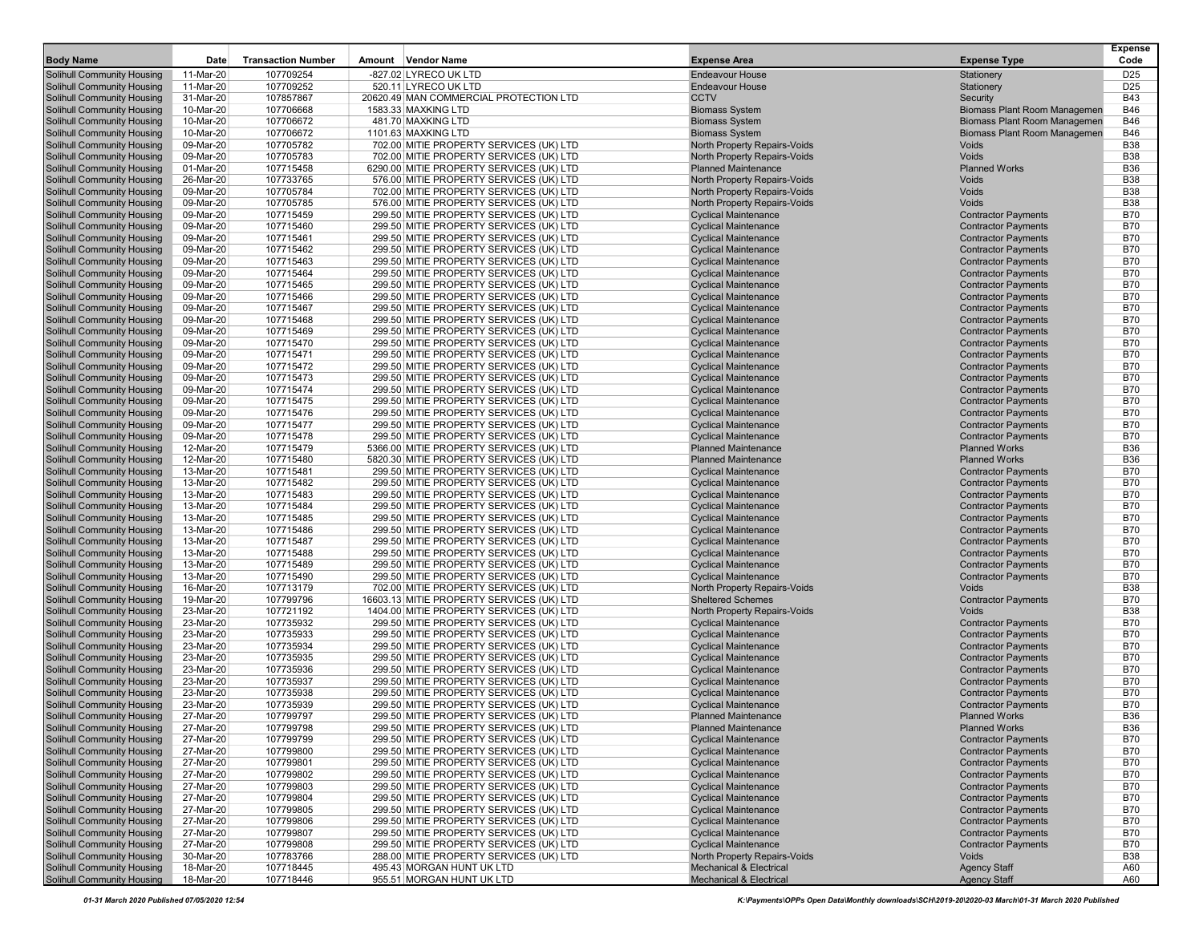| Body Name | Date | Transaction Number | Amount | Vendor Name | Expense Area | Expense Type | Expense Code |
|---|---|---|---|---|---|---|---|
| Solihull Community Housing | 11-Mar-20 | 107709254 | -827.02 | LYRECO UK LTD | Endeavour House | Stationery | D25 |
| Solihull Community Housing | 11-Mar-20 | 107709252 | 520.11 | LYRECO UK LTD | Endeavour House | Stationery | D25 |
| Solihull Community Housing | 31-Mar-20 | 107857867 | 20620.49 | MAN COMMERCIAL PROTECTION LTD | CCTV | Security | B43 |
| Solihull Community Housing | 10-Mar-20 | 107706668 | 1583.33 | MAXKING LTD | Biomass System | Biomass Plant Room Managemen | B46 |
| Solihull Community Housing | 10-Mar-20 | 107706672 | 481.70 | MAXKING LTD | Biomass System | Biomass Plant Room Managemen | B46 |
| Solihull Community Housing | 10-Mar-20 | 107706672 | 1101.63 | MAXKING LTD | Biomass System | Biomass Plant Room Managemen | B46 |
| Solihull Community Housing | 09-Mar-20 | 107705782 | 702.00 | MITIE PROPERTY SERVICES (UK) LTD | North Property Repairs-Voids | Voids | B38 |
| Solihull Community Housing | 09-Mar-20 | 107705783 | 702.00 | MITIE PROPERTY SERVICES (UK) LTD | North Property Repairs-Voids | Voids | B38 |
| Solihull Community Housing | 01-Mar-20 | 107715458 | 6290.00 | MITIE PROPERTY SERVICES (UK) LTD | Planned Maintenance | Planned Works | B36 |
| Solihull Community Housing | 26-Mar-20 | 107733765 | 576.00 | MITIE PROPERTY SERVICES (UK) LTD | North Property Repairs-Voids | Voids | B38 |
| Solihull Community Housing | 09-Mar-20 | 107705784 | 702.00 | MITIE PROPERTY SERVICES (UK) LTD | North Property Repairs-Voids | Voids | B38 |
| Solihull Community Housing | 09-Mar-20 | 107705785 | 576.00 | MITIE PROPERTY SERVICES (UK) LTD | North Property Repairs-Voids | Voids | B38 |
| Solihull Community Housing | 09-Mar-20 | 107715459 | 299.50 | MITIE PROPERTY SERVICES (UK) LTD | Cyclical Maintenance | Contractor Payments | B70 |
| Solihull Community Housing | 09-Mar-20 | 107715460 | 299.50 | MITIE PROPERTY SERVICES (UK) LTD | Cyclical Maintenance | Contractor Payments | B70 |
| Solihull Community Housing | 09-Mar-20 | 107715461 | 299.50 | MITIE PROPERTY SERVICES (UK) LTD | Cyclical Maintenance | Contractor Payments | B70 |
| Solihull Community Housing | 09-Mar-20 | 107715462 | 299.50 | MITIE PROPERTY SERVICES (UK) LTD | Cyclical Maintenance | Contractor Payments | B70 |
| Solihull Community Housing | 09-Mar-20 | 107715463 | 299.50 | MITIE PROPERTY SERVICES (UK) LTD | Cyclical Maintenance | Contractor Payments | B70 |
| Solihull Community Housing | 09-Mar-20 | 107715464 | 299.50 | MITIE PROPERTY SERVICES (UK) LTD | Cyclical Maintenance | Contractor Payments | B70 |
| Solihull Community Housing | 09-Mar-20 | 107715465 | 299.50 | MITIE PROPERTY SERVICES (UK) LTD | Cyclical Maintenance | Contractor Payments | B70 |
| Solihull Community Housing | 09-Mar-20 | 107715466 | 299.50 | MITIE PROPERTY SERVICES (UK) LTD | Cyclical Maintenance | Contractor Payments | B70 |
| Solihull Community Housing | 09-Mar-20 | 107715467 | 299.50 | MITIE PROPERTY SERVICES (UK) LTD | Cyclical Maintenance | Contractor Payments | B70 |
| Solihull Community Housing | 09-Mar-20 | 107715468 | 299.50 | MITIE PROPERTY SERVICES (UK) LTD | Cyclical Maintenance | Contractor Payments | B70 |
| Solihull Community Housing | 09-Mar-20 | 107715469 | 299.50 | MITIE PROPERTY SERVICES (UK) LTD | Cyclical Maintenance | Contractor Payments | B70 |
| Solihull Community Housing | 09-Mar-20 | 107715470 | 299.50 | MITIE PROPERTY SERVICES (UK) LTD | Cyclical Maintenance | Contractor Payments | B70 |
| Solihull Community Housing | 09-Mar-20 | 107715471 | 299.50 | MITIE PROPERTY SERVICES (UK) LTD | Cyclical Maintenance | Contractor Payments | B70 |
| Solihull Community Housing | 09-Mar-20 | 107715472 | 299.50 | MITIE PROPERTY SERVICES (UK) LTD | Cyclical Maintenance | Contractor Payments | B70 |
| Solihull Community Housing | 09-Mar-20 | 107715473 | 299.50 | MITIE PROPERTY SERVICES (UK) LTD | Cyclical Maintenance | Contractor Payments | B70 |
| Solihull Community Housing | 09-Mar-20 | 107715474 | 299.50 | MITIE PROPERTY SERVICES (UK) LTD | Cyclical Maintenance | Contractor Payments | B70 |
| Solihull Community Housing | 09-Mar-20 | 107715475 | 299.50 | MITIE PROPERTY SERVICES (UK) LTD | Cyclical Maintenance | Contractor Payments | B70 |
| Solihull Community Housing | 09-Mar-20 | 107715476 | 299.50 | MITIE PROPERTY SERVICES (UK) LTD | Cyclical Maintenance | Contractor Payments | B70 |
| Solihull Community Housing | 09-Mar-20 | 107715477 | 299.50 | MITIE PROPERTY SERVICES (UK) LTD | Cyclical Maintenance | Contractor Payments | B70 |
| Solihull Community Housing | 09-Mar-20 | 107715478 | 299.50 | MITIE PROPERTY SERVICES (UK) LTD | Cyclical Maintenance | Contractor Payments | B70 |
| Solihull Community Housing | 12-Mar-20 | 107715479 | 5366.00 | MITIE PROPERTY SERVICES (UK) LTD | Planned Maintenance | Planned Works | B36 |
| Solihull Community Housing | 12-Mar-20 | 107715480 | 5820.30 | MITIE PROPERTY SERVICES (UK) LTD | Planned Maintenance | Planned Works | B36 |
| Solihull Community Housing | 13-Mar-20 | 107715481 | 299.50 | MITIE PROPERTY SERVICES (UK) LTD | Cyclical Maintenance | Contractor Payments | B70 |
| Solihull Community Housing | 13-Mar-20 | 107715482 | 299.50 | MITIE PROPERTY SERVICES (UK) LTD | Cyclical Maintenance | Contractor Payments | B70 |
| Solihull Community Housing | 13-Mar-20 | 107715483 | 299.50 | MITIE PROPERTY SERVICES (UK) LTD | Cyclical Maintenance | Contractor Payments | B70 |
| Solihull Community Housing | 13-Mar-20 | 107715484 | 299.50 | MITIE PROPERTY SERVICES (UK) LTD | Cyclical Maintenance | Contractor Payments | B70 |
| Solihull Community Housing | 13-Mar-20 | 107715485 | 299.50 | MITIE PROPERTY SERVICES (UK) LTD | Cyclical Maintenance | Contractor Payments | B70 |
| Solihull Community Housing | 13-Mar-20 | 107715486 | 299.50 | MITIE PROPERTY SERVICES (UK) LTD | Cyclical Maintenance | Contractor Payments | B70 |
| Solihull Community Housing | 13-Mar-20 | 107715487 | 299.50 | MITIE PROPERTY SERVICES (UK) LTD | Cyclical Maintenance | Contractor Payments | B70 |
| Solihull Community Housing | 13-Mar-20 | 107715488 | 299.50 | MITIE PROPERTY SERVICES (UK) LTD | Cyclical Maintenance | Contractor Payments | B70 |
| Solihull Community Housing | 13-Mar-20 | 107715489 | 299.50 | MITIE PROPERTY SERVICES (UK) LTD | Cyclical Maintenance | Contractor Payments | B70 |
| Solihull Community Housing | 13-Mar-20 | 107715490 | 299.50 | MITIE PROPERTY SERVICES (UK) LTD | Cyclical Maintenance | Contractor Payments | B70 |
| Solihull Community Housing | 16-Mar-20 | 107713179 | 702.00 | MITIE PROPERTY SERVICES (UK) LTD | North Property Repairs-Voids | Voids | B38 |
| Solihull Community Housing | 19-Mar-20 | 107799796 | 16603.13 | MITIE PROPERTY SERVICES (UK) LTD | Sheltered Schemes | Contractor Payments | B70 |
| Solihull Community Housing | 23-Mar-20 | 107721192 | 1404.00 | MITIE PROPERTY SERVICES (UK) LTD | North Property Repairs-Voids | Voids | B38 |
| Solihull Community Housing | 23-Mar-20 | 107735932 | 299.50 | MITIE PROPERTY SERVICES (UK) LTD | Cyclical Maintenance | Contractor Payments | B70 |
| Solihull Community Housing | 23-Mar-20 | 107735933 | 299.50 | MITIE PROPERTY SERVICES (UK) LTD | Cyclical Maintenance | Contractor Payments | B70 |
| Solihull Community Housing | 23-Mar-20 | 107735934 | 299.50 | MITIE PROPERTY SERVICES (UK) LTD | Cyclical Maintenance | Contractor Payments | B70 |
| Solihull Community Housing | 23-Mar-20 | 107735935 | 299.50 | MITIE PROPERTY SERVICES (UK) LTD | Cyclical Maintenance | Contractor Payments | B70 |
| Solihull Community Housing | 23-Mar-20 | 107735936 | 299.50 | MITIE PROPERTY SERVICES (UK) LTD | Cyclical Maintenance | Contractor Payments | B70 |
| Solihull Community Housing | 23-Mar-20 | 107735937 | 299.50 | MITIE PROPERTY SERVICES (UK) LTD | Cyclical Maintenance | Contractor Payments | B70 |
| Solihull Community Housing | 23-Mar-20 | 107735938 | 299.50 | MITIE PROPERTY SERVICES (UK) LTD | Cyclical Maintenance | Contractor Payments | B70 |
| Solihull Community Housing | 23-Mar-20 | 107735939 | 299.50 | MITIE PROPERTY SERVICES (UK) LTD | Cyclical Maintenance | Contractor Payments | B70 |
| Solihull Community Housing | 27-Mar-20 | 107799797 | 299.50 | MITIE PROPERTY SERVICES (UK) LTD | Planned Maintenance | Planned Works | B36 |
| Solihull Community Housing | 27-Mar-20 | 107799798 | 299.50 | MITIE PROPERTY SERVICES (UK) LTD | Planned Maintenance | Planned Works | B36 |
| Solihull Community Housing | 27-Mar-20 | 107799799 | 299.50 | MITIE PROPERTY SERVICES (UK) LTD | Cyclical Maintenance | Contractor Payments | B70 |
| Solihull Community Housing | 27-Mar-20 | 107799800 | 299.50 | MITIE PROPERTY SERVICES (UK) LTD | Cyclical Maintenance | Contractor Payments | B70 |
| Solihull Community Housing | 27-Mar-20 | 107799801 | 299.50 | MITIE PROPERTY SERVICES (UK) LTD | Cyclical Maintenance | Contractor Payments | B70 |
| Solihull Community Housing | 27-Mar-20 | 107799802 | 299.50 | MITIE PROPERTY SERVICES (UK) LTD | Cyclical Maintenance | Contractor Payments | B70 |
| Solihull Community Housing | 27-Mar-20 | 107799803 | 299.50 | MITIE PROPERTY SERVICES (UK) LTD | Cyclical Maintenance | Contractor Payments | B70 |
| Solihull Community Housing | 27-Mar-20 | 107799804 | 299.50 | MITIE PROPERTY SERVICES (UK) LTD | Cyclical Maintenance | Contractor Payments | B70 |
| Solihull Community Housing | 27-Mar-20 | 107799805 | 299.50 | MITIE PROPERTY SERVICES (UK) LTD | Cyclical Maintenance | Contractor Payments | B70 |
| Solihull Community Housing | 27-Mar-20 | 107799806 | 299.50 | MITIE PROPERTY SERVICES (UK) LTD | Cyclical Maintenance | Contractor Payments | B70 |
| Solihull Community Housing | 27-Mar-20 | 107799807 | 299.50 | MITIE PROPERTY SERVICES (UK) LTD | Cyclical Maintenance | Contractor Payments | B70 |
| Solihull Community Housing | 27-Mar-20 | 107799808 | 299.50 | MITIE PROPERTY SERVICES (UK) LTD | Cyclical Maintenance | Contractor Payments | B70 |
| Solihull Community Housing | 30-Mar-20 | 107783766 | 288.00 | MITIE PROPERTY SERVICES (UK) LTD | North Property Repairs-Voids | Voids | B38 |
| Solihull Community Housing | 18-Mar-20 | 107718445 | 495.43 | MORGAN HUNT UK LTD | Mechanical & Electrical | Agency Staff | A60 |
| Solihull Community Housing | 18-Mar-20 | 107718446 | 955.51 | MORGAN HUNT UK LTD | Mechanical & Electrical | Agency Staff | A60 |

01-31 March 2020 Published 07/05/2020 12:54

K:\Payments\OPPs Open Data\Monthly downloads\SCH\2019-20\2020-03 March\01-31 March 2020 Published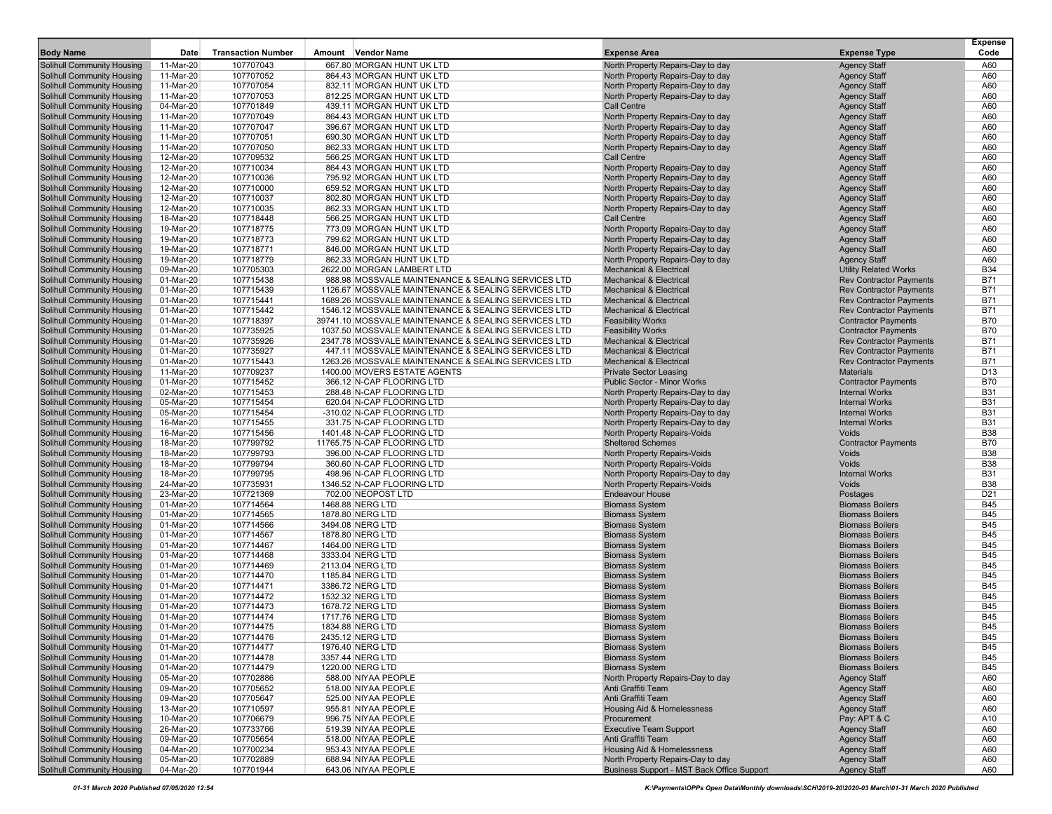| Body Name | Date | Transaction Number | Amount | Vendor Name | Expense Area | Expense Type | Expense Code |
|---|---|---|---|---|---|---|---|
| Solihull Community Housing | 11-Mar-20 | 107707043 | 667.80 | MORGAN HUNT UK LTD | North Property Repairs-Day to day | Agency Staff | A60 |
| Solihull Community Housing | 11-Mar-20 | 107707052 | 864.43 | MORGAN HUNT UK LTD | North Property Repairs-Day to day | Agency Staff | A60 |
| Solihull Community Housing | 11-Mar-20 | 107707054 | 832.11 | MORGAN HUNT UK LTD | North Property Repairs-Day to day | Agency Staff | A60 |
| Solihull Community Housing | 11-Mar-20 | 107707053 | 812.25 | MORGAN HUNT UK LTD | North Property Repairs-Day to day | Agency Staff | A60 |
| Solihull Community Housing | 04-Mar-20 | 107701849 | 439.11 | MORGAN HUNT UK LTD | Call Centre | Agency Staff | A60 |
| Solihull Community Housing | 11-Mar-20 | 107707049 | 864.43 | MORGAN HUNT UK LTD | North Property Repairs-Day to day | Agency Staff | A60 |
| Solihull Community Housing | 11-Mar-20 | 107707047 | 396.67 | MORGAN HUNT UK LTD | North Property Repairs-Day to day | Agency Staff | A60 |
| Solihull Community Housing | 11-Mar-20 | 107707051 | 690.30 | MORGAN HUNT UK LTD | North Property Repairs-Day to day | Agency Staff | A60 |
| Solihull Community Housing | 11-Mar-20 | 107707050 | 862.33 | MORGAN HUNT UK LTD | North Property Repairs-Day to day | Agency Staff | A60 |
| Solihull Community Housing | 12-Mar-20 | 107709532 | 566.25 | MORGAN HUNT UK LTD | Call Centre | Agency Staff | A60 |
| Solihull Community Housing | 12-Mar-20 | 107710034 | 864.43 | MORGAN HUNT UK LTD | North Property Repairs-Day to day | Agency Staff | A60 |
| Solihull Community Housing | 12-Mar-20 | 107710036 | 795.92 | MORGAN HUNT UK LTD | North Property Repairs-Day to day | Agency Staff | A60 |
| Solihull Community Housing | 12-Mar-20 | 107710000 | 659.52 | MORGAN HUNT UK LTD | North Property Repairs-Day to day | Agency Staff | A60 |
| Solihull Community Housing | 12-Mar-20 | 107710037 | 802.80 | MORGAN HUNT UK LTD | North Property Repairs-Day to day | Agency Staff | A60 |
| Solihull Community Housing | 12-Mar-20 | 107710035 | 862.33 | MORGAN HUNT UK LTD | North Property Repairs-Day to day | Agency Staff | A60 |
| Solihull Community Housing | 18-Mar-20 | 107718448 | 566.25 | MORGAN HUNT UK LTD | Call Centre | Agency Staff | A60 |
| Solihull Community Housing | 19-Mar-20 | 107718775 | 773.09 | MORGAN HUNT UK LTD | North Property Repairs-Day to day | Agency Staff | A60 |
| Solihull Community Housing | 19-Mar-20 | 107718773 | 799.62 | MORGAN HUNT UK LTD | North Property Repairs-Day to day | Agency Staff | A60 |
| Solihull Community Housing | 19-Mar-20 | 107718771 | 846.00 | MORGAN HUNT UK LTD | North Property Repairs-Day to day | Agency Staff | A60 |
| Solihull Community Housing | 19-Mar-20 | 107718779 | 862.33 | MORGAN HUNT UK LTD | North Property Repairs-Day to day | Agency Staff | A60 |
| Solihull Community Housing | 09-Mar-20 | 107705303 | 2622.00 | MORGAN LAMBERT LTD | Mechanical & Electrical | Utility Related Works | B34 |
| Solihull Community Housing | 01-Mar-20 | 107715438 | 988.98 | MOSSVALE MAINTENANCE & SEALING SERVICES LTD | Mechanical & Electrical | Rev Contractor Payments | B71 |
| Solihull Community Housing | 01-Mar-20 | 107715439 | 1126.67 | MOSSVALE MAINTENANCE & SEALING SERVICES LTD | Mechanical & Electrical | Rev Contractor Payments | B71 |
| Solihull Community Housing | 01-Mar-20 | 107715441 | 1689.26 | MOSSVALE MAINTENANCE & SEALING SERVICES LTD | Mechanical & Electrical | Rev Contractor Payments | B71 |
| Solihull Community Housing | 01-Mar-20 | 107715442 | 1546.12 | MOSSVALE MAINTENANCE & SEALING SERVICES LTD | Mechanical & Electrical | Rev Contractor Payments | B71 |
| Solihull Community Housing | 01-Mar-20 | 107718397 | 39741.10 | MOSSVALE MAINTENANCE & SEALING SERVICES LTD | Feasibility Works | Contractor Payments | B70 |
| Solihull Community Housing | 01-Mar-20 | 107735925 | 1037.50 | MOSSVALE MAINTENANCE & SEALING SERVICES LTD | Feasibility Works | Contractor Payments | B70 |
| Solihull Community Housing | 01-Mar-20 | 107735926 | 2347.78 | MOSSVALE MAINTENANCE & SEALING SERVICES LTD | Mechanical & Electrical | Rev Contractor Payments | B71 |
| Solihull Community Housing | 01-Mar-20 | 107735927 | 447.11 | MOSSVALE MAINTENANCE & SEALING SERVICES LTD | Mechanical & Electrical | Rev Contractor Payments | B71 |
| Solihull Community Housing | 01-Mar-20 | 107715443 | 1263.26 | MOSSVALE MAINTENANCE & SEALING SERVICES LTD | Mechanical & Electrical | Rev Contractor Payments | B71 |
| Solihull Community Housing | 11-Mar-20 | 107709237 | 1400.00 | MOVERS ESTATE AGENTS | Private Sector Leasing | Materials | D13 |
| Solihull Community Housing | 01-Mar-20 | 107715452 | 366.12 | N-CAP FLOORING LTD | Public Sector - Minor Works | Contractor Payments | B70 |
| Solihull Community Housing | 02-Mar-20 | 107715453 | 288.48 | N-CAP FLOORING LTD | North Property Repairs-Day to day | Internal Works | B31 |
| Solihull Community Housing | 05-Mar-20 | 107715454 | 620.04 | N-CAP FLOORING LTD | North Property Repairs-Day to day | Internal Works | B31 |
| Solihull Community Housing | 05-Mar-20 | 107715454 | -310.02 | N-CAP FLOORING LTD | North Property Repairs-Day to day | Internal Works | B31 |
| Solihull Community Housing | 16-Mar-20 | 107715455 | 331.75 | N-CAP FLOORING LTD | North Property Repairs-Day to day | Internal Works | B31 |
| Solihull Community Housing | 16-Mar-20 | 107715456 | 1401.48 | N-CAP FLOORING LTD | North Property Repairs-Voids | Voids | B38 |
| Solihull Community Housing | 18-Mar-20 | 107799792 | 11765.75 | N-CAP FLOORING LTD | Sheltered Schemes | Contractor Payments | B70 |
| Solihull Community Housing | 18-Mar-20 | 107799793 | 396.00 | N-CAP FLOORING LTD | North Property Repairs-Voids | Voids | B38 |
| Solihull Community Housing | 18-Mar-20 | 107799794 | 360.60 | N-CAP FLOORING LTD | North Property Repairs-Voids | Voids | B38 |
| Solihull Community Housing | 18-Mar-20 | 107799795 | 498.96 | N-CAP FLOORING LTD | North Property Repairs-Day to day | Internal Works | B31 |
| Solihull Community Housing | 24-Mar-20 | 107735931 | 1346.52 | N-CAP FLOORING LTD | North Property Repairs-Voids | Voids | B38 |
| Solihull Community Housing | 23-Mar-20 | 107721369 | 702.00 | NEOPOST LTD | Endeavour House | Postages | D21 |
| Solihull Community Housing | 01-Mar-20 | 107714564 | 1468.88 | NERG LTD | Biomass System | Biomass Boilers | B45 |
| Solihull Community Housing | 01-Mar-20 | 107714565 | 1878.80 | NERG LTD | Biomass System | Biomass Boilers | B45 |
| Solihull Community Housing | 01-Mar-20 | 107714566 | 3494.08 | NERG LTD | Biomass System | Biomass Boilers | B45 |
| Solihull Community Housing | 01-Mar-20 | 107714567 | 1878.80 | NERG LTD | Biomass System | Biomass Boilers | B45 |
| Solihull Community Housing | 01-Mar-20 | 107714467 | 1464.00 | NERG LTD | Biomass System | Biomass Boilers | B45 |
| Solihull Community Housing | 01-Mar-20 | 107714468 | 3333.04 | NERG LTD | Biomass System | Biomass Boilers | B45 |
| Solihull Community Housing | 01-Mar-20 | 107714469 | 2113.04 | NERG LTD | Biomass System | Biomass Boilers | B45 |
| Solihull Community Housing | 01-Mar-20 | 107714470 | 1185.84 | NERG LTD | Biomass System | Biomass Boilers | B45 |
| Solihull Community Housing | 01-Mar-20 | 107714471 | 3386.72 | NERG LTD | Biomass System | Biomass Boilers | B45 |
| Solihull Community Housing | 01-Mar-20 | 107714472 | 1532.32 | NERG LTD | Biomass System | Biomass Boilers | B45 |
| Solihull Community Housing | 01-Mar-20 | 107714473 | 1678.72 | NERG LTD | Biomass System | Biomass Boilers | B45 |
| Solihull Community Housing | 01-Mar-20 | 107714474 | 1717.76 | NERG LTD | Biomass System | Biomass Boilers | B45 |
| Solihull Community Housing | 01-Mar-20 | 107714475 | 1834.88 | NERG LTD | Biomass System | Biomass Boilers | B45 |
| Solihull Community Housing | 01-Mar-20 | 107714476 | 2435.12 | NERG LTD | Biomass System | Biomass Boilers | B45 |
| Solihull Community Housing | 01-Mar-20 | 107714477 | 1976.40 | NERG LTD | Biomass System | Biomass Boilers | B45 |
| Solihull Community Housing | 01-Mar-20 | 107714478 | 3357.44 | NERG LTD | Biomass System | Biomass Boilers | B45 |
| Solihull Community Housing | 01-Mar-20 | 107714479 | 1220.00 | NERG LTD | Biomass System | Biomass Boilers | B45 |
| Solihull Community Housing | 05-Mar-20 | 107702886 | 588.00 | NIYAA PEOPLE | North Property Repairs-Day to day | Agency Staff | A60 |
| Solihull Community Housing | 09-Mar-20 | 107705652 | 518.00 | NIYAA PEOPLE | Anti Graffiti Team | Agency Staff | A60 |
| Solihull Community Housing | 09-Mar-20 | 107705647 | 525.00 | NIYAA PEOPLE | Anti Graffiti Team | Agency Staff | A60 |
| Solihull Community Housing | 13-Mar-20 | 107710597 | 955.81 | NIYAA PEOPLE | Housing Aid & Homelessness | Agency Staff | A60 |
| Solihull Community Housing | 10-Mar-20 | 107706679 | 996.75 | NIYAA PEOPLE | Procurement | Pay: APT & C | A10 |
| Solihull Community Housing | 26-Mar-20 | 107733766 | 519.39 | NIYAA PEOPLE | Executive Team Support | Agency Staff | A60 |
| Solihull Community Housing | 09-Mar-20 | 107705654 | 518.00 | NIYAA PEOPLE | Anti Graffiti Team | Agency Staff | A60 |
| Solihull Community Housing | 04-Mar-20 | 107700234 | 953.43 | NIYAA PEOPLE | Housing Aid & Homelessness | Agency Staff | A60 |
| Solihull Community Housing | 05-Mar-20 | 107702889 | 688.94 | NIYAA PEOPLE | North Property Repairs-Day to day | Agency Staff | A60 |
| Solihull Community Housing | 04-Mar-20 | 107701944 | 643.06 | NIYAA PEOPLE | Business Support - MST Back Office Support | Agency Staff | A60 |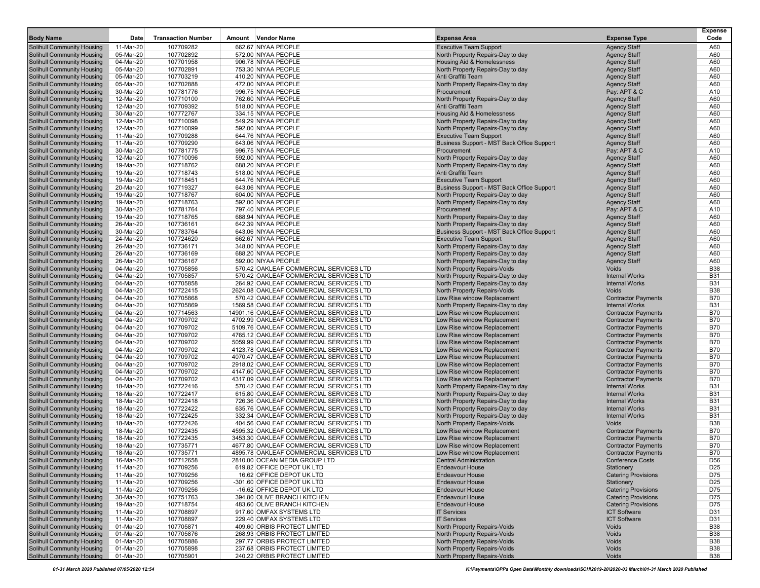| Body Name | Date | Transaction Number | Amount | Vendor Name | Expense Area | Expense Type | Expense Code |
|---|---|---|---|---|---|---|---|
| Solihull Community Housing | 11-Mar-20 | 107709282 | 662.67 | NIYAA PEOPLE | Executive Team Support | Agency Staff | A60 |
| Solihull Community Housing | 05-Mar-20 | 107702892 | 572.00 | NIYAA PEOPLE | North Property Repairs-Day to day | Agency Staff | A60 |
| Solihull Community Housing | 04-Mar-20 | 107701958 | 906.78 | NIYAA PEOPLE | Housing Aid & Homelessness | Agency Staff | A60 |
| Solihull Community Housing | 05-Mar-20 | 107702891 | 753.30 | NIYAA PEOPLE | North Property Repairs-Day to day | Agency Staff | A60 |
| Solihull Community Housing | 05-Mar-20 | 107703219 | 410.20 | NIYAA PEOPLE | Anti Graffiti Team | Agency Staff | A60 |
| Solihull Community Housing | 05-Mar-20 | 107702888 | 472.00 | NIYAA PEOPLE | North Property Repairs-Day to day | Agency Staff | A60 |
| Solihull Community Housing | 30-Mar-20 | 107781776 | 996.75 | NIYAA PEOPLE | Procurement | Pay: APT & C | A10 |
| Solihull Community Housing | 12-Mar-20 | 107710100 | 762.60 | NIYAA PEOPLE | North Property Repairs-Day to day | Agency Staff | A60 |
| Solihull Community Housing | 12-Mar-20 | 107709392 | 518.00 | NIYAA PEOPLE | Anti Graffiti Team | Agency Staff | A60 |
| Solihull Community Housing | 30-Mar-20 | 107772767 | 334.15 | NIYAA PEOPLE | Housing Aid & Homelessness | Agency Staff | A60 |
| Solihull Community Housing | 12-Mar-20 | 107710098 | 549.29 | NIYAA PEOPLE | North Property Repairs-Day to day | Agency Staff | A60 |
| Solihull Community Housing | 12-Mar-20 | 107710099 | 592.00 | NIYAA PEOPLE | North Property Repairs-Day to day | Agency Staff | A60 |
| Solihull Community Housing | 11-Mar-20 | 107709288 | 644.76 | NIYAA PEOPLE | Executive Team Support | Agency Staff | A60 |
| Solihull Community Housing | 11-Mar-20 | 107709290 | 643.06 | NIYAA PEOPLE | Business Support - MST Back Office Support | Agency Staff | A60 |
| Solihull Community Housing | 30-Mar-20 | 107781775 | 996.75 | NIYAA PEOPLE | Procurement | Pay: APT & C | A10 |
| Solihull Community Housing | 12-Mar-20 | 107710096 | 592.00 | NIYAA PEOPLE | North Property Repairs-Day to day | Agency Staff | A60 |
| Solihull Community Housing | 19-Mar-20 | 107718762 | 688.20 | NIYAA PEOPLE | North Property Repairs-Day to day | Agency Staff | A60 |
| Solihull Community Housing | 19-Mar-20 | 107718743 | 518.00 | NIYAA PEOPLE | Anti Graffiti Team | Agency Staff | A60 |
| Solihull Community Housing | 19-Mar-20 | 107718451 | 644.76 | NIYAA PEOPLE | Executive Team Support | Agency Staff | A60 |
| Solihull Community Housing | 20-Mar-20 | 107719327 | 643.06 | NIYAA PEOPLE | Business Support - MST Back Office Support | Agency Staff | A60 |
| Solihull Community Housing | 19-Mar-20 | 107718767 | 604.00 | NIYAA PEOPLE | North Property Repairs-Day to day | Agency Staff | A60 |
| Solihull Community Housing | 19-Mar-20 | 107718763 | 592.00 | NIYAA PEOPLE | North Property Repairs-Day to day | Agency Staff | A60 |
| Solihull Community Housing | 30-Mar-20 | 107781764 | 797.40 | NIYAA PEOPLE | Procurement | Pay: APT & C | A10 |
| Solihull Community Housing | 19-Mar-20 | 107718765 | 688.94 | NIYAA PEOPLE | North Property Repairs-Day to day | Agency Staff | A60 |
| Solihull Community Housing | 26-Mar-20 | 107736161 | 642.39 | NIYAA PEOPLE | North Property Repairs-Day to day | Agency Staff | A60 |
| Solihull Community Housing | 30-Mar-20 | 107783764 | 643.06 | NIYAA PEOPLE | Business Support - MST Back Office Support | Agency Staff | A60 |
| Solihull Community Housing | 24-Mar-20 | 107724620 | 662.67 | NIYAA PEOPLE | Executive Team Support | Agency Staff | A60 |
| Solihull Community Housing | 26-Mar-20 | 107736171 | 348.00 | NIYAA PEOPLE | North Property Repairs-Day to day | Agency Staff | A60 |
| Solihull Community Housing | 26-Mar-20 | 107736169 | 688.20 | NIYAA PEOPLE | North Property Repairs-Day to day | Agency Staff | A60 |
| Solihull Community Housing | 26-Mar-20 | 107736167 | 592.00 | NIYAA PEOPLE | North Property Repairs-Day to day | Agency Staff | A60 |
| Solihull Community Housing | 04-Mar-20 | 107705856 | 570.42 | OAKLEAF COMMERCIAL SERVICES LTD | North Property Repairs-Voids | Voids | B38 |
| Solihull Community Housing | 04-Mar-20 | 107705857 | 570.42 | OAKLEAF COMMERCIAL SERVICES LTD | North Property Repairs-Day to day | Internal Works | B31 |
| Solihull Community Housing | 04-Mar-20 | 107705858 | 264.92 | OAKLEAF COMMERCIAL SERVICES LTD | North Property Repairs-Day to day | Internal Works | B31 |
| Solihull Community Housing | 04-Mar-20 | 107722415 | 2624.08 | OAKLEAF COMMERCIAL SERVICES LTD | North Property Repairs-Voids | Voids | B38 |
| Solihull Community Housing | 04-Mar-20 | 107705868 | 570.42 | OAKLEAF COMMERCIAL SERVICES LTD | Low Rise window Replacement | Contractor Payments | B70 |
| Solihull Community Housing | 04-Mar-20 | 107705869 | 1569.58 | OAKLEAF COMMERCIAL SERVICES LTD | North Property Repairs-Day to day | Internal Works | B31 |
| Solihull Community Housing | 04-Mar-20 | 107714563 | 14901.16 | OAKLEAF COMMERCIAL SERVICES LTD | Low Rise window Replacement | Contractor Payments | B70 |
| Solihull Community Housing | 04-Mar-20 | 107709702 | 4702.99 | OAKLEAF COMMERCIAL SERVICES LTD | Low Rise window Replacement | Contractor Payments | B70 |
| Solihull Community Housing | 04-Mar-20 | 107709702 | 5109.76 | OAKLEAF COMMERCIAL SERVICES LTD | Low Rise window Replacement | Contractor Payments | B70 |
| Solihull Community Housing | 04-Mar-20 | 107709702 | 4765.12 | OAKLEAF COMMERCIAL SERVICES LTD | Low Rise window Replacement | Contractor Payments | B70 |
| Solihull Community Housing | 04-Mar-20 | 107709702 | 5059.99 | OAKLEAF COMMERCIAL SERVICES LTD | Low Rise window Replacement | Contractor Payments | B70 |
| Solihull Community Housing | 04-Mar-20 | 107709702 | 4123.78 | OAKLEAF COMMERCIAL SERVICES LTD | Low Rise window Replacement | Contractor Payments | B70 |
| Solihull Community Housing | 04-Mar-20 | 107709702 | 4070.47 | OAKLEAF COMMERCIAL SERVICES LTD | Low Rise window Replacement | Contractor Payments | B70 |
| Solihull Community Housing | 04-Mar-20 | 107709702 | 2918.02 | OAKLEAF COMMERCIAL SERVICES LTD | Low Rise window Replacement | Contractor Payments | B70 |
| Solihull Community Housing | 04-Mar-20 | 107709702 | 4147.60 | OAKLEAF COMMERCIAL SERVICES LTD | Low Rise window Replacement | Contractor Payments | B70 |
| Solihull Community Housing | 04-Mar-20 | 107709702 | 4317.09 | OAKLEAF COMMERCIAL SERVICES LTD | Low Rise window Replacement | Contractor Payments | B70 |
| Solihull Community Housing | 18-Mar-20 | 107722416 | 570.42 | OAKLEAF COMMERCIAL SERVICES LTD | North Property Repairs-Day to day | Internal Works | B31 |
| Solihull Community Housing | 18-Mar-20 | 107722417 | 615.80 | OAKLEAF COMMERCIAL SERVICES LTD | North Property Repairs-Day to day | Internal Works | B31 |
| Solihull Community Housing | 18-Mar-20 | 107722418 | 726.36 | OAKLEAF COMMERCIAL SERVICES LTD | North Property Repairs-Day to day | Internal Works | B31 |
| Solihull Community Housing | 18-Mar-20 | 107722422 | 635.76 | OAKLEAF COMMERCIAL SERVICES LTD | North Property Repairs-Day to day | Internal Works | B31 |
| Solihull Community Housing | 18-Mar-20 | 107722425 | 332.34 | OAKLEAF COMMERCIAL SERVICES LTD | North Property Repairs-Day to day | Internal Works | B31 |
| Solihull Community Housing | 18-Mar-20 | 107722426 | 404.56 | OAKLEAF COMMERCIAL SERVICES LTD | North Property Repairs-Voids | Voids | B38 |
| Solihull Community Housing | 18-Mar-20 | 107722435 | 4595.32 | OAKLEAF COMMERCIAL SERVICES LTD | Low Rise window Replacement | Contractor Payments | B70 |
| Solihull Community Housing | 18-Mar-20 | 107722435 | 3453.30 | OAKLEAF COMMERCIAL SERVICES LTD | Low Rise window Replacement | Contractor Payments | B70 |
| Solihull Community Housing | 18-Mar-20 | 107735771 | 4677.80 | OAKLEAF COMMERCIAL SERVICES LTD | Low Rise window Replacement | Contractor Payments | B70 |
| Solihull Community Housing | 18-Mar-20 | 107735771 | 4895.78 | OAKLEAF COMMERCIAL SERVICES LTD | Low Rise window Replacement | Contractor Payments | B70 |
| Solihull Community Housing | 16-Mar-20 | 107712658 | 2810.00 | OCEAN MEDIA GROUP LTD | Central Administration | Conference Costs | D56 |
| Solihull Community Housing | 11-Mar-20 | 107709256 | 619.82 | OFFICE DEPOT UK LTD | Endeavour House | Stationery | D25 |
| Solihull Community Housing | 11-Mar-20 | 107709256 | 16.62 | OFFICE DEPOT UK LTD | Endeavour House | Catering Provisions | D75 |
| Solihull Community Housing | 11-Mar-20 | 107709256 | -301.60 | OFFICE DEPOT UK LTD | Endeavour House | Stationery | D25 |
| Solihull Community Housing | 11-Mar-20 | 107709256 | -16.62 | OFFICE DEPOT UK LTD | Endeavour House | Catering Provisions | D75 |
| Solihull Community Housing | 30-Mar-20 | 107751763 | 394.80 | OLIVE BRANCH KITCHEN | Endeavour House | Catering Provisions | D75 |
| Solihull Community Housing | 19-Mar-20 | 107718754 | 483.60 | OLIVE BRANCH KITCHEN | Endeavour House | Catering Provisions | D75 |
| Solihull Community Housing | 11-Mar-20 | 107708897 | 917.60 | OMFAX SYSTEMS LTD | IT Services | ICT Software | D31 |
| Solihull Community Housing | 11-Mar-20 | 107708897 | 229.40 | OMFAX SYSTEMS LTD | IT Services | ICT Software | D31 |
| Solihull Community Housing | 01-Mar-20 | 107705871 | 409.60 | ORBIS PROTECT LIMITED | North Property Repairs-Voids | Voids | B38 |
| Solihull Community Housing | 01-Mar-20 | 107705876 | 268.93 | ORBIS PROTECT LIMITED | North Property Repairs-Voids | Voids | B38 |
| Solihull Community Housing | 01-Mar-20 | 107705886 | 297.77 | ORBIS PROTECT LIMITED | North Property Repairs-Voids | Voids | B38 |
| Solihull Community Housing | 01-Mar-20 | 107705898 | 237.68 | ORBIS PROTECT LIMITED | North Property Repairs-Voids | Voids | B38 |
| Solihull Community Housing | 01-Mar-20 | 107705901 | 240.22 | ORBIS PROTECT LIMITED | North Property Repairs-Voids | Voids | B38 |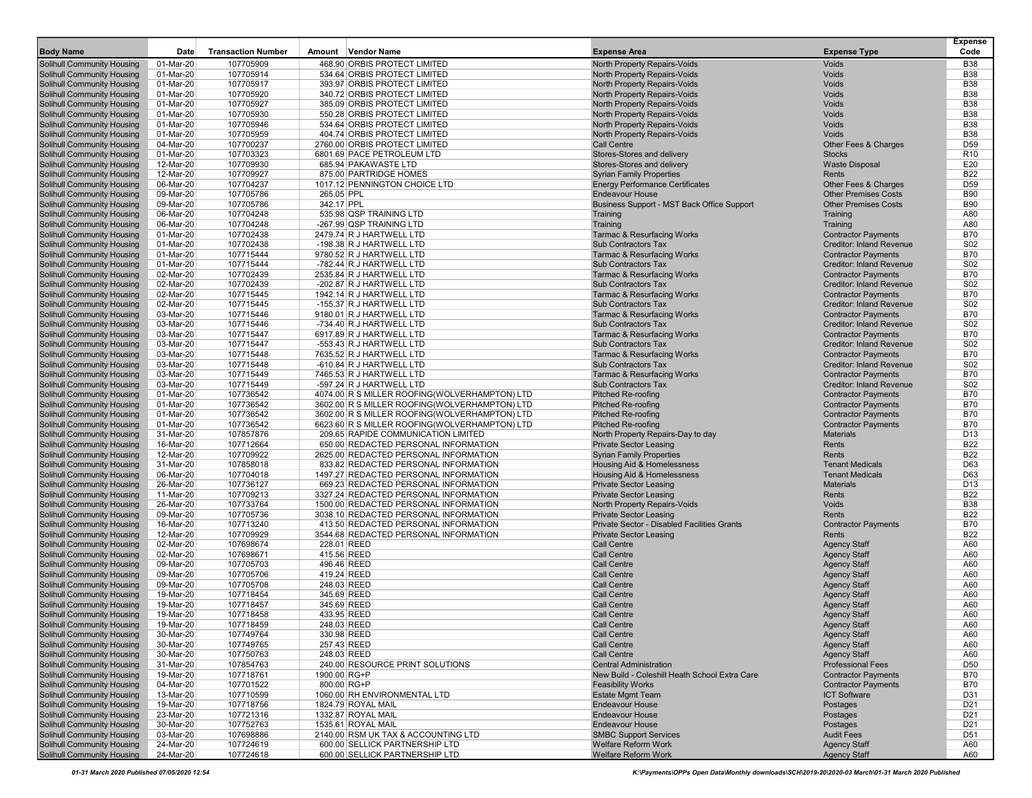| Body Name | Date | Transaction Number | Amount | Vendor Name | Expense Area | Expense Type | Expense Code |
|---|---|---|---|---|---|---|---|
| Solihull Community Housing | 01-Mar-20 | 107705909 | 468.90 | ORBIS PROTECT LIMITED | North Property Repairs-Voids | Voids | B38 |
| Solihull Community Housing | 01-Mar-20 | 107705914 | 534.64 | ORBIS PROTECT LIMITED | North Property Repairs-Voids | Voids | B38 |
| Solihull Community Housing | 01-Mar-20 | 107705917 | 393.97 | ORBIS PROTECT LIMITED | North Property Repairs-Voids | Voids | B38 |
| Solihull Community Housing | 01-Mar-20 | 107705920 | 340.72 | ORBIS PROTECT LIMITED | North Property Repairs-Voids | Voids | B38 |
| Solihull Community Housing | 01-Mar-20 | 107705927 | 385.09 | ORBIS PROTECT LIMITED | North Property Repairs-Voids | Voids | B38 |
| Solihull Community Housing | 01-Mar-20 | 107705930 | 550.28 | ORBIS PROTECT LIMITED | North Property Repairs-Voids | Voids | B38 |
| Solihull Community Housing | 01-Mar-20 | 107705946 | 534.64 | ORBIS PROTECT LIMITED | North Property Repairs-Voids | Voids | B38 |
| Solihull Community Housing | 01-Mar-20 | 107705959 | 404.74 | ORBIS PROTECT LIMITED | North Property Repairs-Voids | Voids | B38 |
| Solihull Community Housing | 04-Mar-20 | 107700237 | 2760.00 | ORBIS PROTECT LIMITED | Call Centre | Other Fees & Charges | D59 |
| Solihull Community Housing | 01-Mar-20 | 107703323 | 6801.69 | PACE PETROLEUM LTD | Stores-Stores and delivery | Stocks | R10 |
| Solihull Community Housing | 12-Mar-20 | 107709930 | 685.94 | PAKAWASTE LTD | Stores-Stores and delivery | Waste Disposal | E20 |
| Solihull Community Housing | 12-Mar-20 | 107709927 | 875.00 | PARTRIDGE HOMES | Syrian Family Properties | Rents | B22 |
| Solihull Community Housing | 06-Mar-20 | 107704237 | 1017.12 | PENNINGTON CHOICE LTD | Energy Performance Certificates | Other Fees & Charges | D59 |
| Solihull Community Housing | 09-Mar-20 | 107705786 | 265.05 | PPL | Endeavour House | Other Premises Costs | B90 |
| Solihull Community Housing | 09-Mar-20 | 107705786 | 342.17 | PPL | Business Support - MST Back Office Support | Other Premises Costs | B90 |
| Solihull Community Housing | 06-Mar-20 | 107704248 | 535.98 | QSP TRAINING LTD | Training | Training | A80 |
| Solihull Community Housing | 06-Mar-20 | 107704248 | -267.99 | QSP TRAINING LTD | Training | Training | A80 |
| Solihull Community Housing | 01-Mar-20 | 107702438 | 2479.74 | R J HARTWELL LTD | Tarmac & Resurfacing Works | Contractor Payments | B70 |
| Solihull Community Housing | 01-Mar-20 | 107702438 | -198.38 | R J HARTWELL LTD | Sub Contractors Tax | Creditor: Inland Revenue | S02 |
| Solihull Community Housing | 01-Mar-20 | 107715444 | 9780.52 | R J HARTWELL LTD | Tarmac & Resurfacing Works | Contractor Payments | B70 |
| Solihull Community Housing | 01-Mar-20 | 107715444 | -782.44 | R J HARTWELL LTD | Sub Contractors Tax | Creditor: Inland Revenue | S02 |
| Solihull Community Housing | 02-Mar-20 | 107702439 | 2535.84 | R J HARTWELL LTD | Tarmac & Resurfacing Works | Contractor Payments | B70 |
| Solihull Community Housing | 02-Mar-20 | 107702439 | -202.87 | R J HARTWELL LTD | Sub Contractors Tax | Creditor: Inland Revenue | S02 |
| Solihull Community Housing | 02-Mar-20 | 107715445 | 1942.14 | R J HARTWELL LTD | Tarmac & Resurfacing Works | Contractor Payments | B70 |
| Solihull Community Housing | 02-Mar-20 | 107715445 | -155.37 | R J HARTWELL LTD | Sub Contractors Tax | Creditor: Inland Revenue | S02 |
| Solihull Community Housing | 03-Mar-20 | 107715446 | 9180.01 | R J HARTWELL LTD | Tarmac & Resurfacing Works | Contractor Payments | B70 |
| Solihull Community Housing | 03-Mar-20 | 107715446 | -734.40 | R J HARTWELL LTD | Sub Contractors Tax | Creditor: Inland Revenue | S02 |
| Solihull Community Housing | 03-Mar-20 | 107715447 | 6917.89 | R J HARTWELL LTD | Tarmac & Resurfacing Works | Contractor Payments | B70 |
| Solihull Community Housing | 03-Mar-20 | 107715447 | -553.43 | R J HARTWELL LTD | Sub Contractors Tax | Creditor: Inland Revenue | S02 |
| Solihull Community Housing | 03-Mar-20 | 107715448 | 7635.52 | R J HARTWELL LTD | Tarmac & Resurfacing Works | Contractor Payments | B70 |
| Solihull Community Housing | 03-Mar-20 | 107715448 | -610.84 | R J HARTWELL LTD | Sub Contractors Tax | Creditor: Inland Revenue | S02 |
| Solihull Community Housing | 03-Mar-20 | 107715449 | 7465.53 | R J HARTWELL LTD | Tarmac & Resurfacing Works | Contractor Payments | B70 |
| Solihull Community Housing | 03-Mar-20 | 107715449 | -597.24 | R J HARTWELL LTD | Sub Contractors Tax | Creditor: Inland Revenue | S02 |
| Solihull Community Housing | 01-Mar-20 | 107736542 | 4074.00 | R S MILLER ROOFING(WOLVERHAMPTON) LTD | Pitched Re-roofing | Contractor Payments | B70 |
| Solihull Community Housing | 01-Mar-20 | 107736542 | 3602.00 | R S MILLER ROOFING(WOLVERHAMPTON) LTD | Pitched Re-roofing | Contractor Payments | B70 |
| Solihull Community Housing | 01-Mar-20 | 107736542 | 3602.00 | R S MILLER ROOFING(WOLVERHAMPTON) LTD | Pitched Re-roofing | Contractor Payments | B70 |
| Solihull Community Housing | 01-Mar-20 | 107736542 | 6623.60 | R S MILLER ROOFING(WOLVERHAMPTON) LTD | Pitched Re-roofing | Contractor Payments | B70 |
| Solihull Community Housing | 31-Mar-20 | 107857876 | 209.65 | RAPIDE COMMUNICATION LIMITED | North Property Repairs-Day to day | Materials | D13 |
| Solihull Community Housing | 16-Mar-20 | 107712664 | 650.00 | REDACTED PERSONAL INFORMATION | Private Sector Leasing | Rents | B22 |
| Solihull Community Housing | 12-Mar-20 | 107709922 | 2625.00 | REDACTED PERSONAL INFORMATION | Syrian Family Properties | Rents | B22 |
| Solihull Community Housing | 31-Mar-20 | 107858018 | 833.82 | REDACTED PERSONAL INFORMATION | Housing Aid & Homelessness | Tenant Medicals | D63 |
| Solihull Community Housing | 06-Mar-20 | 107704018 | 1497.27 | REDACTED PERSONAL INFORMATION | Housing Aid & Homelessness | Tenant Medicals | D63 |
| Solihull Community Housing | 26-Mar-20 | 107736127 | 669.23 | REDACTED PERSONAL INFORMATION | Private Sector Leasing | Materials | D13 |
| Solihull Community Housing | 11-Mar-20 | 107709213 | 3327.24 | REDACTED PERSONAL INFORMATION | Private Sector Leasing | Rents | B22 |
| Solihull Community Housing | 26-Mar-20 | 107733764 | 1500.00 | REDACTED PERSONAL INFORMATION | North Property Repairs-Voids | Voids | B38 |
| Solihull Community Housing | 09-Mar-20 | 107705736 | 3038.10 | REDACTED PERSONAL INFORMATION | Private Sector Leasing | Rents | B22 |
| Solihull Community Housing | 16-Mar-20 | 107713240 | 413.50 | REDACTED PERSONAL INFORMATION | Private Sector - Disabled Facilities Grants | Contractor Payments | B70 |
| Solihull Community Housing | 12-Mar-20 | 107709929 | 3544.68 | REDACTED PERSONAL INFORMATION | Private Sector Leasing | Rents | B22 |
| Solihull Community Housing | 02-Mar-20 | 107698674 | 228.01 | REED | Call Centre | Agency Staff | A60 |
| Solihull Community Housing | 02-Mar-20 | 107698671 | 415.56 | REED | Call Centre | Agency Staff | A60 |
| Solihull Community Housing | 09-Mar-20 | 107705703 | 496.46 | REED | Call Centre | Agency Staff | A60 |
| Solihull Community Housing | 09-Mar-20 | 107705706 | 419.24 | REED | Call Centre | Agency Staff | A60 |
| Solihull Community Housing | 09-Mar-20 | 107705708 | 248.03 | REED | Call Centre | Agency Staff | A60 |
| Solihull Community Housing | 19-Mar-20 | 107718454 | 345.69 | REED | Call Centre | Agency Staff | A60 |
| Solihull Community Housing | 19-Mar-20 | 107718457 | 345.69 | REED | Call Centre | Agency Staff | A60 |
| Solihull Community Housing | 19-Mar-20 | 107718458 | 433.95 | REED | Call Centre | Agency Staff | A60 |
| Solihull Community Housing | 19-Mar-20 | 107718459 | 248.03 | REED | Call Centre | Agency Staff | A60 |
| Solihull Community Housing | 30-Mar-20 | 107749764 | 330.98 | REED | Call Centre | Agency Staff | A60 |
| Solihull Community Housing | 30-Mar-20 | 107749765 | 257.43 | REED | Call Centre | Agency Staff | A60 |
| Solihull Community Housing | 30-Mar-20 | 107750763 | 248.03 | REED | Call Centre | Agency Staff | A60 |
| Solihull Community Housing | 31-Mar-20 | 107854763 | 240.00 | RESOURCE PRINT SOLUTIONS | Central Administration | Professional Fees | D50 |
| Solihull Community Housing | 19-Mar-20 | 107718761 | 1900.00 | RG+P | New Build - Coleshill Heath School Extra Care | Contractor Payments | B70 |
| Solihull Community Housing | 04-Mar-20 | 107701522 | 800.00 | RG+P | Feasibility Works | Contractor Payments | B70 |
| Solihull Community Housing | 13-Mar-20 | 107710599 | 1060.00 | RH ENVIRONMENTAL LTD | Estate Mgmt Team | ICT Software | D31 |
| Solihull Community Housing | 19-Mar-20 | 107718756 | 1824.79 | ROYAL MAIL | Endeavour House | Postages | D21 |
| Solihull Community Housing | 23-Mar-20 | 107721316 | 1332.87 | ROYAL MAIL | Endeavour House | Postages | D21 |
| Solihull Community Housing | 30-Mar-20 | 107752763 | 1535.61 | ROYAL MAIL | Endeavour House | Postages | D21 |
| Solihull Community Housing | 03-Mar-20 | 107698886 | 2140.00 | RSM UK TAX & ACCOUNTING LTD | SMBC Support Services | Audit Fees | D51 |
| Solihull Community Housing | 24-Mar-20 | 107724619 | 600.00 | SELLICK PARTNERSHIP LTD | Welfare Reform Work | Agency Staff | A60 |
| Solihull Community Housing | 24-Mar-20 | 107724618 | 600.00 | SELLICK PARTNERSHIP LTD | Welfare Reform Work | Agency Staff | A60 |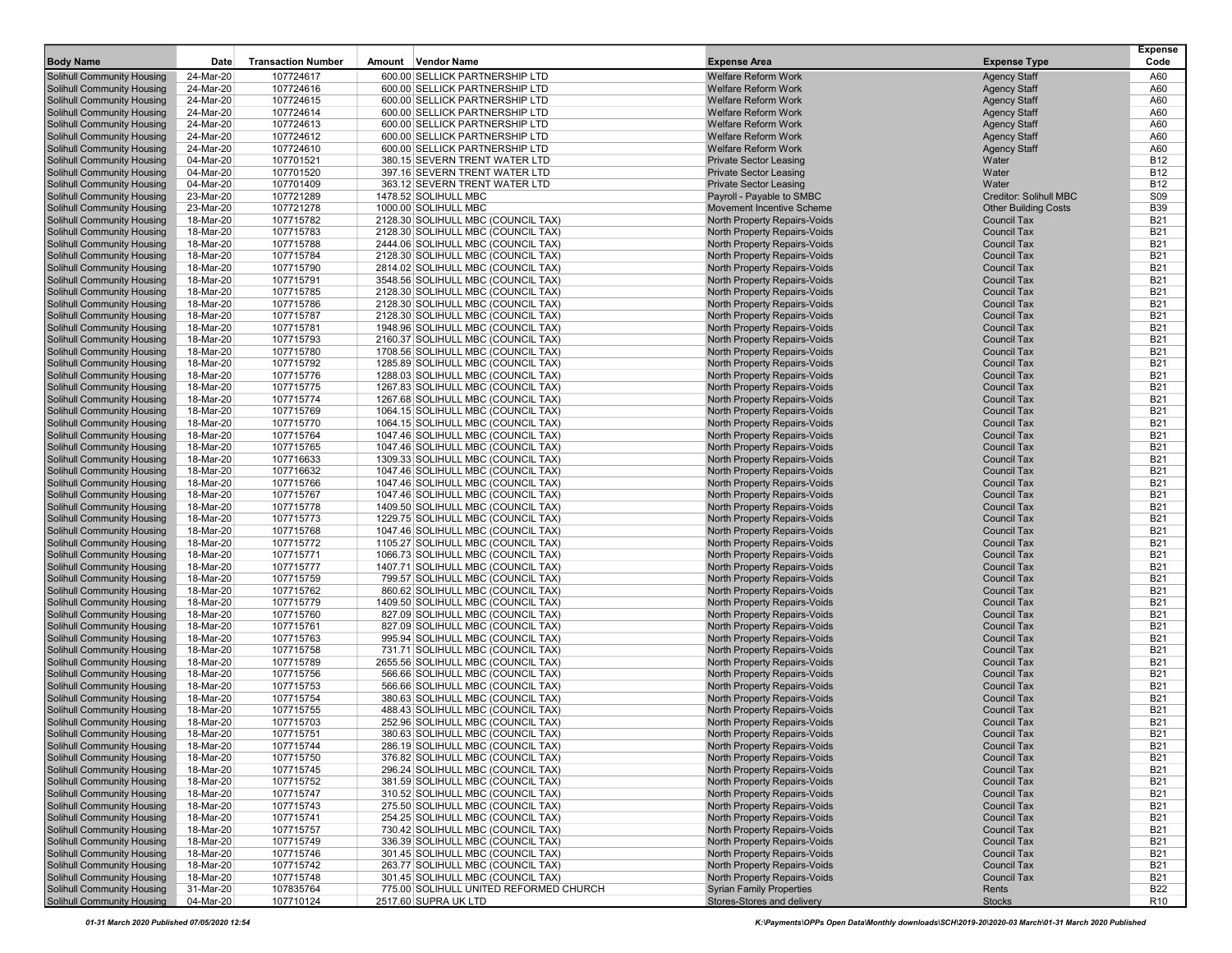| Body Name | Date | Transaction Number | Amount | Vendor Name | Expense Area | Expense Type | Expense Code |
|---|---|---|---|---|---|---|---|
| Solihull Community Housing | 24-Mar-20 | 107724617 | 600.00 | SELLICK PARTNERSHIP LTD | Welfare Reform Work | Agency Staff | A60 |
| Solihull Community Housing | 24-Mar-20 | 107724616 | 600.00 | SELLICK PARTNERSHIP LTD | Welfare Reform Work | Agency Staff | A60 |
| Solihull Community Housing | 24-Mar-20 | 107724615 | 600.00 | SELLICK PARTNERSHIP LTD | Welfare Reform Work | Agency Staff | A60 |
| Solihull Community Housing | 24-Mar-20 | 107724614 | 600.00 | SELLICK PARTNERSHIP LTD | Welfare Reform Work | Agency Staff | A60 |
| Solihull Community Housing | 24-Mar-20 | 107724613 | 600.00 | SELLICK PARTNERSHIP LTD | Welfare Reform Work | Agency Staff | A60 |
| Solihull Community Housing | 24-Mar-20 | 107724612 | 600.00 | SELLICK PARTNERSHIP LTD | Welfare Reform Work | Agency Staff | A60 |
| Solihull Community Housing | 24-Mar-20 | 107724610 | 600.00 | SELLICK PARTNERSHIP LTD | Welfare Reform Work | Agency Staff | A60 |
| Solihull Community Housing | 04-Mar-20 | 107701521 | 380.15 | SEVERN TRENT WATER LTD | Private Sector Leasing | Water | B12 |
| Solihull Community Housing | 04-Mar-20 | 107701520 | 397.16 | SEVERN TRENT WATER LTD | Private Sector Leasing | Water | B12 |
| Solihull Community Housing | 04-Mar-20 | 107701409 | 363.12 | SEVERN TRENT WATER LTD | Private Sector Leasing | Water | B12 |
| Solihull Community Housing | 23-Mar-20 | 107721289 | 1478.52 | SOLIHULL MBC | Payroll - Payable to SMBC | Creditor: Solihull MBC | S09 |
| Solihull Community Housing | 23-Mar-20 | 107721278 | 1000.00 | SOLIHULL MBC | Movement Incentive Scheme | Other Building Costs | B39 |
| Solihull Community Housing | 18-Mar-20 | 107715782 | 2128.30 | SOLIHULL MBC (COUNCIL TAX) | North Property Repairs-Voids | Council Tax | B21 |
| Solihull Community Housing | 18-Mar-20 | 107715783 | 2128.30 | SOLIHULL MBC (COUNCIL TAX) | North Property Repairs-Voids | Council Tax | B21 |
| Solihull Community Housing | 18-Mar-20 | 107715788 | 2444.06 | SOLIHULL MBC (COUNCIL TAX) | North Property Repairs-Voids | Council Tax | B21 |
| Solihull Community Housing | 18-Mar-20 | 107715784 | 2128.30 | SOLIHULL MBC (COUNCIL TAX) | North Property Repairs-Voids | Council Tax | B21 |
| Solihull Community Housing | 18-Mar-20 | 107715790 | 2814.02 | SOLIHULL MBC (COUNCIL TAX) | North Property Repairs-Voids | Council Tax | B21 |
| Solihull Community Housing | 18-Mar-20 | 107715791 | 3548.56 | SOLIHULL MBC (COUNCIL TAX) | North Property Repairs-Voids | Council Tax | B21 |
| Solihull Community Housing | 18-Mar-20 | 107715785 | 2128.30 | SOLIHULL MBC (COUNCIL TAX) | North Property Repairs-Voids | Council Tax | B21 |
| Solihull Community Housing | 18-Mar-20 | 107715786 | 2128.30 | SOLIHULL MBC (COUNCIL TAX) | North Property Repairs-Voids | Council Tax | B21 |
| Solihull Community Housing | 18-Mar-20 | 107715787 | 2128.30 | SOLIHULL MBC (COUNCIL TAX) | North Property Repairs-Voids | Council Tax | B21 |
| Solihull Community Housing | 18-Mar-20 | 107715781 | 1948.96 | SOLIHULL MBC (COUNCIL TAX) | North Property Repairs-Voids | Council Tax | B21 |
| Solihull Community Housing | 18-Mar-20 | 107715793 | 2160.37 | SOLIHULL MBC (COUNCIL TAX) | North Property Repairs-Voids | Council Tax | B21 |
| Solihull Community Housing | 18-Mar-20 | 107715780 | 1708.56 | SOLIHULL MBC (COUNCIL TAX) | North Property Repairs-Voids | Council Tax | B21 |
| Solihull Community Housing | 18-Mar-20 | 107715792 | 1285.89 | SOLIHULL MBC (COUNCIL TAX) | North Property Repairs-Voids | Council Tax | B21 |
| Solihull Community Housing | 18-Mar-20 | 107715776 | 1288.03 | SOLIHULL MBC (COUNCIL TAX) | North Property Repairs-Voids | Council Tax | B21 |
| Solihull Community Housing | 18-Mar-20 | 107715775 | 1267.83 | SOLIHULL MBC (COUNCIL TAX) | North Property Repairs-Voids | Council Tax | B21 |
| Solihull Community Housing | 18-Mar-20 | 107715774 | 1267.68 | SOLIHULL MBC (COUNCIL TAX) | North Property Repairs-Voids | Council Tax | B21 |
| Solihull Community Housing | 18-Mar-20 | 107715769 | 1064.15 | SOLIHULL MBC (COUNCIL TAX) | North Property Repairs-Voids | Council Tax | B21 |
| Solihull Community Housing | 18-Mar-20 | 107715770 | 1064.15 | SOLIHULL MBC (COUNCIL TAX) | North Property Repairs-Voids | Council Tax | B21 |
| Solihull Community Housing | 18-Mar-20 | 107715764 | 1047.46 | SOLIHULL MBC (COUNCIL TAX) | North Property Repairs-Voids | Council Tax | B21 |
| Solihull Community Housing | 18-Mar-20 | 107715765 | 1047.46 | SOLIHULL MBC (COUNCIL TAX) | North Property Repairs-Voids | Council Tax | B21 |
| Solihull Community Housing | 18-Mar-20 | 107716633 | 1309.33 | SOLIHULL MBC (COUNCIL TAX) | North Property Repairs-Voids | Council Tax | B21 |
| Solihull Community Housing | 18-Mar-20 | 107716632 | 1047.46 | SOLIHULL MBC (COUNCIL TAX) | North Property Repairs-Voids | Council Tax | B21 |
| Solihull Community Housing | 18-Mar-20 | 107715766 | 1047.46 | SOLIHULL MBC (COUNCIL TAX) | North Property Repairs-Voids | Council Tax | B21 |
| Solihull Community Housing | 18-Mar-20 | 107715767 | 1047.46 | SOLIHULL MBC (COUNCIL TAX) | North Property Repairs-Voids | Council Tax | B21 |
| Solihull Community Housing | 18-Mar-20 | 107715778 | 1409.50 | SOLIHULL MBC (COUNCIL TAX) | North Property Repairs-Voids | Council Tax | B21 |
| Solihull Community Housing | 18-Mar-20 | 107715773 | 1229.75 | SOLIHULL MBC (COUNCIL TAX) | North Property Repairs-Voids | Council Tax | B21 |
| Solihull Community Housing | 18-Mar-20 | 107715768 | 1047.46 | SOLIHULL MBC (COUNCIL TAX) | North Property Repairs-Voids | Council Tax | B21 |
| Solihull Community Housing | 18-Mar-20 | 107715772 | 1105.27 | SOLIHULL MBC (COUNCIL TAX) | North Property Repairs-Voids | Council Tax | B21 |
| Solihull Community Housing | 18-Mar-20 | 107715771 | 1066.73 | SOLIHULL MBC (COUNCIL TAX) | North Property Repairs-Voids | Council Tax | B21 |
| Solihull Community Housing | 18-Mar-20 | 107715777 | 1407.71 | SOLIHULL MBC (COUNCIL TAX) | North Property Repairs-Voids | Council Tax | B21 |
| Solihull Community Housing | 18-Mar-20 | 107715759 | 799.57 | SOLIHULL MBC (COUNCIL TAX) | North Property Repairs-Voids | Council Tax | B21 |
| Solihull Community Housing | 18-Mar-20 | 107715762 | 860.62 | SOLIHULL MBC (COUNCIL TAX) | North Property Repairs-Voids | Council Tax | B21 |
| Solihull Community Housing | 18-Mar-20 | 107715779 | 1409.50 | SOLIHULL MBC (COUNCIL TAX) | North Property Repairs-Voids | Council Tax | B21 |
| Solihull Community Housing | 18-Mar-20 | 107715760 | 827.09 | SOLIHULL MBC (COUNCIL TAX) | North Property Repairs-Voids | Council Tax | B21 |
| Solihull Community Housing | 18-Mar-20 | 107715761 | 827.09 | SOLIHULL MBC (COUNCIL TAX) | North Property Repairs-Voids | Council Tax | B21 |
| Solihull Community Housing | 18-Mar-20 | 107715763 | 995.94 | SOLIHULL MBC (COUNCIL TAX) | North Property Repairs-Voids | Council Tax | B21 |
| Solihull Community Housing | 18-Mar-20 | 107715758 | 731.71 | SOLIHULL MBC (COUNCIL TAX) | North Property Repairs-Voids | Council Tax | B21 |
| Solihull Community Housing | 18-Mar-20 | 107715789 | 2655.56 | SOLIHULL MBC (COUNCIL TAX) | North Property Repairs-Voids | Council Tax | B21 |
| Solihull Community Housing | 18-Mar-20 | 107715756 | 566.66 | SOLIHULL MBC (COUNCIL TAX) | North Property Repairs-Voids | Council Tax | B21 |
| Solihull Community Housing | 18-Mar-20 | 107715753 | 566.66 | SOLIHULL MBC (COUNCIL TAX) | North Property Repairs-Voids | Council Tax | B21 |
| Solihull Community Housing | 18-Mar-20 | 107715754 | 380.63 | SOLIHULL MBC (COUNCIL TAX) | North Property Repairs-Voids | Council Tax | B21 |
| Solihull Community Housing | 18-Mar-20 | 107715755 | 488.43 | SOLIHULL MBC (COUNCIL TAX) | North Property Repairs-Voids | Council Tax | B21 |
| Solihull Community Housing | 18-Mar-20 | 107715703 | 252.96 | SOLIHULL MBC (COUNCIL TAX) | North Property Repairs-Voids | Council Tax | B21 |
| Solihull Community Housing | 18-Mar-20 | 107715751 | 380.63 | SOLIHULL MBC (COUNCIL TAX) | North Property Repairs-Voids | Council Tax | B21 |
| Solihull Community Housing | 18-Mar-20 | 107715744 | 286.19 | SOLIHULL MBC (COUNCIL TAX) | North Property Repairs-Voids | Council Tax | B21 |
| Solihull Community Housing | 18-Mar-20 | 107715750 | 376.82 | SOLIHULL MBC (COUNCIL TAX) | North Property Repairs-Voids | Council Tax | B21 |
| Solihull Community Housing | 18-Mar-20 | 107715745 | 296.24 | SOLIHULL MBC (COUNCIL TAX) | North Property Repairs-Voids | Council Tax | B21 |
| Solihull Community Housing | 18-Mar-20 | 107715752 | 381.59 | SOLIHULL MBC (COUNCIL TAX) | North Property Repairs-Voids | Council Tax | B21 |
| Solihull Community Housing | 18-Mar-20 | 107715747 | 310.52 | SOLIHULL MBC (COUNCIL TAX) | North Property Repairs-Voids | Council Tax | B21 |
| Solihull Community Housing | 18-Mar-20 | 107715743 | 275.50 | SOLIHULL MBC (COUNCIL TAX) | North Property Repairs-Voids | Council Tax | B21 |
| Solihull Community Housing | 18-Mar-20 | 107715741 | 254.25 | SOLIHULL MBC (COUNCIL TAX) | North Property Repairs-Voids | Council Tax | B21 |
| Solihull Community Housing | 18-Mar-20 | 107715757 | 730.42 | SOLIHULL MBC (COUNCIL TAX) | North Property Repairs-Voids | Council Tax | B21 |
| Solihull Community Housing | 18-Mar-20 | 107715749 | 336.39 | SOLIHULL MBC (COUNCIL TAX) | North Property Repairs-Voids | Council Tax | B21 |
| Solihull Community Housing | 18-Mar-20 | 107715746 | 301.45 | SOLIHULL MBC (COUNCIL TAX) | North Property Repairs-Voids | Council Tax | B21 |
| Solihull Community Housing | 18-Mar-20 | 107715742 | 263.77 | SOLIHULL MBC (COUNCIL TAX) | North Property Repairs-Voids | Council Tax | B21 |
| Solihull Community Housing | 18-Mar-20 | 107715748 | 301.45 | SOLIHULL MBC (COUNCIL TAX) | North Property Repairs-Voids | Council Tax | B21 |
| Solihull Community Housing | 31-Mar-20 | 107835764 | 775.00 | SOLIHULL UNITED REFORMED CHURCH | Syrian Family Properties | Rents | B22 |
| Solihull Community Housing | 04-Mar-20 | 107710124 | 2517.60 | SUPRA UK LTD | Stores-Stores and delivery | Stocks | R10 |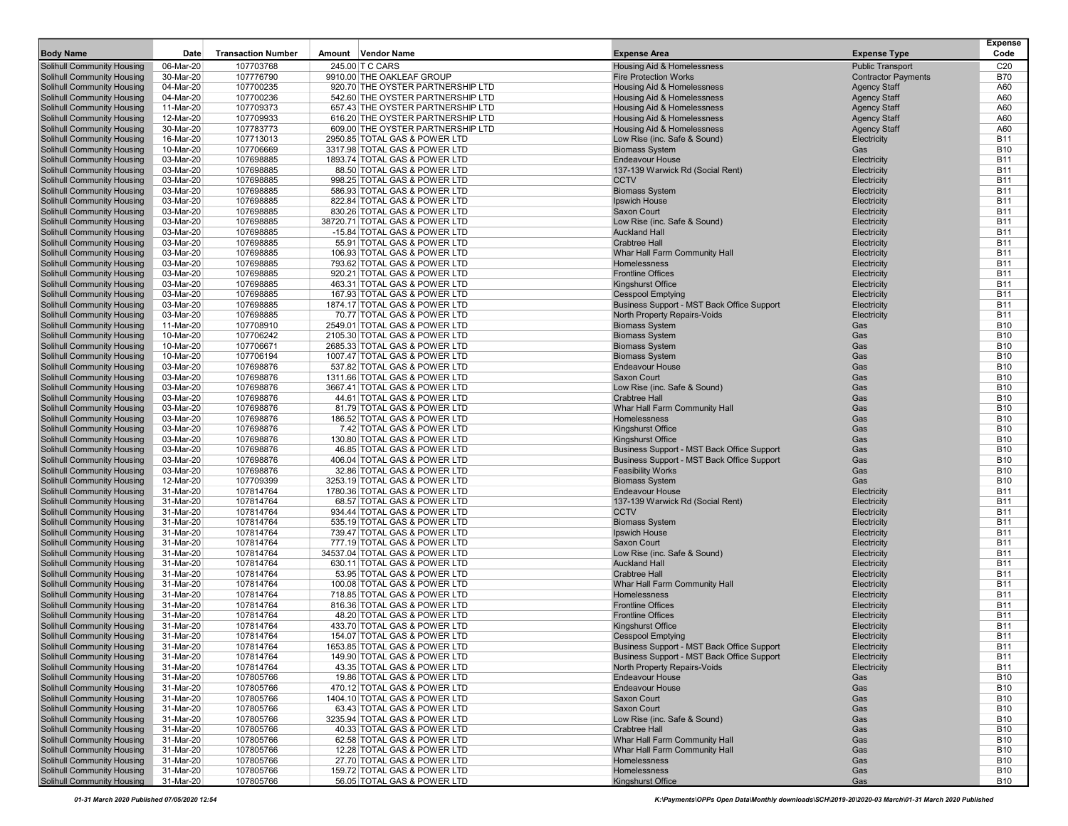| Body Name | Date | Transaction Number | Amount | Vendor Name | Expense Area | Expense Type | Expense Code |
|---|---|---|---|---|---|---|---|
| Solihull Community Housing | 06-Mar-20 | 107703768 | 245.00 | T C CARS | Housing Aid & Homelessness | Public Transport | C20 |
| Solihull Community Housing | 30-Mar-20 | 107776790 | 9910.00 | THE OAKLEAF GROUP | Fire Protection Works | Contractor Payments | B70 |
| Solihull Community Housing | 04-Mar-20 | 107700235 | 920.70 | THE OYSTER PARTNERSHIP LTD | Housing Aid & Homelessness | Agency Staff | A60 |
| Solihull Community Housing | 04-Mar-20 | 107700236 | 542.60 | THE OYSTER PARTNERSHIP LTD | Housing Aid & Homelessness | Agency Staff | A60 |
| Solihull Community Housing | 11-Mar-20 | 107709373 | 657.43 | THE OYSTER PARTNERSHIP LTD | Housing Aid & Homelessness | Agency Staff | A60 |
| Solihull Community Housing | 12-Mar-20 | 107709933 | 616.20 | THE OYSTER PARTNERSHIP LTD | Housing Aid & Homelessness | Agency Staff | A60 |
| Solihull Community Housing | 30-Mar-20 | 107783773 | 609.00 | THE OYSTER PARTNERSHIP LTD | Housing Aid & Homelessness | Agency Staff | A60 |
| Solihull Community Housing | 16-Mar-20 | 107713013 | 2950.85 | TOTAL GAS & POWER LTD | Low Rise (inc. Safe & Sound) | Electricity | B11 |
| Solihull Community Housing | 10-Mar-20 | 107706669 | 3317.98 | TOTAL GAS & POWER LTD | Biomass System | Gas | B10 |
| Solihull Community Housing | 03-Mar-20 | 107698885 | 1893.74 | TOTAL GAS & POWER LTD | Endeavour House | Electricity | B11 |
| Solihull Community Housing | 03-Mar-20 | 107698885 | 88.50 | TOTAL GAS & POWER LTD | 137-139 Warwick Rd (Social Rent) | Electricity | B11 |
| Solihull Community Housing | 03-Mar-20 | 107698885 | 998.25 | TOTAL GAS & POWER LTD | CCTV | Electricity | B11 |
| Solihull Community Housing | 03-Mar-20 | 107698885 | 586.93 | TOTAL GAS & POWER LTD | Biomass System | Electricity | B11 |
| Solihull Community Housing | 03-Mar-20 | 107698885 | 822.84 | TOTAL GAS & POWER LTD | Ipswich House | Electricity | B11 |
| Solihull Community Housing | 03-Mar-20 | 107698885 | 830.26 | TOTAL GAS & POWER LTD | Saxon Court | Electricity | B11 |
| Solihull Community Housing | 03-Mar-20 | 107698885 | 38720.71 | TOTAL GAS & POWER LTD | Low Rise (inc. Safe & Sound) | Electricity | B11 |
| Solihull Community Housing | 03-Mar-20 | 107698885 | -15.84 | TOTAL GAS & POWER LTD | Auckland Hall | Electricity | B11 |
| Solihull Community Housing | 03-Mar-20 | 107698885 | 55.91 | TOTAL GAS & POWER LTD | Crabtree Hall | Electricity | B11 |
| Solihull Community Housing | 03-Mar-20 | 107698885 | 106.93 | TOTAL GAS & POWER LTD | Whar Hall Farm Community Hall | Electricity | B11 |
| Solihull Community Housing | 03-Mar-20 | 107698885 | 793.62 | TOTAL GAS & POWER LTD | Homelessness | Electricity | B11 |
| Solihull Community Housing | 03-Mar-20 | 107698885 | 920.21 | TOTAL GAS & POWER LTD | Frontline Offices | Electricity | B11 |
| Solihull Community Housing | 03-Mar-20 | 107698885 | 463.31 | TOTAL GAS & POWER LTD | Kingshurst Office | Electricity | B11 |
| Solihull Community Housing | 03-Mar-20 | 107698885 | 167.93 | TOTAL GAS & POWER LTD | Cesspool Emptying | Electricity | B11 |
| Solihull Community Housing | 03-Mar-20 | 107698885 | 1874.17 | TOTAL GAS & POWER LTD | Business Support - MST Back Office Support | Electricity | B11 |
| Solihull Community Housing | 03-Mar-20 | 107698885 | 70.77 | TOTAL GAS & POWER LTD | North Property Repairs-Voids | Electricity | B11 |
| Solihull Community Housing | 11-Mar-20 | 107708910 | 2549.01 | TOTAL GAS & POWER LTD | Biomass System | Gas | B10 |
| Solihull Community Housing | 10-Mar-20 | 107706242 | 2105.30 | TOTAL GAS & POWER LTD | Biomass System | Gas | B10 |
| Solihull Community Housing | 10-Mar-20 | 107706671 | 2685.33 | TOTAL GAS & POWER LTD | Biomass System | Gas | B10 |
| Solihull Community Housing | 10-Mar-20 | 107706194 | 1007.47 | TOTAL GAS & POWER LTD | Biomass System | Gas | B10 |
| Solihull Community Housing | 03-Mar-20 | 107698876 | 537.82 | TOTAL GAS & POWER LTD | Endeavour House | Gas | B10 |
| Solihull Community Housing | 03-Mar-20 | 107698876 | 1311.66 | TOTAL GAS & POWER LTD | Saxon Court | Gas | B10 |
| Solihull Community Housing | 03-Mar-20 | 107698876 | 3667.41 | TOTAL GAS & POWER LTD | Low Rise (inc. Safe & Sound) | Gas | B10 |
| Solihull Community Housing | 03-Mar-20 | 107698876 | 44.61 | TOTAL GAS & POWER LTD | Crabtree Hall | Gas | B10 |
| Solihull Community Housing | 03-Mar-20 | 107698876 | 81.79 | TOTAL GAS & POWER LTD | Whar Hall Farm Community Hall | Gas | B10 |
| Solihull Community Housing | 03-Mar-20 | 107698876 | 186.52 | TOTAL GAS & POWER LTD | Homelessness | Gas | B10 |
| Solihull Community Housing | 03-Mar-20 | 107698876 | 7.42 | TOTAL GAS & POWER LTD | Kingshurst Office | Gas | B10 |
| Solihull Community Housing | 03-Mar-20 | 107698876 | 130.80 | TOTAL GAS & POWER LTD | Kingshurst Office | Gas | B10 |
| Solihull Community Housing | 03-Mar-20 | 107698876 | 46.85 | TOTAL GAS & POWER LTD | Business Support - MST Back Office Support | Gas | B10 |
| Solihull Community Housing | 03-Mar-20 | 107698876 | 406.04 | TOTAL GAS & POWER LTD | Business Support - MST Back Office Support | Gas | B10 |
| Solihull Community Housing | 03-Mar-20 | 107698876 | 32.86 | TOTAL GAS & POWER LTD | Feasibility Works | Gas | B10 |
| Solihull Community Housing | 12-Mar-20 | 107709399 | 3253.19 | TOTAL GAS & POWER LTD | Biomass System | Gas | B10 |
| Solihull Community Housing | 31-Mar-20 | 107814764 | 1780.36 | TOTAL GAS & POWER LTD | Endeavour House | Electricity | B11 |
| Solihull Community Housing | 31-Mar-20 | 107814764 | 68.57 | TOTAL GAS & POWER LTD | 137-139 Warwick Rd (Social Rent) | Electricity | B11 |
| Solihull Community Housing | 31-Mar-20 | 107814764 | 934.44 | TOTAL GAS & POWER LTD | CCTV | Electricity | B11 |
| Solihull Community Housing | 31-Mar-20 | 107814764 | 535.19 | TOTAL GAS & POWER LTD | Biomass System | Electricity | B11 |
| Solihull Community Housing | 31-Mar-20 | 107814764 | 739.47 | TOTAL GAS & POWER LTD | Ipswich House | Electricity | B11 |
| Solihull Community Housing | 31-Mar-20 | 107814764 | 777.19 | TOTAL GAS & POWER LTD | Saxon Court | Electricity | B11 |
| Solihull Community Housing | 31-Mar-20 | 107814764 | 34537.04 | TOTAL GAS & POWER LTD | Low Rise (inc. Safe & Sound) | Electricity | B11 |
| Solihull Community Housing | 31-Mar-20 | 107814764 | 630.11 | TOTAL GAS & POWER LTD | Auckland Hall | Electricity | B11 |
| Solihull Community Housing | 31-Mar-20 | 107814764 | 53.95 | TOTAL GAS & POWER LTD | Crabtree Hall | Electricity | B11 |
| Solihull Community Housing | 31-Mar-20 | 107814764 | 100.08 | TOTAL GAS & POWER LTD | Whar Hall Farm Community Hall | Electricity | B11 |
| Solihull Community Housing | 31-Mar-20 | 107814764 | 718.85 | TOTAL GAS & POWER LTD | Homelessness | Electricity | B11 |
| Solihull Community Housing | 31-Mar-20 | 107814764 | 816.36 | TOTAL GAS & POWER LTD | Frontline Offices | Electricity | B11 |
| Solihull Community Housing | 31-Mar-20 | 107814764 | 48.20 | TOTAL GAS & POWER LTD | Frontline Offices | Electricity | B11 |
| Solihull Community Housing | 31-Mar-20 | 107814764 | 433.70 | TOTAL GAS & POWER LTD | Kingshurst Office | Electricity | B11 |
| Solihull Community Housing | 31-Mar-20 | 107814764 | 154.07 | TOTAL GAS & POWER LTD | Cesspool Emptying | Electricity | B11 |
| Solihull Community Housing | 31-Mar-20 | 107814764 | 1653.85 | TOTAL GAS & POWER LTD | Business Support - MST Back Office Support | Electricity | B11 |
| Solihull Community Housing | 31-Mar-20 | 107814764 | 149.90 | TOTAL GAS & POWER LTD | Business Support - MST Back Office Support | Electricity | B11 |
| Solihull Community Housing | 31-Mar-20 | 107814764 | 43.35 | TOTAL GAS & POWER LTD | North Property Repairs-Voids | Electricity | B11 |
| Solihull Community Housing | 31-Mar-20 | 107805766 | 19.86 | TOTAL GAS & POWER LTD | Endeavour House | Gas | B10 |
| Solihull Community Housing | 31-Mar-20 | 107805766 | 470.12 | TOTAL GAS & POWER LTD | Endeavour House | Gas | B10 |
| Solihull Community Housing | 31-Mar-20 | 107805766 | 1404.10 | TOTAL GAS & POWER LTD | Saxon Court | Gas | B10 |
| Solihull Community Housing | 31-Mar-20 | 107805766 | 63.43 | TOTAL GAS & POWER LTD | Saxon Court | Gas | B10 |
| Solihull Community Housing | 31-Mar-20 | 107805766 | 3235.94 | TOTAL GAS & POWER LTD | Low Rise (inc. Safe & Sound) | Gas | B10 |
| Solihull Community Housing | 31-Mar-20 | 107805766 | 40.33 | TOTAL GAS & POWER LTD | Crabtree Hall | Gas | B10 |
| Solihull Community Housing | 31-Mar-20 | 107805766 | 62.58 | TOTAL GAS & POWER LTD | Whar Hall Farm Community Hall | Gas | B10 |
| Solihull Community Housing | 31-Mar-20 | 107805766 | 12.28 | TOTAL GAS & POWER LTD | Whar Hall Farm Community Hall | Gas | B10 |
| Solihull Community Housing | 31-Mar-20 | 107805766 | 27.70 | TOTAL GAS & POWER LTD | Homelessness | Gas | B10 |
| Solihull Community Housing | 31-Mar-20 | 107805766 | 159.72 | TOTAL GAS & POWER LTD | Homelessness | Gas | B10 |
| Solihull Community Housing | 31-Mar-20 | 107805766 | 56.05 | TOTAL GAS & POWER LTD | Kingshurst Office | Gas | B10 |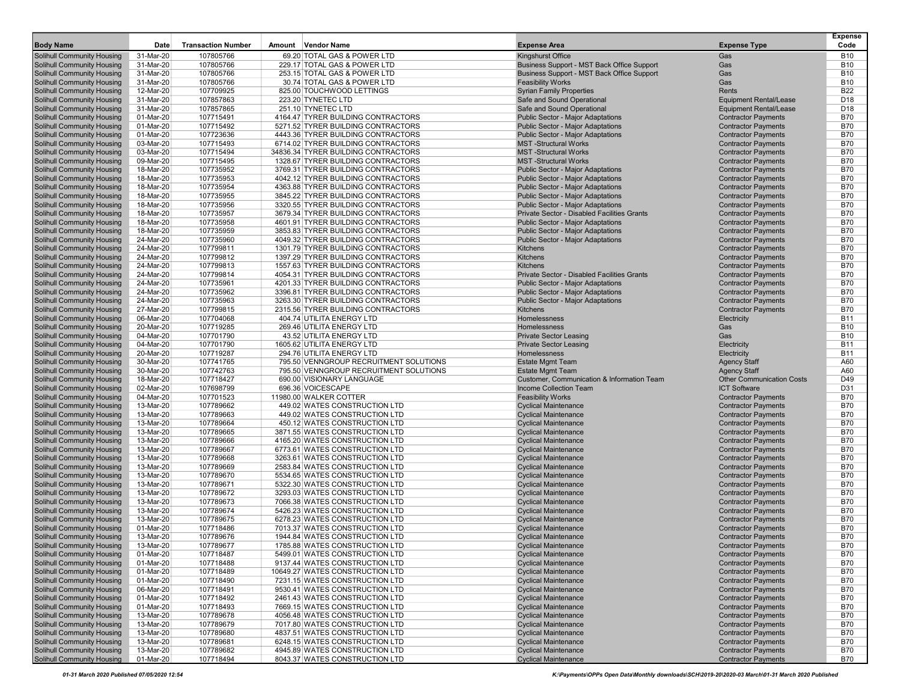| Body Name | Date | Transaction Number | Amount | Vendor Name | Expense Area | Expense Type | Expense Code |
|---|---|---|---|---|---|---|---|
| Solihull Community Housing | 31-Mar-20 | 107805766 | 69.20 | TOTAL GAS & POWER LTD | Kingshurst Office | Gas | B10 |
| Solihull Community Housing | 31-Mar-20 | 107805766 | 229.17 | TOTAL GAS & POWER LTD | Business Support - MST Back Office Support | Gas | B10 |
| Solihull Community Housing | 31-Mar-20 | 107805766 | 253.15 | TOTAL GAS & POWER LTD | Business Support - MST Back Office Support | Gas | B10 |
| Solihull Community Housing | 31-Mar-20 | 107805766 | 30.74 | TOTAL GAS & POWER LTD | Feasibility Works | Gas | B10 |
| Solihull Community Housing | 12-Mar-20 | 107709925 | 825.00 | TOUCHWOOD LETTINGS | Syrian Family Properties | Rents | B22 |
| Solihull Community Housing | 31-Mar-20 | 107857863 | 223.20 | TYNETEC LTD | Safe and Sound Operational | Equipment Rental/Lease | D18 |
| Solihull Community Housing | 31-Mar-20 | 107857865 | 251.10 | TYNETEC LTD | Safe and Sound Operational | Equipment Rental/Lease | D18 |
| Solihull Community Housing | 01-Mar-20 | 107715491 | 4164.47 | TYRER BUILDING CONTRACTORS | Public Sector - Major Adaptations | Contractor Payments | B70 |
| Solihull Community Housing | 01-Mar-20 | 107715492 | 5271.52 | TYRER BUILDING CONTRACTORS | Public Sector - Major Adaptations | Contractor Payments | B70 |
| Solihull Community Housing | 01-Mar-20 | 107723636 | 4443.36 | TYRER BUILDING CONTRACTORS | Public Sector - Major Adaptations | Contractor Payments | B70 |
| Solihull Community Housing | 03-Mar-20 | 107715493 | 6714.02 | TYRER BUILDING CONTRACTORS | MST -Structural Works | Contractor Payments | B70 |
| Solihull Community Housing | 03-Mar-20 | 107715494 | 34836.34 | TYRER BUILDING CONTRACTORS | MST -Structural Works | Contractor Payments | B70 |
| Solihull Community Housing | 09-Mar-20 | 107715495 | 1328.67 | TYRER BUILDING CONTRACTORS | MST -Structural Works | Contractor Payments | B70 |
| Solihull Community Housing | 18-Mar-20 | 107735952 | 3769.31 | TYRER BUILDING CONTRACTORS | Public Sector - Major Adaptations | Contractor Payments | B70 |
| Solihull Community Housing | 18-Mar-20 | 107735953 | 4042.12 | TYRER BUILDING CONTRACTORS | Public Sector - Major Adaptations | Contractor Payments | B70 |
| Solihull Community Housing | 18-Mar-20 | 107735954 | 4363.88 | TYRER BUILDING CONTRACTORS | Public Sector - Major Adaptations | Contractor Payments | B70 |
| Solihull Community Housing | 18-Mar-20 | 107735955 | 3845.22 | TYRER BUILDING CONTRACTORS | Public Sector - Major Adaptations | Contractor Payments | B70 |
| Solihull Community Housing | 18-Mar-20 | 107735956 | 3320.55 | TYRER BUILDING CONTRACTORS | Public Sector - Major Adaptations | Contractor Payments | B70 |
| Solihull Community Housing | 18-Mar-20 | 107735957 | 3679.34 | TYRER BUILDING CONTRACTORS | Private Sector - Disabled Facilities Grants | Contractor Payments | B70 |
| Solihull Community Housing | 18-Mar-20 | 107735958 | 4601.91 | TYRER BUILDING CONTRACTORS | Public Sector - Major Adaptations | Contractor Payments | B70 |
| Solihull Community Housing | 18-Mar-20 | 107735959 | 3853.83 | TYRER BUILDING CONTRACTORS | Public Sector - Major Adaptations | Contractor Payments | B70 |
| Solihull Community Housing | 24-Mar-20 | 107735960 | 4049.32 | TYRER BUILDING CONTRACTORS | Public Sector - Major Adaptations | Contractor Payments | B70 |
| Solihull Community Housing | 24-Mar-20 | 107799811 | 1301.79 | TYRER BUILDING CONTRACTORS | Kitchens | Contractor Payments | B70 |
| Solihull Community Housing | 24-Mar-20 | 107799812 | 1397.29 | TYRER BUILDING CONTRACTORS | Kitchens | Contractor Payments | B70 |
| Solihull Community Housing | 24-Mar-20 | 107799813 | 1557.63 | TYRER BUILDING CONTRACTORS | Kitchens | Contractor Payments | B70 |
| Solihull Community Housing | 24-Mar-20 | 107799814 | 4054.31 | TYRER BUILDING CONTRACTORS | Private Sector - Disabled Facilities Grants | Contractor Payments | B70 |
| Solihull Community Housing | 24-Mar-20 | 107735961 | 4201.33 | TYRER BUILDING CONTRACTORS | Public Sector - Major Adaptations | Contractor Payments | B70 |
| Solihull Community Housing | 24-Mar-20 | 107735962 | 3396.81 | TYRER BUILDING CONTRACTORS | Public Sector - Major Adaptations | Contractor Payments | B70 |
| Solihull Community Housing | 24-Mar-20 | 107735963 | 3263.30 | TYRER BUILDING CONTRACTORS | Public Sector - Major Adaptations | Contractor Payments | B70 |
| Solihull Community Housing | 27-Mar-20 | 107799815 | 2315.56 | TYRER BUILDING CONTRACTORS | Kitchens | Contractor Payments | B70 |
| Solihull Community Housing | 06-Mar-20 | 107704068 | 404.74 | UTILITA ENERGY LTD | Homelessness | Electricity | B11 |
| Solihull Community Housing | 20-Mar-20 | 107719285 | 269.46 | UTILITA ENERGY LTD | Homelessness | Gas | B10 |
| Solihull Community Housing | 04-Mar-20 | 107701790 | 43.52 | UTILITA ENERGY LTD | Private Sector Leasing | Gas | B10 |
| Solihull Community Housing | 04-Mar-20 | 107701790 | 1605.62 | UTILITA ENERGY LTD | Private Sector Leasing | Electricity | B11 |
| Solihull Community Housing | 20-Mar-20 | 107719287 | 294.76 | UTILITA ENERGY LTD | Homelessness | Electricity | B11 |
| Solihull Community Housing | 30-Mar-20 | 107741765 | 795.50 | VENNGROUP RECRUITMENT SOLUTIONS | Estate Mgmt Team | Agency Staff | A60 |
| Solihull Community Housing | 30-Mar-20 | 107742763 | 795.50 | VENNGROUP RECRUITMENT SOLUTIONS | Estate Mgmt Team | Agency Staff | A60 |
| Solihull Community Housing | 18-Mar-20 | 107718427 | 690.00 | VISIONARY LANGUAGE | Customer, Communication & Information Team | Other Communication Costs | D49 |
| Solihull Community Housing | 02-Mar-20 | 107698799 | 696.36 | VOICESCAPE | Income Collection Team | ICT Software | D31 |
| Solihull Community Housing | 04-Mar-20 | 107701523 | 11980.00 | WALKER COTTER | Feasibility Works | Contractor Payments | B70 |
| Solihull Community Housing | 13-Mar-20 | 107789662 | 449.02 | WATES CONSTRUCTION LTD | Cyclical Maintenance | Contractor Payments | B70 |
| Solihull Community Housing | 13-Mar-20 | 107789663 | 449.02 | WATES CONSTRUCTION LTD | Cyclical Maintenance | Contractor Payments | B70 |
| Solihull Community Housing | 13-Mar-20 | 107789664 | 450.12 | WATES CONSTRUCTION LTD | Cyclical Maintenance | Contractor Payments | B70 |
| Solihull Community Housing | 13-Mar-20 | 107789665 | 3871.55 | WATES CONSTRUCTION LTD | Cyclical Maintenance | Contractor Payments | B70 |
| Solihull Community Housing | 13-Mar-20 | 107789666 | 4165.20 | WATES CONSTRUCTION LTD | Cyclical Maintenance | Contractor Payments | B70 |
| Solihull Community Housing | 13-Mar-20 | 107789667 | 6773.61 | WATES CONSTRUCTION LTD | Cyclical Maintenance | Contractor Payments | B70 |
| Solihull Community Housing | 13-Mar-20 | 107789668 | 3263.61 | WATES CONSTRUCTION LTD | Cyclical Maintenance | Contractor Payments | B70 |
| Solihull Community Housing | 13-Mar-20 | 107789669 | 2583.84 | WATES CONSTRUCTION LTD | Cyclical Maintenance | Contractor Payments | B70 |
| Solihull Community Housing | 13-Mar-20 | 107789670 | 5534.65 | WATES CONSTRUCTION LTD | Cyclical Maintenance | Contractor Payments | B70 |
| Solihull Community Housing | 13-Mar-20 | 107789671 | 5322.30 | WATES CONSTRUCTION LTD | Cyclical Maintenance | Contractor Payments | B70 |
| Solihull Community Housing | 13-Mar-20 | 107789672 | 3293.03 | WATES CONSTRUCTION LTD | Cyclical Maintenance | Contractor Payments | B70 |
| Solihull Community Housing | 13-Mar-20 | 107789673 | 7066.38 | WATES CONSTRUCTION LTD | Cyclical Maintenance | Contractor Payments | B70 |
| Solihull Community Housing | 13-Mar-20 | 107789674 | 5426.23 | WATES CONSTRUCTION LTD | Cyclical Maintenance | Contractor Payments | B70 |
| Solihull Community Housing | 13-Mar-20 | 107789675 | 6278.23 | WATES CONSTRUCTION LTD | Cyclical Maintenance | Contractor Payments | B70 |
| Solihull Community Housing | 01-Mar-20 | 107718486 | 7013.37 | WATES CONSTRUCTION LTD | Cyclical Maintenance | Contractor Payments | B70 |
| Solihull Community Housing | 13-Mar-20 | 107789676 | 1944.84 | WATES CONSTRUCTION LTD | Cyclical Maintenance | Contractor Payments | B70 |
| Solihull Community Housing | 13-Mar-20 | 107789677 | 1785.88 | WATES CONSTRUCTION LTD | Cyclical Maintenance | Contractor Payments | B70 |
| Solihull Community Housing | 01-Mar-20 | 107718487 | 5499.01 | WATES CONSTRUCTION LTD | Cyclical Maintenance | Contractor Payments | B70 |
| Solihull Community Housing | 01-Mar-20 | 107718488 | 9137.44 | WATES CONSTRUCTION LTD | Cyclical Maintenance | Contractor Payments | B70 |
| Solihull Community Housing | 01-Mar-20 | 107718489 | 10649.27 | WATES CONSTRUCTION LTD | Cyclical Maintenance | Contractor Payments | B70 |
| Solihull Community Housing | 01-Mar-20 | 107718490 | 7231.15 | WATES CONSTRUCTION LTD | Cyclical Maintenance | Contractor Payments | B70 |
| Solihull Community Housing | 06-Mar-20 | 107718491 | 9530.41 | WATES CONSTRUCTION LTD | Cyclical Maintenance | Contractor Payments | B70 |
| Solihull Community Housing | 01-Mar-20 | 107718492 | 2461.43 | WATES CONSTRUCTION LTD | Cyclical Maintenance | Contractor Payments | B70 |
| Solihull Community Housing | 01-Mar-20 | 107718493 | 7669.15 | WATES CONSTRUCTION LTD | Cyclical Maintenance | Contractor Payments | B70 |
| Solihull Community Housing | 13-Mar-20 | 107789678 | 4056.48 | WATES CONSTRUCTION LTD | Cyclical Maintenance | Contractor Payments | B70 |
| Solihull Community Housing | 13-Mar-20 | 107789679 | 7017.80 | WATES CONSTRUCTION LTD | Cyclical Maintenance | Contractor Payments | B70 |
| Solihull Community Housing | 13-Mar-20 | 107789680 | 4837.51 | WATES CONSTRUCTION LTD | Cyclical Maintenance | Contractor Payments | B70 |
| Solihull Community Housing | 13-Mar-20 | 107789681 | 6248.15 | WATES CONSTRUCTION LTD | Cyclical Maintenance | Contractor Payments | B70 |
| Solihull Community Housing | 13-Mar-20 | 107789682 | 4945.89 | WATES CONSTRUCTION LTD | Cyclical Maintenance | Contractor Payments | B70 |
| Solihull Community Housing | 01-Mar-20 | 107718494 | 8043.37 | WATES CONSTRUCTION LTD | Cyclical Maintenance | Contractor Payments | B70 |

*01-31 March 2020 Published 07/05/2020 12:54*

*K:\Payments\OPPs Open Data\Monthly downloads\SCH\2019-20\2020-03 March\01-31 March 2020 Published*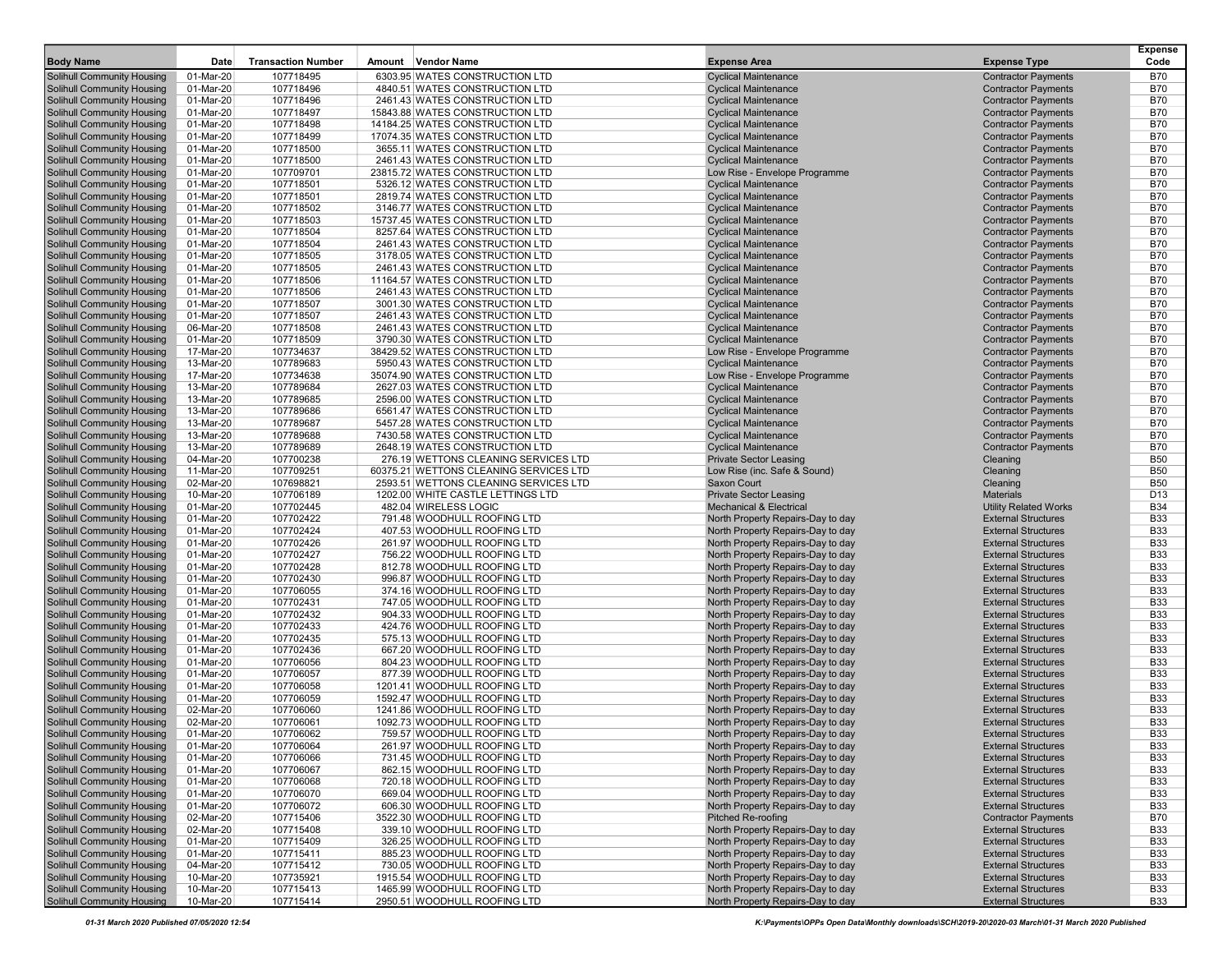| Body Name | Date | Transaction Number | Amount | Vendor Name | Expense Area | Expense Type | Expense Code |
|---|---|---|---|---|---|---|---|
| Solihull Community Housing | 01-Mar-20 | 107718495 | 6303.95 | WATES CONSTRUCTION LTD | Cyclical Maintenance | Contractor Payments | B70 |
| Solihull Community Housing | 01-Mar-20 | 107718496 | 4840.51 | WATES CONSTRUCTION LTD | Cyclical Maintenance | Contractor Payments | B70 |
| Solihull Community Housing | 01-Mar-20 | 107718496 | 2461.43 | WATES CONSTRUCTION LTD | Cyclical Maintenance | Contractor Payments | B70 |
| Solihull Community Housing | 01-Mar-20 | 107718497 | 15843.88 | WATES CONSTRUCTION LTD | Cyclical Maintenance | Contractor Payments | B70 |
| Solihull Community Housing | 01-Mar-20 | 107718498 | 14184.25 | WATES CONSTRUCTION LTD | Cyclical Maintenance | Contractor Payments | B70 |
| Solihull Community Housing | 01-Mar-20 | 107718499 | 17074.35 | WATES CONSTRUCTION LTD | Cyclical Maintenance | Contractor Payments | B70 |
| Solihull Community Housing | 01-Mar-20 | 107718500 | 3655.11 | WATES CONSTRUCTION LTD | Cyclical Maintenance | Contractor Payments | B70 |
| Solihull Community Housing | 01-Mar-20 | 107718500 | 2461.43 | WATES CONSTRUCTION LTD | Cyclical Maintenance | Contractor Payments | B70 |
| Solihull Community Housing | 01-Mar-20 | 107709701 | 23815.72 | WATES CONSTRUCTION LTD | Low Rise - Envelope Programme | Contractor Payments | B70 |
| Solihull Community Housing | 01-Mar-20 | 107718501 | 5326.12 | WATES CONSTRUCTION LTD | Cyclical Maintenance | Contractor Payments | B70 |
| Solihull Community Housing | 01-Mar-20 | 107718501 | 2819.74 | WATES CONSTRUCTION LTD | Cyclical Maintenance | Contractor Payments | B70 |
| Solihull Community Housing | 01-Mar-20 | 107718502 | 3146.77 | WATES CONSTRUCTION LTD | Cyclical Maintenance | Contractor Payments | B70 |
| Solihull Community Housing | 01-Mar-20 | 107718503 | 15737.45 | WATES CONSTRUCTION LTD | Cyclical Maintenance | Contractor Payments | B70 |
| Solihull Community Housing | 01-Mar-20 | 107718504 | 8257.64 | WATES CONSTRUCTION LTD | Cyclical Maintenance | Contractor Payments | B70 |
| Solihull Community Housing | 01-Mar-20 | 107718504 | 2461.43 | WATES CONSTRUCTION LTD | Cyclical Maintenance | Contractor Payments | B70 |
| Solihull Community Housing | 01-Mar-20 | 107718505 | 3178.05 | WATES CONSTRUCTION LTD | Cyclical Maintenance | Contractor Payments | B70 |
| Solihull Community Housing | 01-Mar-20 | 107718505 | 2461.43 | WATES CONSTRUCTION LTD | Cyclical Maintenance | Contractor Payments | B70 |
| Solihull Community Housing | 01-Mar-20 | 107718506 | 11164.57 | WATES CONSTRUCTION LTD | Cyclical Maintenance | Contractor Payments | B70 |
| Solihull Community Housing | 01-Mar-20 | 107718506 | 2461.43 | WATES CONSTRUCTION LTD | Cyclical Maintenance | Contractor Payments | B70 |
| Solihull Community Housing | 01-Mar-20 | 107718507 | 3001.30 | WATES CONSTRUCTION LTD | Cyclical Maintenance | Contractor Payments | B70 |
| Solihull Community Housing | 01-Mar-20 | 107718507 | 2461.43 | WATES CONSTRUCTION LTD | Cyclical Maintenance | Contractor Payments | B70 |
| Solihull Community Housing | 06-Mar-20 | 107718508 | 2461.43 | WATES CONSTRUCTION LTD | Cyclical Maintenance | Contractor Payments | B70 |
| Solihull Community Housing | 01-Mar-20 | 107718509 | 3790.30 | WATES CONSTRUCTION LTD | Cyclical Maintenance | Contractor Payments | B70 |
| Solihull Community Housing | 17-Mar-20 | 107734637 | 38429.52 | WATES CONSTRUCTION LTD | Low Rise - Envelope Programme | Contractor Payments | B70 |
| Solihull Community Housing | 13-Mar-20 | 107789683 | 5950.43 | WATES CONSTRUCTION LTD | Cyclical Maintenance | Contractor Payments | B70 |
| Solihull Community Housing | 17-Mar-20 | 107734638 | 35074.90 | WATES CONSTRUCTION LTD | Low Rise - Envelope Programme | Contractor Payments | B70 |
| Solihull Community Housing | 13-Mar-20 | 107789684 | 2627.03 | WATES CONSTRUCTION LTD | Cyclical Maintenance | Contractor Payments | B70 |
| Solihull Community Housing | 13-Mar-20 | 107789685 | 2596.00 | WATES CONSTRUCTION LTD | Cyclical Maintenance | Contractor Payments | B70 |
| Solihull Community Housing | 13-Mar-20 | 107789686 | 6561.47 | WATES CONSTRUCTION LTD | Cyclical Maintenance | Contractor Payments | B70 |
| Solihull Community Housing | 13-Mar-20 | 107789687 | 5457.28 | WATES CONSTRUCTION LTD | Cyclical Maintenance | Contractor Payments | B70 |
| Solihull Community Housing | 13-Mar-20 | 107789688 | 7430.58 | WATES CONSTRUCTION LTD | Cyclical Maintenance | Contractor Payments | B70 |
| Solihull Community Housing | 13-Mar-20 | 107789689 | 2648.19 | WATES CONSTRUCTION LTD | Cyclical Maintenance | Contractor Payments | B70 |
| Solihull Community Housing | 04-Mar-20 | 107700238 | 276.19 | WETTONS CLEANING SERVICES LTD | Private Sector Leasing | Cleaning | B50 |
| Solihull Community Housing | 11-Mar-20 | 107709251 | 60375.21 | WETTONS CLEANING SERVICES LTD | Low Rise (inc. Safe & Sound) | Cleaning | B50 |
| Solihull Community Housing | 02-Mar-20 | 107698821 | 2593.51 | WETTONS CLEANING SERVICES LTD | Saxon Court | Cleaning | B50 |
| Solihull Community Housing | 10-Mar-20 | 107706189 | 1202.00 | WHITE CASTLE LETTINGS LTD | Private Sector Leasing | Materials | D13 |
| Solihull Community Housing | 01-Mar-20 | 107702445 | 482.04 | WIRELESS LOGIC | Mechanical & Electrical | Utility Related Works | B34 |
| Solihull Community Housing | 01-Mar-20 | 107702422 | 791.48 | WOODHULL ROOFING LTD | North Property Repairs-Day to day | External Structures | B33 |
| Solihull Community Housing | 01-Mar-20 | 107702424 | 407.53 | WOODHULL ROOFING LTD | North Property Repairs-Day to day | External Structures | B33 |
| Solihull Community Housing | 01-Mar-20 | 107702426 | 261.97 | WOODHULL ROOFING LTD | North Property Repairs-Day to day | External Structures | B33 |
| Solihull Community Housing | 01-Mar-20 | 107702427 | 756.22 | WOODHULL ROOFING LTD | North Property Repairs-Day to day | External Structures | B33 |
| Solihull Community Housing | 01-Mar-20 | 107702428 | 812.78 | WOODHULL ROOFING LTD | North Property Repairs-Day to day | External Structures | B33 |
| Solihull Community Housing | 01-Mar-20 | 107702430 | 996.87 | WOODHULL ROOFING LTD | North Property Repairs-Day to day | External Structures | B33 |
| Solihull Community Housing | 01-Mar-20 | 107706055 | 374.16 | WOODHULL ROOFING LTD | North Property Repairs-Day to day | External Structures | B33 |
| Solihull Community Housing | 01-Mar-20 | 107702431 | 747.05 | WOODHULL ROOFING LTD | North Property Repairs-Day to day | External Structures | B33 |
| Solihull Community Housing | 01-Mar-20 | 107702432 | 904.33 | WOODHULL ROOFING LTD | North Property Repairs-Day to day | External Structures | B33 |
| Solihull Community Housing | 01-Mar-20 | 107702433 | 424.76 | WOODHULL ROOFING LTD | North Property Repairs-Day to day | External Structures | B33 |
| Solihull Community Housing | 01-Mar-20 | 107702435 | 575.13 | WOODHULL ROOFING LTD | North Property Repairs-Day to day | External Structures | B33 |
| Solihull Community Housing | 01-Mar-20 | 107702436 | 667.20 | WOODHULL ROOFING LTD | North Property Repairs-Day to day | External Structures | B33 |
| Solihull Community Housing | 01-Mar-20 | 107706056 | 804.23 | WOODHULL ROOFING LTD | North Property Repairs-Day to day | External Structures | B33 |
| Solihull Community Housing | 01-Mar-20 | 107706057 | 877.39 | WOODHULL ROOFING LTD | North Property Repairs-Day to day | External Structures | B33 |
| Solihull Community Housing | 01-Mar-20 | 107706058 | 1201.41 | WOODHULL ROOFING LTD | North Property Repairs-Day to day | External Structures | B33 |
| Solihull Community Housing | 01-Mar-20 | 107706059 | 1592.47 | WOODHULL ROOFING LTD | North Property Repairs-Day to day | External Structures | B33 |
| Solihull Community Housing | 02-Mar-20 | 107706060 | 1241.86 | WOODHULL ROOFING LTD | North Property Repairs-Day to day | External Structures | B33 |
| Solihull Community Housing | 02-Mar-20 | 107706061 | 1092.73 | WOODHULL ROOFING LTD | North Property Repairs-Day to day | External Structures | B33 |
| Solihull Community Housing | 01-Mar-20 | 107706062 | 759.57 | WOODHULL ROOFING LTD | North Property Repairs-Day to day | External Structures | B33 |
| Solihull Community Housing | 01-Mar-20 | 107706064 | 261.97 | WOODHULL ROOFING LTD | North Property Repairs-Day to day | External Structures | B33 |
| Solihull Community Housing | 01-Mar-20 | 107706066 | 731.45 | WOODHULL ROOFING LTD | North Property Repairs-Day to day | External Structures | B33 |
| Solihull Community Housing | 01-Mar-20 | 107706067 | 862.15 | WOODHULL ROOFING LTD | North Property Repairs-Day to day | External Structures | B33 |
| Solihull Community Housing | 01-Mar-20 | 107706068 | 720.18 | WOODHULL ROOFING LTD | North Property Repairs-Day to day | External Structures | B33 |
| Solihull Community Housing | 01-Mar-20 | 107706070 | 669.04 | WOODHULL ROOFING LTD | North Property Repairs-Day to day | External Structures | B33 |
| Solihull Community Housing | 01-Mar-20 | 107706072 | 606.30 | WOODHULL ROOFING LTD | North Property Repairs-Day to day | External Structures | B33 |
| Solihull Community Housing | 02-Mar-20 | 107715406 | 3522.30 | WOODHULL ROOFING LTD | Pitched Re-roofing | Contractor Payments | B70 |
| Solihull Community Housing | 02-Mar-20 | 107715408 | 339.10 | WOODHULL ROOFING LTD | North Property Repairs-Day to day | External Structures | B33 |
| Solihull Community Housing | 01-Mar-20 | 107715409 | 326.25 | WOODHULL ROOFING LTD | North Property Repairs-Day to day | External Structures | B33 |
| Solihull Community Housing | 01-Mar-20 | 107715411 | 885.23 | WOODHULL ROOFING LTD | North Property Repairs-Day to day | External Structures | B33 |
| Solihull Community Housing | 04-Mar-20 | 107715412 | 730.05 | WOODHULL ROOFING LTD | North Property Repairs-Day to day | External Structures | B33 |
| Solihull Community Housing | 10-Mar-20 | 107735921 | 1915.54 | WOODHULL ROOFING LTD | North Property Repairs-Day to day | External Structures | B33 |
| Solihull Community Housing | 10-Mar-20 | 107715413 | 1465.99 | WOODHULL ROOFING LTD | North Property Repairs-Day to day | External Structures | B33 |
| Solihull Community Housing | 10-Mar-20 | 107715414 | 2950.51 | WOODHULL ROOFING LTD | North Property Repairs-Day to day | External Structures | B33 |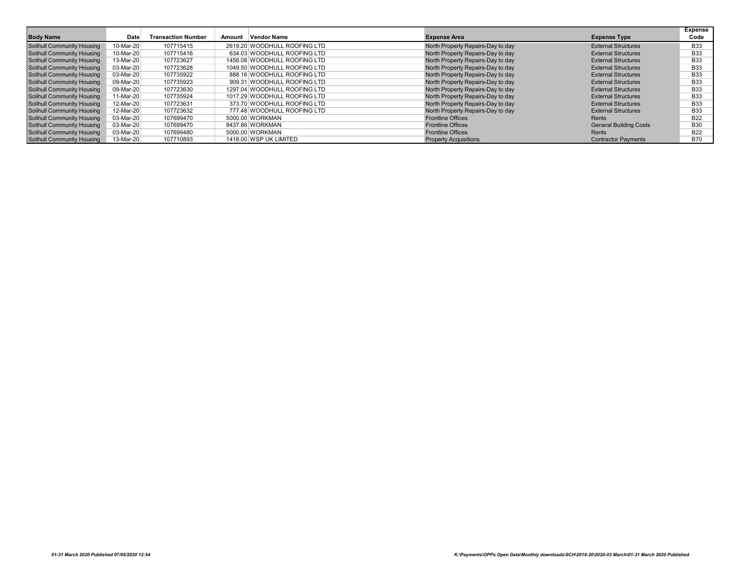| Body Name | Date | Transaction Number | Amount | Vendor Name | Expense Area | Expense Type | Expense Code |
|---|---|---|---|---|---|---|---|
| Solihull Community Housing | 10-Mar-20 | 107715415 | 2619.20 | WOODHULL ROOFING LTD | North Property Repairs-Day to day | External Structures | B33 |
| Solihull Community Housing | 10-Mar-20 | 107715416 | 634.03 | WOODHULL ROOFING LTD | North Property Repairs-Day to day | External Structures | B33 |
| Solihull Community Housing | 13-Mar-20 | 107723627 | 1456.08 | WOODHULL ROOFING LTD | North Property Repairs-Day to day | External Structures | B33 |
| Solihull Community Housing | 03-Mar-20 | 107723628 | 1049.50 | WOODHULL ROOFING LTD | North Property Repairs-Day to day | External Structures | B33 |
| Solihull Community Housing | 03-Mar-20 | 107735922 | 888.16 | WOODHULL ROOFING LTD | North Property Repairs-Day to day | External Structures | B33 |
| Solihull Community Housing | 09-Mar-20 | 107735923 | 909.31 | WOODHULL ROOFING LTD | North Property Repairs-Day to day | External Structures | B33 |
| Solihull Community Housing | 09-Mar-20 | 107723630 | 1297.04 | WOODHULL ROOFING LTD | North Property Repairs-Day to day | External Structures | B33 |
| Solihull Community Housing | 11-Mar-20 | 107735924 | 1017.29 | WOODHULL ROOFING LTD | North Property Repairs-Day to day | External Structures | B33 |
| Solihull Community Housing | 12-Mar-20 | 107723631 | 373.70 | WOODHULL ROOFING LTD | North Property Repairs-Day to day | External Structures | B33 |
| Solihull Community Housing | 12-Mar-20 | 107723632 | 777.48 | WOODHULL ROOFING LTD | North Property Repairs-Day to day | External Structures | B33 |
| Solihull Community Housing | 03-Mar-20 | 107699470 | 5000.00 | WORKMAN | Frontline Offices | Rents | B22 |
| Solihull Community Housing | 03-Mar-20 | 107699470 | 8437.86 | WORKMAN | Frontline Offices | General Building Costs | B30 |
| Solihull Community Housing | 03-Mar-20 | 107699480 | 5000.00 | WORKMAN | Frontline Offices | Rents | B22 |
| Solihull Community Housing | 13-Mar-20 | 107710893 | 1418.00 | WSP UK LIMITED | Property Acquisitions | Contractor Payments | B70 |